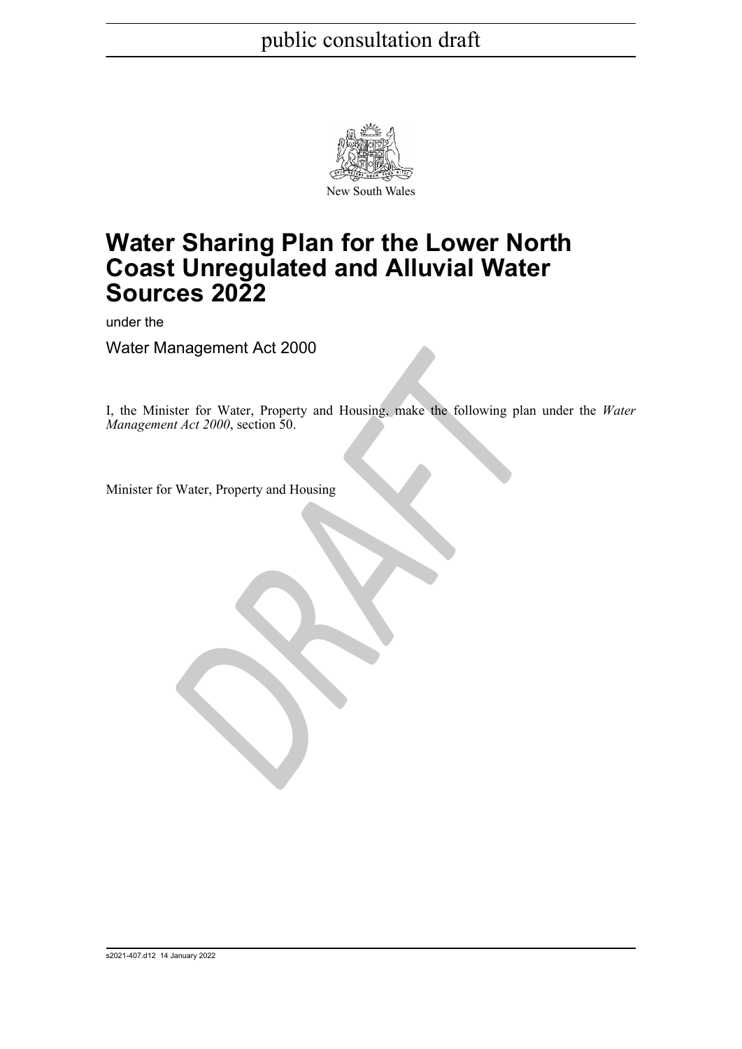public consultation draft

New South Wales

# Water Sharing Plan for the Lower North Coast Unregulated and Alluvial Water Sources 2022

under the

Water Management Act 2000

I, the Minister for Water, Property and Housing, make the following plan under the *Water Management Act 2000*, section 50.

Minister for Water, Property and Housing

s2021-407.d12 14 January 2022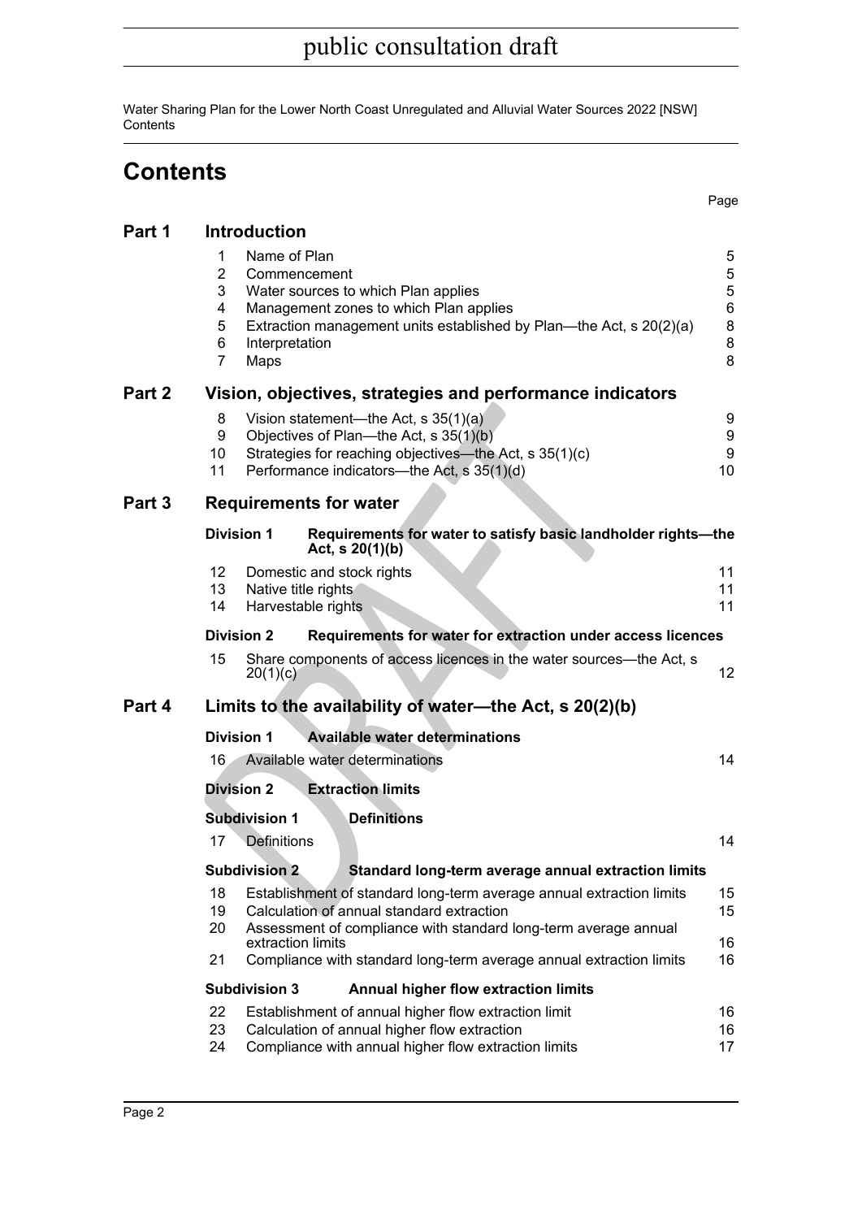# Contents

| | | Page |
|---|---|---|
| **Part 1** | **Introduction** | |
| 1 | Name of Plan | 5 |
| 2 | Commencement | 5 |
| 3 | Water sources to which Plan applies | 5 |
| 4 | Management zones to which Plan applies | 6 |
| 5 | Extraction management units established by Plan—the Act, s 20(2)(a) | 8 |
| 6 | Interpretation | 8 |
| 7 | Maps | 8 |
| **Part 2** | **Vision, objectives, strategies and performance indicators** | |
| 8 | Vision statement—the Act, s 35(1)(a) | 9 |
| 9 | Objectives of Plan—the Act, s 35(1)(b) | 9 |
| 10 | Strategies for reaching objectives—the Act, s 35(1)(c) | 9 |
| 11 | Performance indicators—the Act, s 35(1)(d) | 10 |
| **Part 3** | **Requirements for water** | |
| **Division 1** | **Requirements for water to satisfy basic landholder rights—the Act, s 20(1)(b)** | |
| 12 | Domestic and stock rights | 11 |
| 13 | Native title rights | 11 |
| 14 | Harvestable rights | 11 |
| **Division 2** | **Requirements for water for extraction under access licences** | |
| 15 | Share components of access licences in the water sources—the Act, s 20(1)(c) | 12 |
| **Part 4** | **Limits to the availability of water—the Act, s 20(2)(b)** | |
| **Division 1** | **Available water determinations** | |
| 16 | Available water determinations | 14 |
| **Division 2** | **Extraction limits** | |
| **Subdivision 1** | **Definitions** | |
| 17 | Definitions | 14 |
| **Subdivision 2** | **Standard long-term average annual extraction limits** | |
| 18 | Establishment of standard long-term average annual extraction limits | 15 |
| 19 | Calculation of annual standard extraction | 15 |
| 20 | Assessment of compliance with standard long-term average annual extraction limits | 16 |
| 21 | Compliance with standard long-term average annual extraction limits | 16 |
| **Subdivision 3** | **Annual higher flow extraction limits** | |
| 22 | Establishment of annual higher flow extraction limit | 16 |
| 23 | Calculation of annual higher flow extraction | 16 |
| 24 | Compliance with annual higher flow extraction limits | 17 |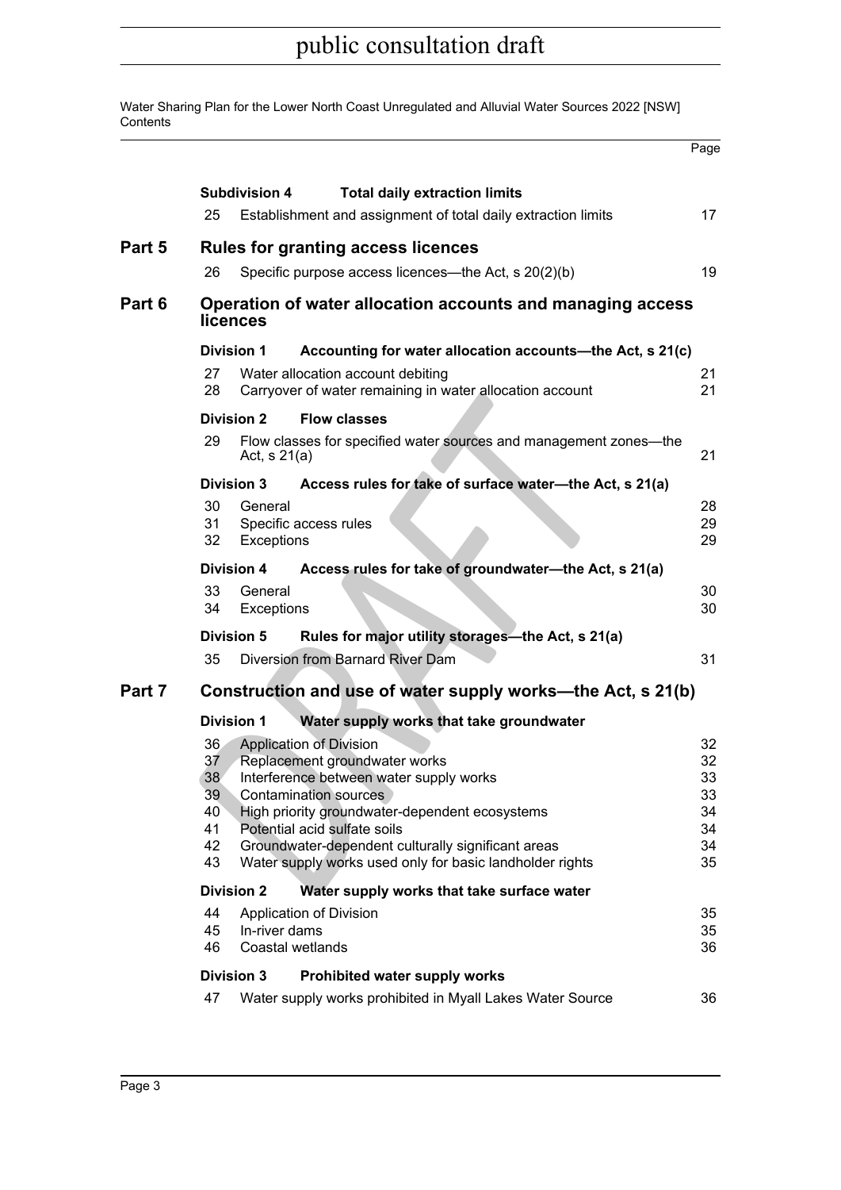| | | Page |
|---|---|---|
| **Subdivision 4** | **Total daily extraction limits** | |
| 25 | Establishment and assignment of total daily extraction limits | 17 |
| **Part 5** | **Rules for granting access licences** | |
| 26 | Specific purpose access licences—the Act, s 20(2)(b) | 19 |
| **Part 6** | **Operation of water allocation accounts and managing access licences** | |
| **Division 1** | **Accounting for water allocation accounts—the Act, s 21(c)** | |
| 27 | Water allocation account debiting | 21 |
| 28 | Carryover of water remaining in water allocation account | 21 |
| **Division 2** | **Flow classes** | |
| 29 | Flow classes for specified water sources and management zones—the Act, s 21(a) | 21 |
| **Division 3** | **Access rules for take of surface water—the Act, s 21(a)** | |
| 30 | General | 28 |
| 31 | Specific access rules | 29 |
| 32 | Exceptions | 29 |
| **Division 4** | **Access rules for take of groundwater—the Act, s 21(a)** | |
| 33 | General | 30 |
| 34 | Exceptions | 30 |
| **Division 5** | **Rules for major utility storages—the Act, s 21(a)** | |
| 35 | Diversion from Barnard River Dam | 31 |
| **Part 7** | **Construction and use of water supply works—the Act, s 21(b)** | |
| **Division 1** | **Water supply works that take groundwater** | |
| 36 | Application of Division | 32 |
| 37 | Replacement groundwater works | 32 |
| 38 | Interference between water supply works | 33 |
| 39 | Contamination sources | 33 |
| 40 | High priority groundwater-dependent ecosystems | 34 |
| 41 | Potential acid sulfate soils | 34 |
| 42 | Groundwater-dependent culturally significant areas | 34 |
| 43 | Water supply works used only for basic landholder rights | 35 |
| **Division 2** | **Water supply works that take surface water** | |
| 44 | Application of Division | 35 |
| 45 | In-river dams | 35 |
| 46 | Coastal wetlands | 36 |
| **Division 3** | **Prohibited water supply works** | |
| 47 | Water supply works prohibited in Myall Lakes Water Source | 36 |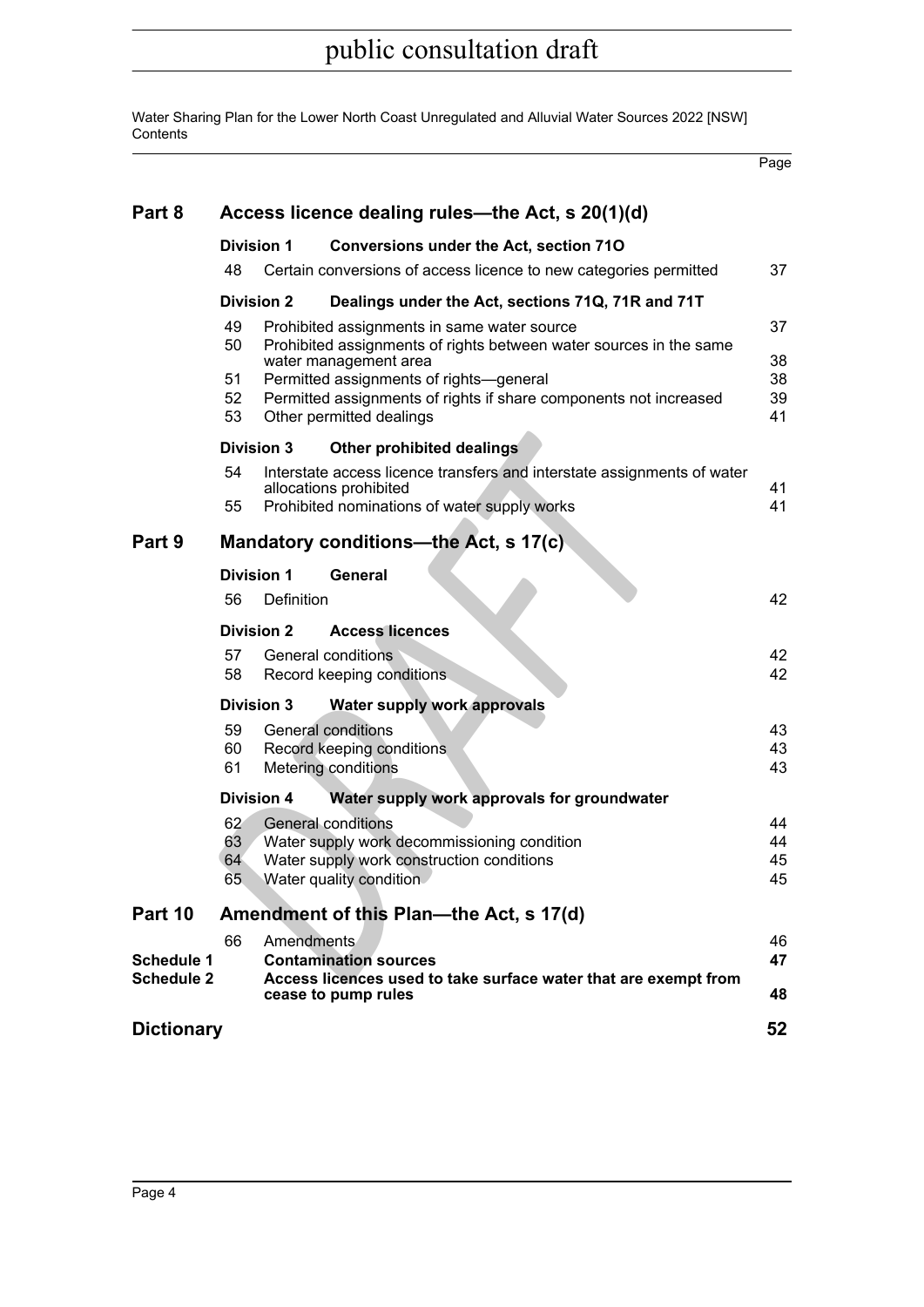| | | | Page |
|---|---|---|---|
| **Part 8** | **Access licence dealing rules—the Act, s 20(1)(d)** | | |
| | **Division 1** | **Conversions under the Act, section 71O** | |
| | 48 | Certain conversions of access licence to new categories permitted | 37 |
| | **Division 2** | **Dealings under the Act, sections 71Q, 71R and 71T** | |
| | 49 | Prohibited assignments in same water source | 37 |
| | 50 | Prohibited assignments of rights between water sources in the same water management area | 38 |
| | 51 | Permitted assignments of rights—general | 38 |
| | 52 | Permitted assignments of rights if share components not increased | 39 |
| | 53 | Other permitted dealings | 41 |
| | **Division 3** | **Other prohibited dealings** | |
| | 54 | Interstate access licence transfers and interstate assignments of water allocations prohibited | 41 |
| | 55 | Prohibited nominations of water supply works | 41 |
| **Part 9** | **Mandatory conditions—the Act, s 17(c)** | | |
| | **Division 1** | **General** | |
| | 56 | Definition | 42 |
| | **Division 2** | **Access licences** | |
| | 57 | General conditions | 42 |
| | 58 | Record keeping conditions | 42 |
| | **Division 3** | **Water supply work approvals** | |
| | 59 | General conditions | 43 |
| | 60 | Record keeping conditions | 43 |
| | 61 | Metering conditions | 43 |
| | **Division 4** | **Water supply work approvals for groundwater** | |
| | 62 | General conditions | 44 |
| | 63 | Water supply work decommissioning condition | 44 |
| | 64 | Water supply work construction conditions | 45 |
| | 65 | Water quality condition | 45 |
| **Part 10** | **Amendment of this Plan—the Act, s 17(d)** | | |
| | 66 | Amendments | 46 |
| **Schedule 1** | | **Contamination sources** | **47** |
| **Schedule 2** | | **Access licences used to take surface water that are exempt from cease to pump rules** | **48** |
| **Dictionary** | | | **52** |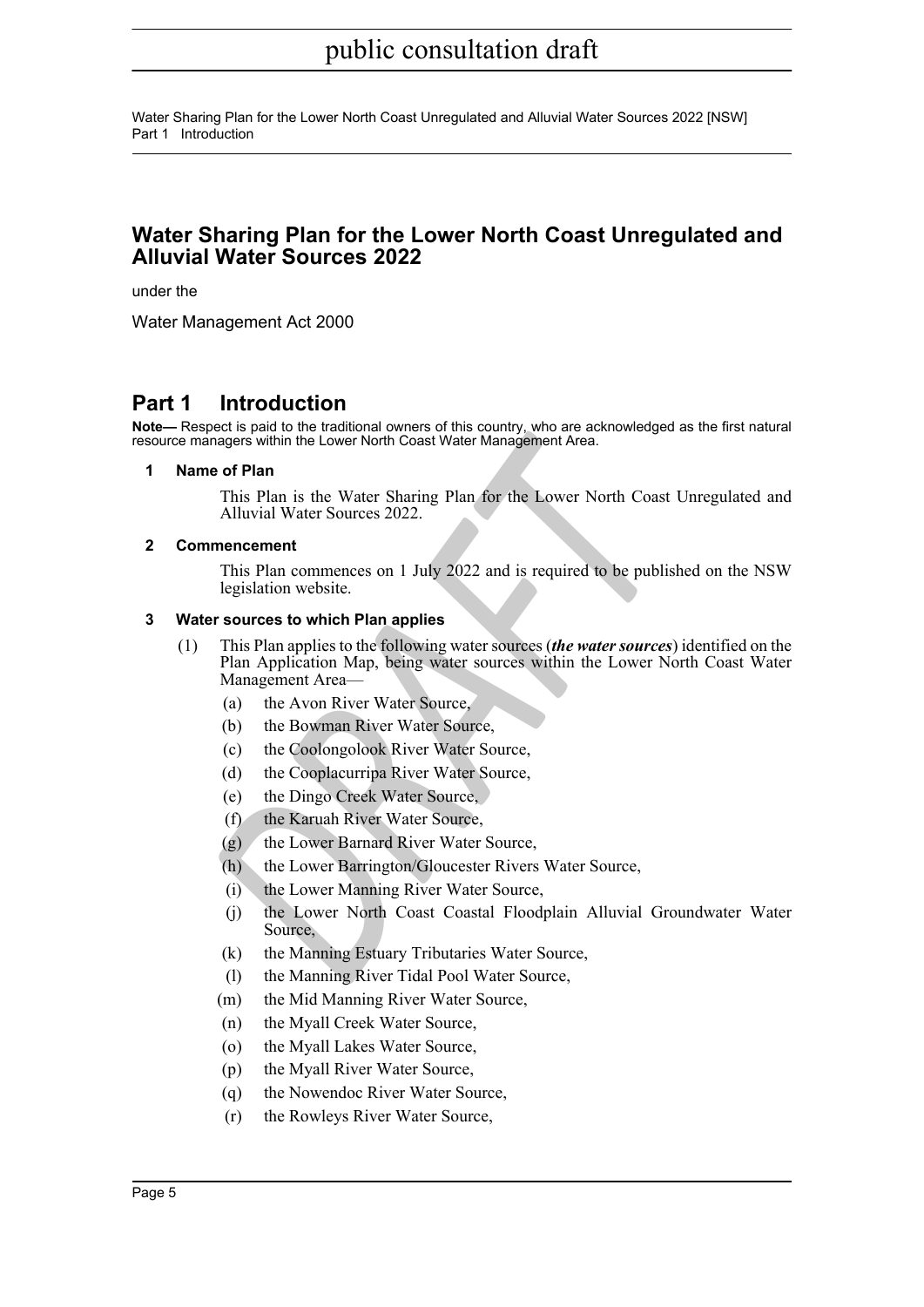# Water Sharing Plan for the Lower North Coast Unregulated and Alluvial Water Sources 2022

under the

Water Management Act 2000

## Part 1 Introduction

**Note—** Respect is paid to the traditional owners of this country, who are acknowledged as the first natural resource managers within the Lower North Coast Water Management Area.

### 1 Name of Plan

This Plan is the Water Sharing Plan for the Lower North Coast Unregulated and Alluvial Water Sources 2022.

### 2 Commencement

This Plan commences on 1 July 2022 and is required to be published on the NSW legislation website.

### 3 Water sources to which Plan applies

(1) This Plan applies to the following water sources (***the water sources***) identified on the Plan Application Map, being water sources within the Lower North Coast Water Management Area—

- (a) the Avon River Water Source,
- (b) the Bowman River Water Source,
- (c) the Coolongolook River Water Source,
- (d) the Cooplacurripa River Water Source,
- (e) the Dingo Creek Water Source,
- (f) the Karuah River Water Source,
- (g) the Lower Barnard River Water Source,
- (h) the Lower Barrington/Gloucester Rivers Water Source,
- (i) the Lower Manning River Water Source,
- (j) the Lower North Coast Coastal Floodplain Alluvial Groundwater Water Source,
- (k) the Manning Estuary Tributaries Water Source,
- (l) the Manning River Tidal Pool Water Source,
- (m) the Mid Manning River Water Source,
- (n) the Myall Creek Water Source,
- (o) the Myall Lakes Water Source,
- (p) the Myall River Water Source,
- (q) the Nowendoc River Water Source,
- (r) the Rowleys River Water Source,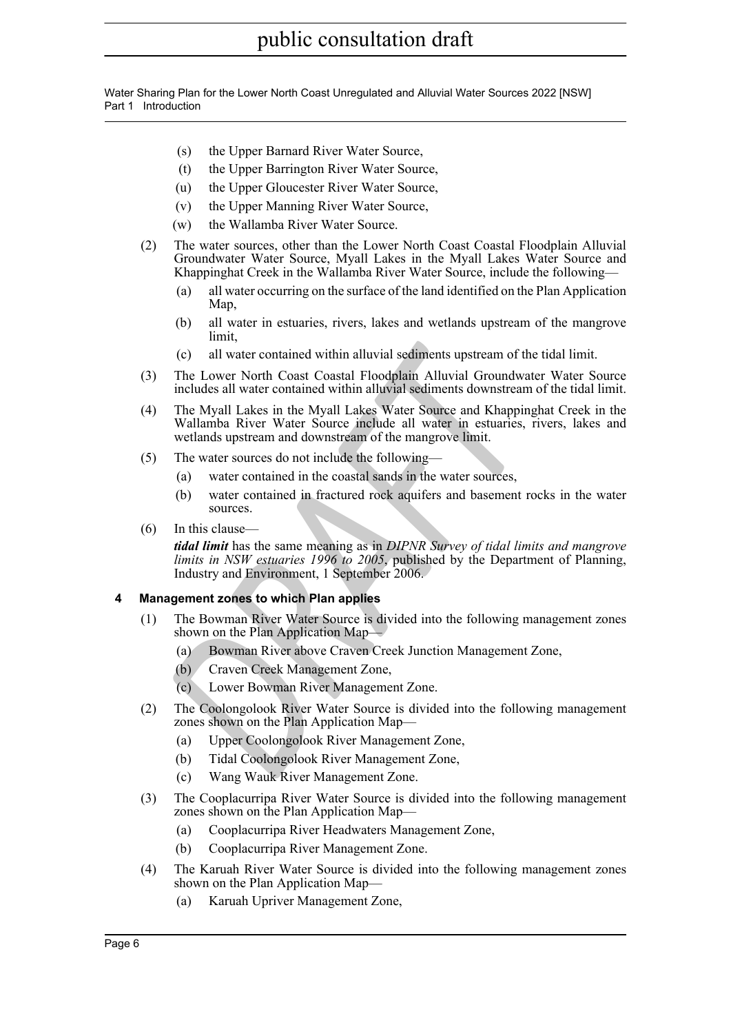- (s) the Upper Barnard River Water Source,
- (t) the Upper Barrington River Water Source,
- (u) the Upper Gloucester River Water Source,
- (v) the Upper Manning River Water Source,
- (w) the Wallamba River Water Source.

(2) The water sources, other than the Lower North Coast Coastal Floodplain Alluvial Groundwater Water Source, Myall Lakes in the Myall Lakes Water Source and Khappinghat Creek in the Wallamba River Water Source, include the following—

- (a) all water occurring on the surface of the land identified on the Plan Application Map,
- (b) all water in estuaries, rivers, lakes and wetlands upstream of the mangrove limit,
- (c) all water contained within alluvial sediments upstream of the tidal limit.

(3) The Lower North Coast Coastal Floodplain Alluvial Groundwater Water Source includes all water contained within alluvial sediments downstream of the tidal limit.

(4) The Myall Lakes in the Myall Lakes Water Source and Khappinghat Creek in the Wallamba River Water Source include all water in estuaries, rivers, lakes and wetlands upstream and downstream of the mangrove limit.

(5) The water sources do not include the following—

- (a) water contained in the coastal sands in the water sources,
- (b) water contained in fractured rock aquifers and basement rocks in the water sources.

(6) In this clause—

***tidal limit*** has the same meaning as in *DIPNR Survey of tidal limits and mangrove limits in NSW estuaries 1996 to 2005*, published by the Department of Planning, Industry and Environment, 1 September 2006.

### 4 Management zones to which Plan applies

(1) The Bowman River Water Source is divided into the following management zones shown on the Plan Application Map—

- (a) Bowman River above Craven Creek Junction Management Zone,
- (b) Craven Creek Management Zone,
- (c) Lower Bowman River Management Zone.

(2) The Coolongolook River Water Source is divided into the following management zones shown on the Plan Application Map—

- (a) Upper Coolongolook River Management Zone,
- (b) Tidal Coolongolook River Management Zone,
- (c) Wang Wauk River Management Zone.

(3) The Cooplacurripa River Water Source is divided into the following management zones shown on the Plan Application Map—

- (a) Cooplacurripa River Headwaters Management Zone,
- (b) Cooplacurripa River Management Zone.

(4) The Karuah River Water Source is divided into the following management zones shown on the Plan Application Map—

- (a) Karuah Upriver Management Zone,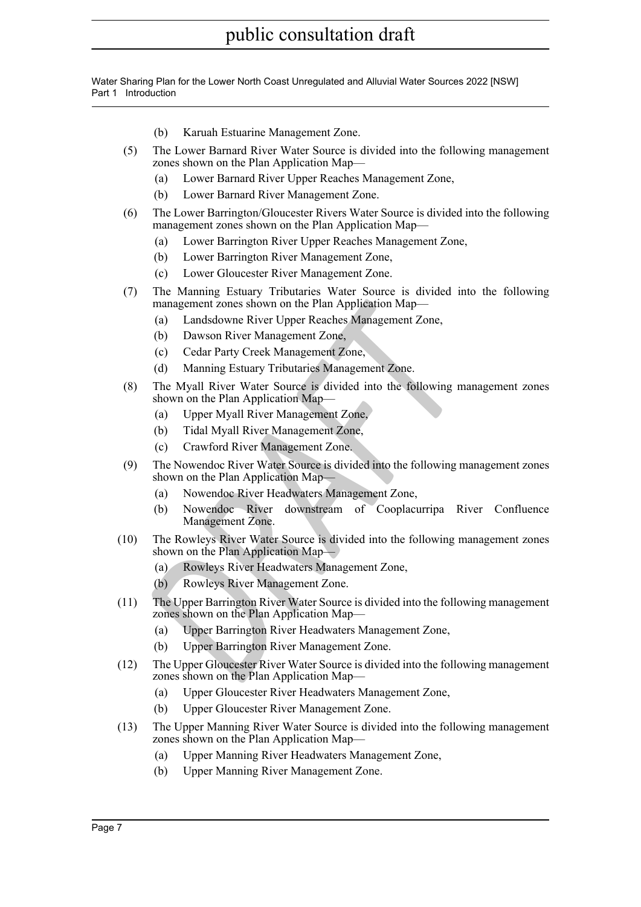(b) Karuah Estuarine Management Zone.

(5) The Lower Barnard River Water Source is divided into the following management zones shown on the Plan Application Map—

(a) Lower Barnard River Upper Reaches Management Zone,

(b) Lower Barnard River Management Zone.

(6) The Lower Barrington/Gloucester Rivers Water Source is divided into the following management zones shown on the Plan Application Map—

(a) Lower Barrington River Upper Reaches Management Zone,

(b) Lower Barrington River Management Zone,

(c) Lower Gloucester River Management Zone.

(7) The Manning Estuary Tributaries Water Source is divided into the following management zones shown on the Plan Application Map—

(a) Landsdowne River Upper Reaches Management Zone,

(b) Dawson River Management Zone,

(c) Cedar Party Creek Management Zone,

(d) Manning Estuary Tributaries Management Zone.

(8) The Myall River Water Source is divided into the following management zones shown on the Plan Application Map—

(a) Upper Myall River Management Zone,

(b) Tidal Myall River Management Zone,

(c) Crawford River Management Zone.

(9) The Nowendoc River Water Source is divided into the following management zones shown on the Plan Application Map—

(a) Nowendoc River Headwaters Management Zone,

(b) Nowendoc River downstream of Cooplacurripa River Confluence Management Zone.

(10) The Rowleys River Water Source is divided into the following management zones shown on the Plan Application Map—

(a) Rowleys River Headwaters Management Zone,

(b) Rowleys River Management Zone.

(11) The Upper Barrington River Water Source is divided into the following management zones shown on the Plan Application Map—

(a) Upper Barrington River Headwaters Management Zone,

(b) Upper Barrington River Management Zone.

(12) The Upper Gloucester River Water Source is divided into the following management zones shown on the Plan Application Map—

(a) Upper Gloucester River Headwaters Management Zone,

(b) Upper Gloucester River Management Zone.

(13) The Upper Manning River Water Source is divided into the following management zones shown on the Plan Application Map—

(a) Upper Manning River Headwaters Management Zone,

(b) Upper Manning River Management Zone.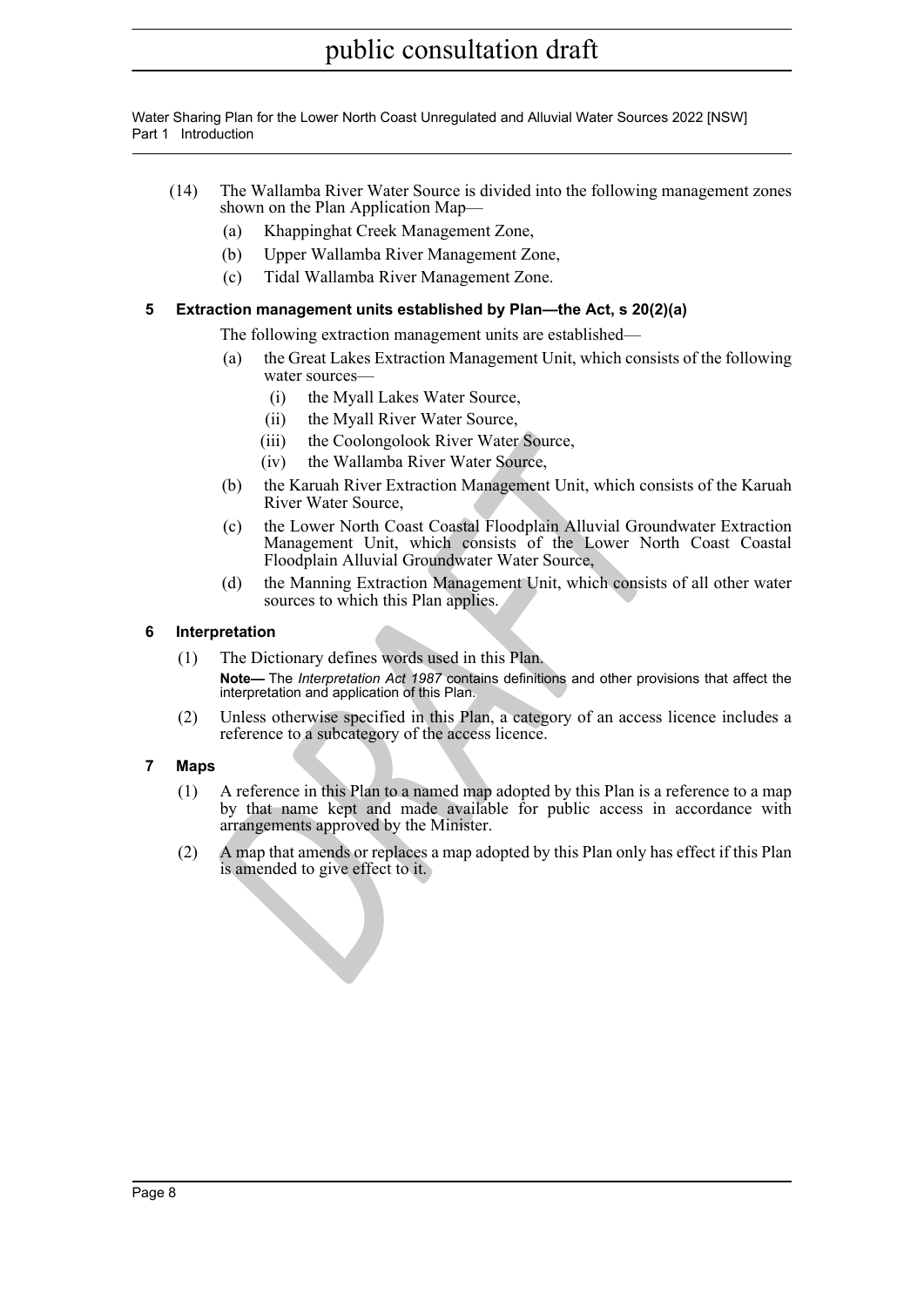(14) The Wallamba River Water Source is divided into the following management zones shown on the Plan Application Map—

(a) Khappinghat Creek Management Zone,

(b) Upper Wallamba River Management Zone,

(c) Tidal Wallamba River Management Zone.

### 5 Extraction management units established by Plan—the Act, s 20(2)(a)

The following extraction management units are established—

(a) the Great Lakes Extraction Management Unit, which consists of the following water sources—

(i) the Myall Lakes Water Source,

(ii) the Myall River Water Source,

(iii) the Coolongolook River Water Source,

(iv) the Wallamba River Water Source,

(b) the Karuah River Extraction Management Unit, which consists of the Karuah River Water Source,

(c) the Lower North Coast Coastal Floodplain Alluvial Groundwater Extraction Management Unit, which consists of the Lower North Coast Coastal Floodplain Alluvial Groundwater Water Source,

(d) the Manning Extraction Management Unit, which consists of all other water sources to which this Plan applies.

### 6 Interpretation

(1) The Dictionary defines words used in this Plan.

**Note—** The *Interpretation Act 1987* contains definitions and other provisions that affect the interpretation and application of this Plan.

(2) Unless otherwise specified in this Plan, a category of an access licence includes a reference to a subcategory of the access licence.

### 7 Maps

(1) A reference in this Plan to a named map adopted by this Plan is a reference to a map by that name kept and made available for public access in accordance with arrangements approved by the Minister.

(2) A map that amends or replaces a map adopted by this Plan only has effect if this Plan is amended to give effect to it.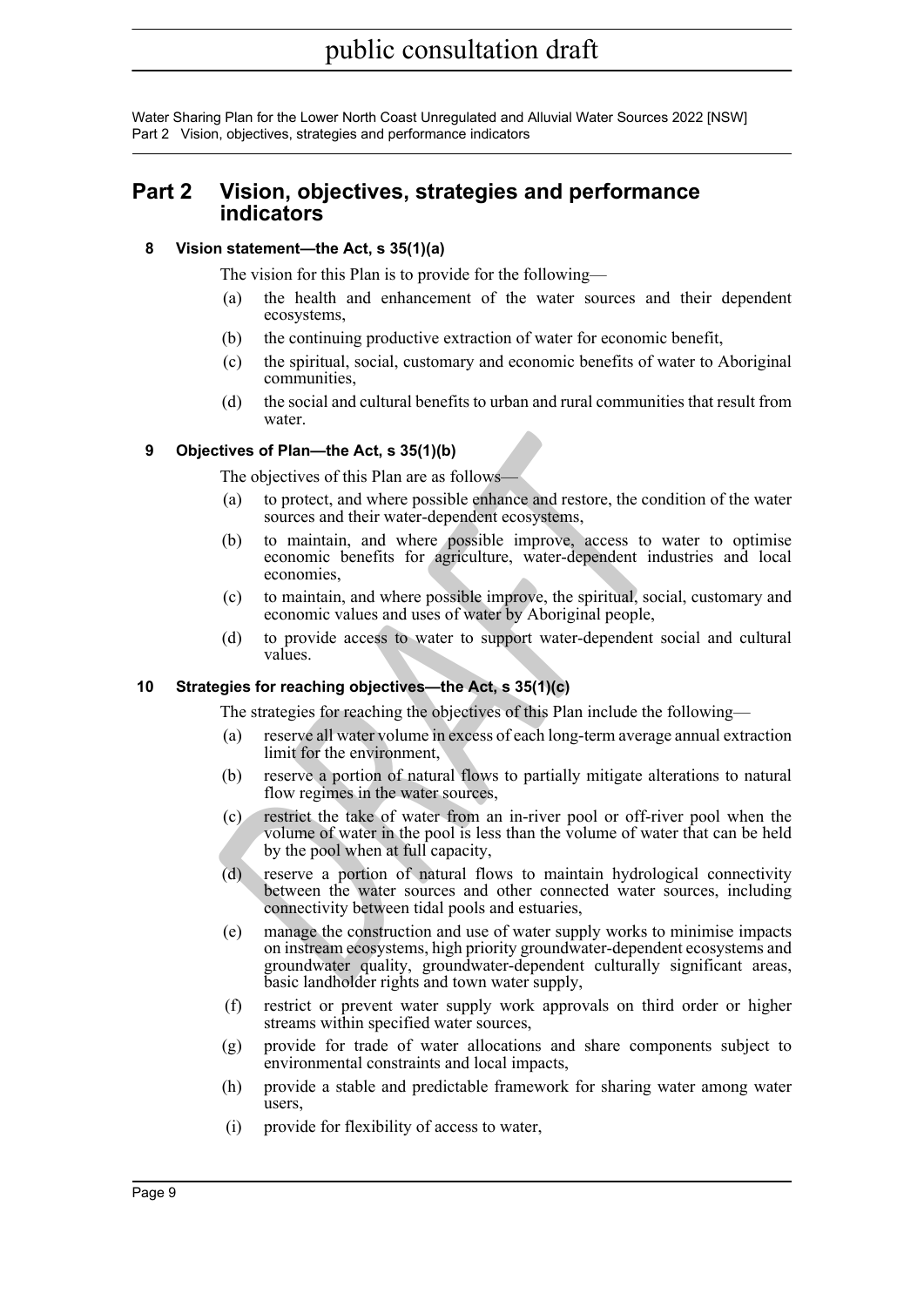## Part 2 Vision, objectives, strategies and performance indicators

### 8 Vision statement—the Act, s 35(1)(a)

The vision for this Plan is to provide for the following—

(a) the health and enhancement of the water sources and their dependent ecosystems,

(b) the continuing productive extraction of water for economic benefit,

(c) the spiritual, social, customary and economic benefits of water to Aboriginal communities,

(d) the social and cultural benefits to urban and rural communities that result from water.

### 9 Objectives of Plan—the Act, s 35(1)(b)

The objectives of this Plan are as follows—

(a) to protect, and where possible enhance and restore, the condition of the water sources and their water-dependent ecosystems,

(b) to maintain, and where possible improve, access to water to optimise economic benefits for agriculture, water-dependent industries and local economies,

(c) to maintain, and where possible improve, the spiritual, social, customary and economic values and uses of water by Aboriginal people,

(d) to provide access to water to support water-dependent social and cultural values.

### 10 Strategies for reaching objectives—the Act, s 35(1)(c)

The strategies for reaching the objectives of this Plan include the following—

(a) reserve all water volume in excess of each long-term average annual extraction limit for the environment,

(b) reserve a portion of natural flows to partially mitigate alterations to natural flow regimes in the water sources,

(c) restrict the take of water from an in-river pool or off-river pool when the volume of water in the pool is less than the volume of water that can be held by the pool when at full capacity,

(d) reserve a portion of natural flows to maintain hydrological connectivity between the water sources and other connected water sources, including connectivity between tidal pools and estuaries,

(e) manage the construction and use of water supply works to minimise impacts on instream ecosystems, high priority groundwater-dependent ecosystems and groundwater quality, groundwater-dependent culturally significant areas, basic landholder rights and town water supply,

(f) restrict or prevent water supply work approvals on third order or higher streams within specified water sources,

(g) provide for trade of water allocations and share components subject to environmental constraints and local impacts,

(h) provide a stable and predictable framework for sharing water among water users,

(i) provide for flexibility of access to water,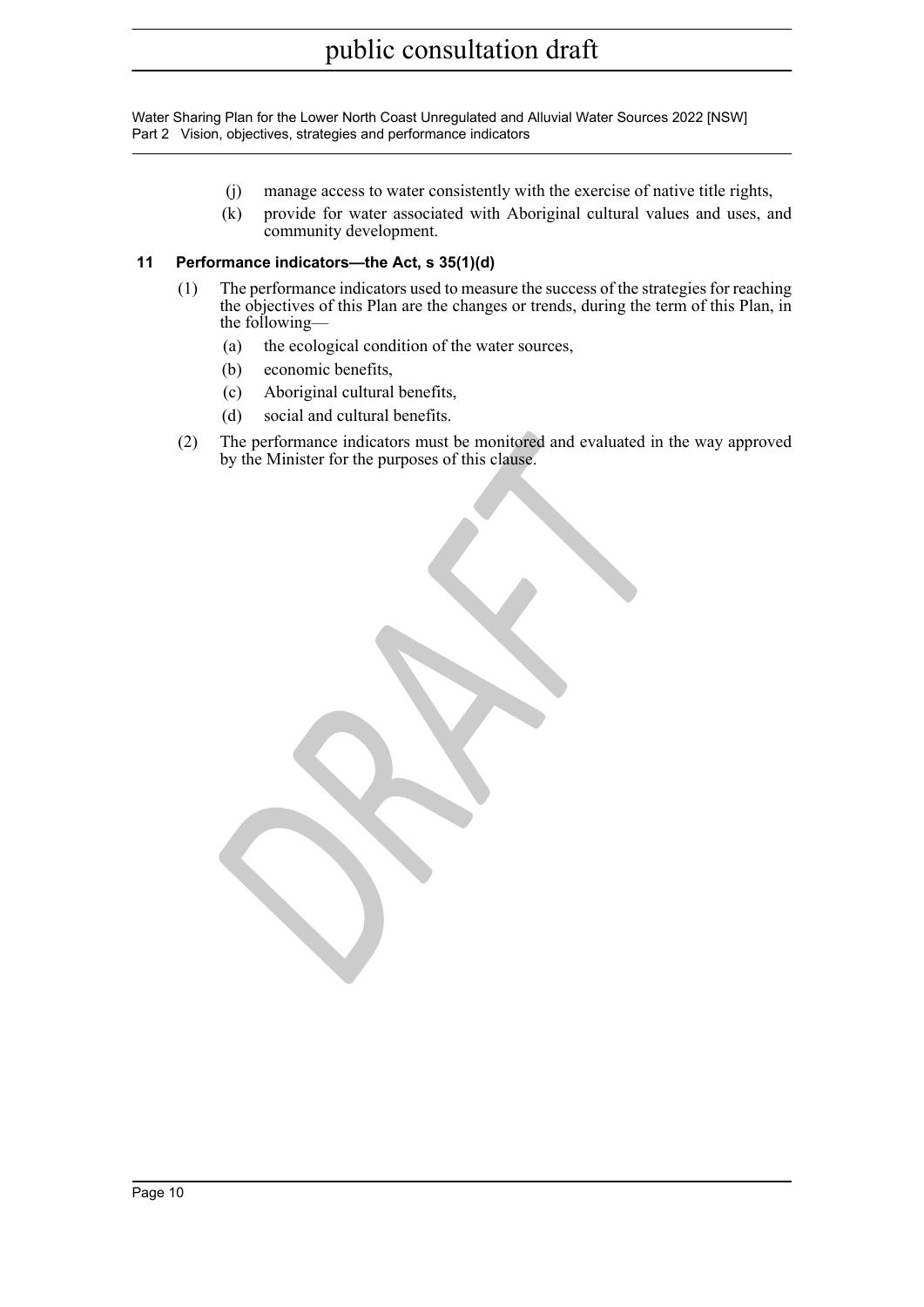(j) manage access to water consistently with the exercise of native title rights,

(k) provide for water associated with Aboriginal cultural values and uses, and community development.

## 11 Performance indicators—the Act, s 35(1)(d)

(1) The performance indicators used to measure the success of the strategies for reaching the objectives of this Plan are the changes or trends, during the term of this Plan, in the following—

(a) the ecological condition of the water sources,

(b) economic benefits,

(c) Aboriginal cultural benefits,

(d) social and cultural benefits.

(2) The performance indicators must be monitored and evaluated in the way approved by the Minister for the purposes of this clause.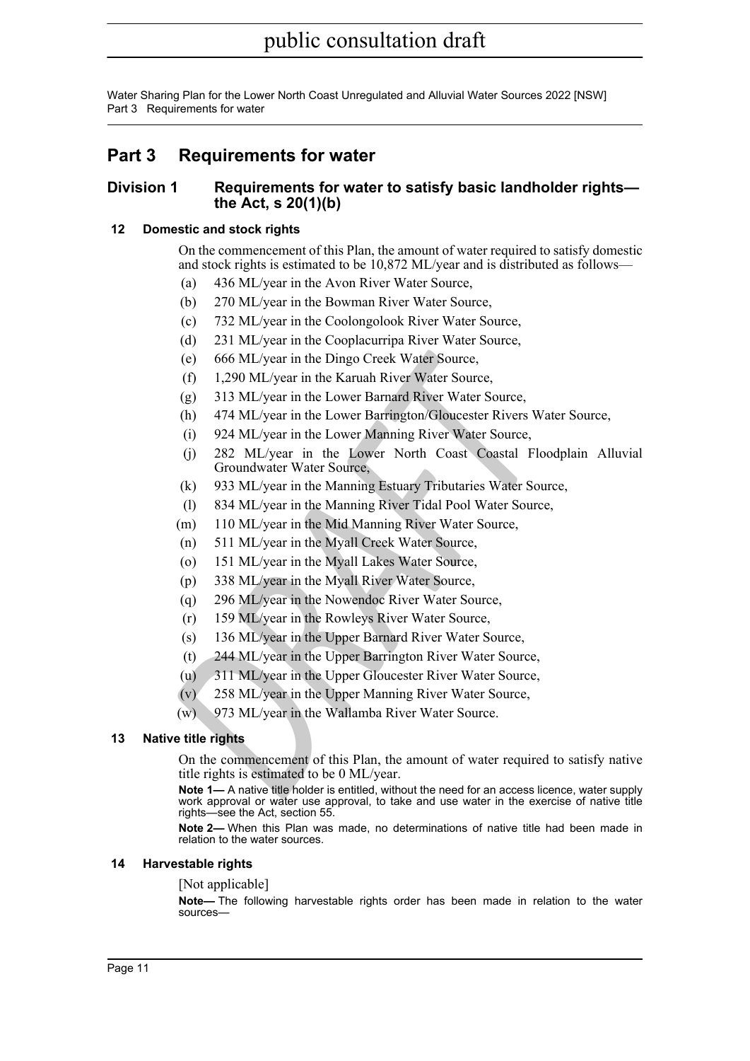# Part 3 Requirements for water

## Division 1 Requirements for water to satisfy basic landholder rights—the Act, s 20(1)(b)

### 12 Domestic and stock rights

On the commencement of this Plan, the amount of water required to satisfy domestic and stock rights is estimated to be 10,872 ML/year and is distributed as follows—

(a) 436 ML/year in the Avon River Water Source,

(b) 270 ML/year in the Bowman River Water Source,

(c) 732 ML/year in the Coolongolook River Water Source,

(d) 231 ML/year in the Cooplacurripa River Water Source,

(e) 666 ML/year in the Dingo Creek Water Source,

(f) 1,290 ML/year in the Karuah River Water Source,

(g) 313 ML/year in the Lower Barnard River Water Source,

(h) 474 ML/year in the Lower Barrington/Gloucester Rivers Water Source,

(i) 924 ML/year in the Lower Manning River Water Source,

(j) 282 ML/year in the Lower North Coast Coastal Floodplain Alluvial Groundwater Water Source,

(k) 933 ML/year in the Manning Estuary Tributaries Water Source,

(l) 834 ML/year in the Manning River Tidal Pool Water Source,

(m) 110 ML/year in the Mid Manning River Water Source,

(n) 511 ML/year in the Myall Creek Water Source,

(o) 151 ML/year in the Myall Lakes Water Source,

(p) 338 ML/year in the Myall River Water Source,

(q) 296 ML/year in the Nowendoc River Water Source,

(r) 159 ML/year in the Rowleys River Water Source,

(s) 136 ML/year in the Upper Barnard River Water Source,

(t) 244 ML/year in the Upper Barrington River Water Source,

(u) 311 ML/year in the Upper Gloucester River Water Source,

(v) 258 ML/year in the Upper Manning River Water Source,

(w) 973 ML/year in the Wallamba River Water Source.

### 13 Native title rights

On the commencement of this Plan, the amount of water required to satisfy native title rights is estimated to be 0 ML/year.

**Note 1—** A native title holder is entitled, without the need for an access licence, water supply work approval or water use approval, to take and use water in the exercise of native title rights—see the Act, section 55.

**Note 2—** When this Plan was made, no determinations of native title had been made in relation to the water sources.

### 14 Harvestable rights

[Not applicable]

**Note—** The following harvestable rights order has been made in relation to the water sources—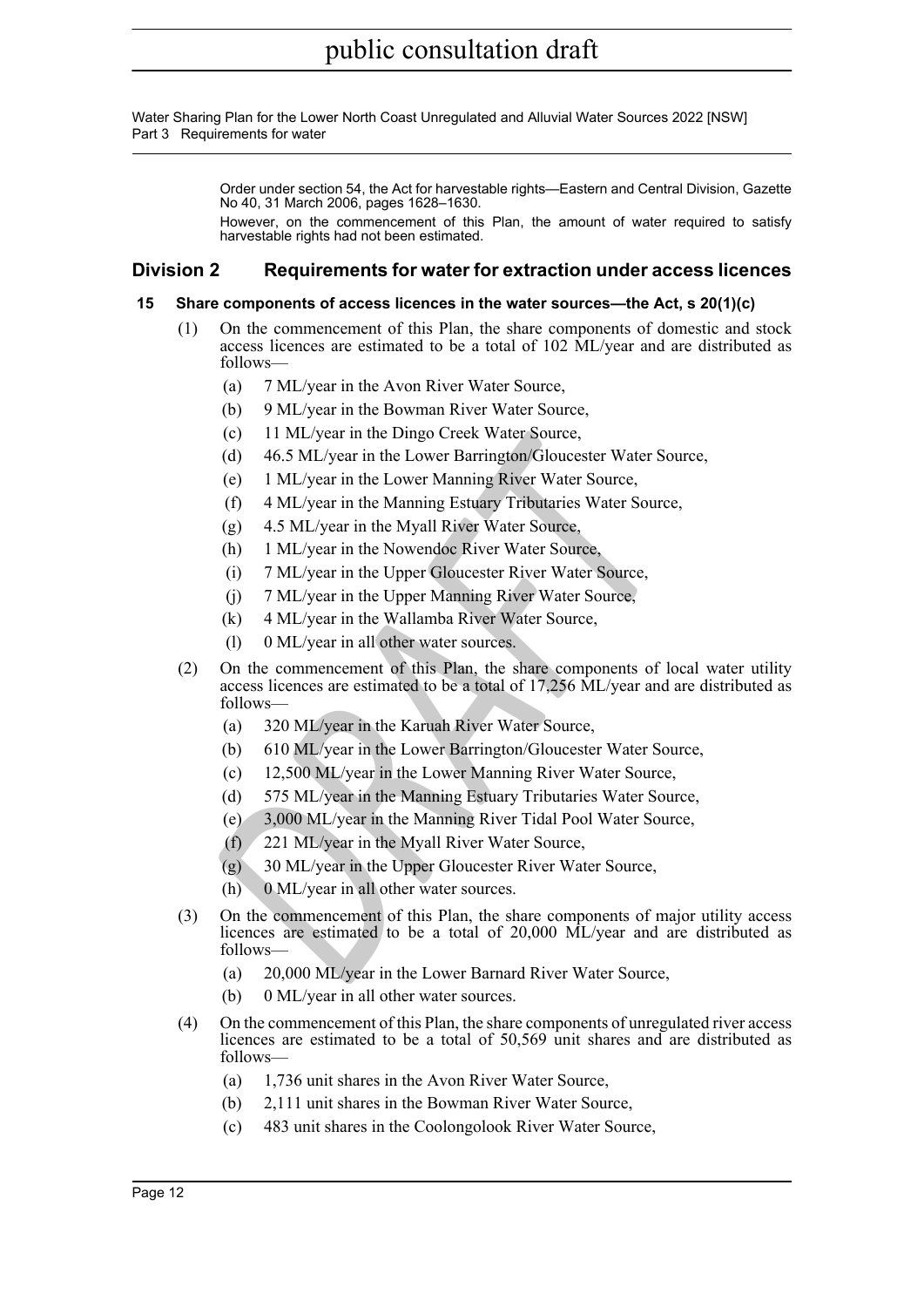Order under section 54, the Act for harvestable rights—Eastern and Central Division, Gazette No 40, 31 March 2006, pages 1628–1630.

However, on the commencement of this Plan, the amount of water required to satisfy harvestable rights had not been estimated.

## Division 2 Requirements for water for extraction under access licences

### 15 Share components of access licences in the water sources—the Act, s 20(1)(c)

(1) On the commencement of this Plan, the share components of domestic and stock access licences are estimated to be a total of 102 ML/year and are distributed as follows—

- (a) 7 ML/year in the Avon River Water Source,
- (b) 9 ML/year in the Bowman River Water Source,
- (c) 11 ML/year in the Dingo Creek Water Source,
- (d) 46.5 ML/year in the Lower Barrington/Gloucester Water Source,
- (e) 1 ML/year in the Lower Manning River Water Source,
- (f) 4 ML/year in the Manning Estuary Tributaries Water Source,
- (g) 4.5 ML/year in the Myall River Water Source,
- (h) 1 ML/year in the Nowendoc River Water Source,
- (i) 7 ML/year in the Upper Gloucester River Water Source,
- (j) 7 ML/year in the Upper Manning River Water Source,
- (k) 4 ML/year in the Wallamba River Water Source,
- (l) 0 ML/year in all other water sources.

(2) On the commencement of this Plan, the share components of local water utility access licences are estimated to be a total of 17,256 ML/year and are distributed as follows—

- (a) 320 ML/year in the Karuah River Water Source,
- (b) 610 ML/year in the Lower Barrington/Gloucester Water Source,
- (c) 12,500 ML/year in the Lower Manning River Water Source,
- (d) 575 ML/year in the Manning Estuary Tributaries Water Source,
- (e) 3,000 ML/year in the Manning River Tidal Pool Water Source,
- (f) 221 ML/year in the Myall River Water Source,
- (g) 30 ML/year in the Upper Gloucester River Water Source,
- (h) 0 ML/year in all other water sources.

(3) On the commencement of this Plan, the share components of major utility access licences are estimated to be a total of 20,000 ML/year and are distributed as follows—

- (a) 20,000 ML/year in the Lower Barnard River Water Source,
- (b) 0 ML/year in all other water sources.

(4) On the commencement of this Plan, the share components of unregulated river access licences are estimated to be a total of 50,569 unit shares and are distributed as follows—

- (a) 1,736 unit shares in the Avon River Water Source,
- (b) 2,111 unit shares in the Bowman River Water Source,
- (c) 483 unit shares in the Coolongolook River Water Source,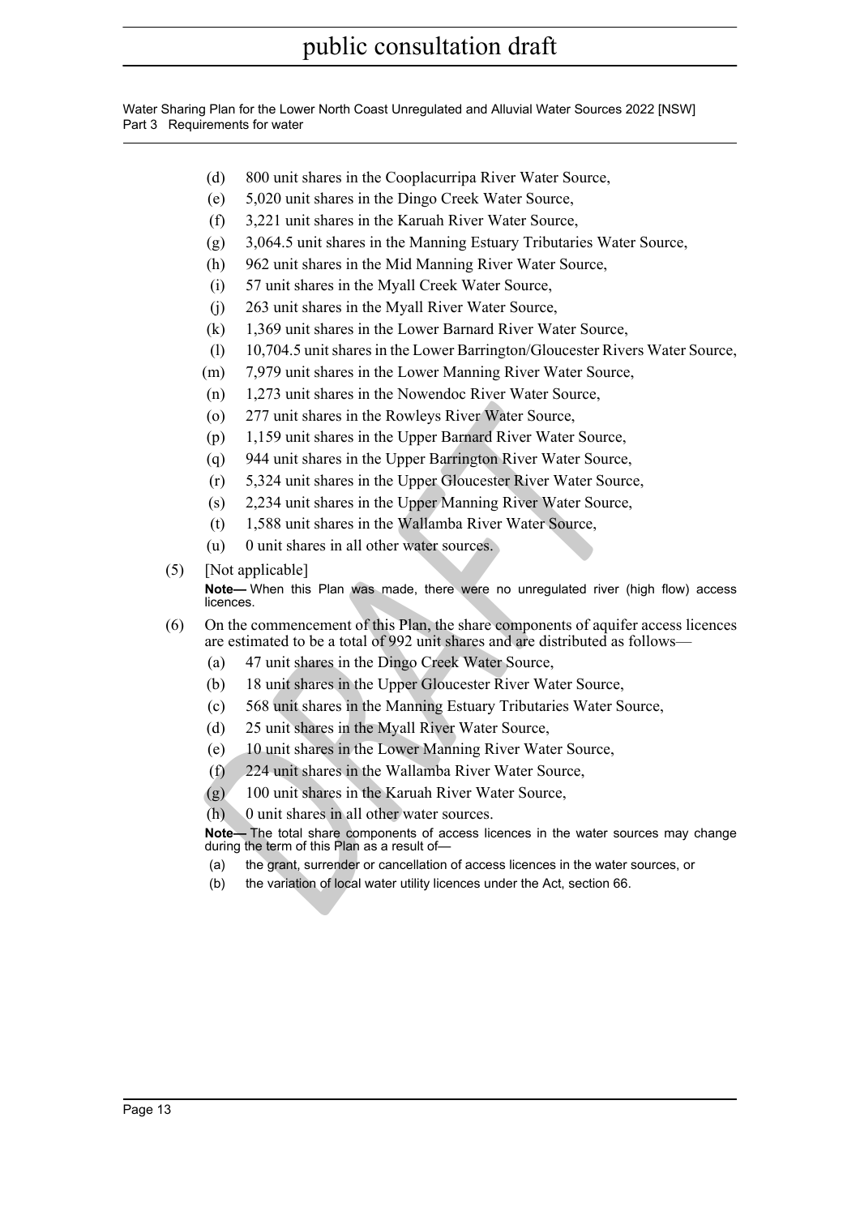(d) 800 unit shares in the Cooplacurripa River Water Source,

(e) 5,020 unit shares in the Dingo Creek Water Source,

(f) 3,221 unit shares in the Karuah River Water Source,

(g) 3,064.5 unit shares in the Manning Estuary Tributaries Water Source,

(h) 962 unit shares in the Mid Manning River Water Source,

(i) 57 unit shares in the Myall Creek Water Source,

(j) 263 unit shares in the Myall River Water Source,

(k) 1,369 unit shares in the Lower Barnard River Water Source,

(l) 10,704.5 unit shares in the Lower Barrington/Gloucester Rivers Water Source,

(m) 7,979 unit shares in the Lower Manning River Water Source,

(n) 1,273 unit shares in the Nowendoc River Water Source,

(o) 277 unit shares in the Rowleys River Water Source,

(p) 1,159 unit shares in the Upper Barnard River Water Source,

(q) 944 unit shares in the Upper Barrington River Water Source,

(r) 5,324 unit shares in the Upper Gloucester River Water Source,

(s) 2,234 unit shares in the Upper Manning River Water Source,

(t) 1,588 unit shares in the Wallamba River Water Source,

(u) 0 unit shares in all other water sources.

(5) [Not applicable]

**Note—** When this Plan was made, there were no unregulated river (high flow) access licences.

(6) On the commencement of this Plan, the share components of aquifer access licences are estimated to be a total of 992 unit shares and are distributed as follows—

(a) 47 unit shares in the Dingo Creek Water Source,

(b) 18 unit shares in the Upper Gloucester River Water Source,

(c) 568 unit shares in the Manning Estuary Tributaries Water Source,

(d) 25 unit shares in the Myall River Water Source,

(e) 10 unit shares in the Lower Manning River Water Source,

(f) 224 unit shares in the Wallamba River Water Source,

(g) 100 unit shares in the Karuah River Water Source,

(h) 0 unit shares in all other water sources.

**Note—** The total share components of access licences in the water sources may change during the term of this Plan as a result of—

(a) the grant, surrender or cancellation of access licences in the water sources, or

(b) the variation of local water utility licences under the Act, section 66.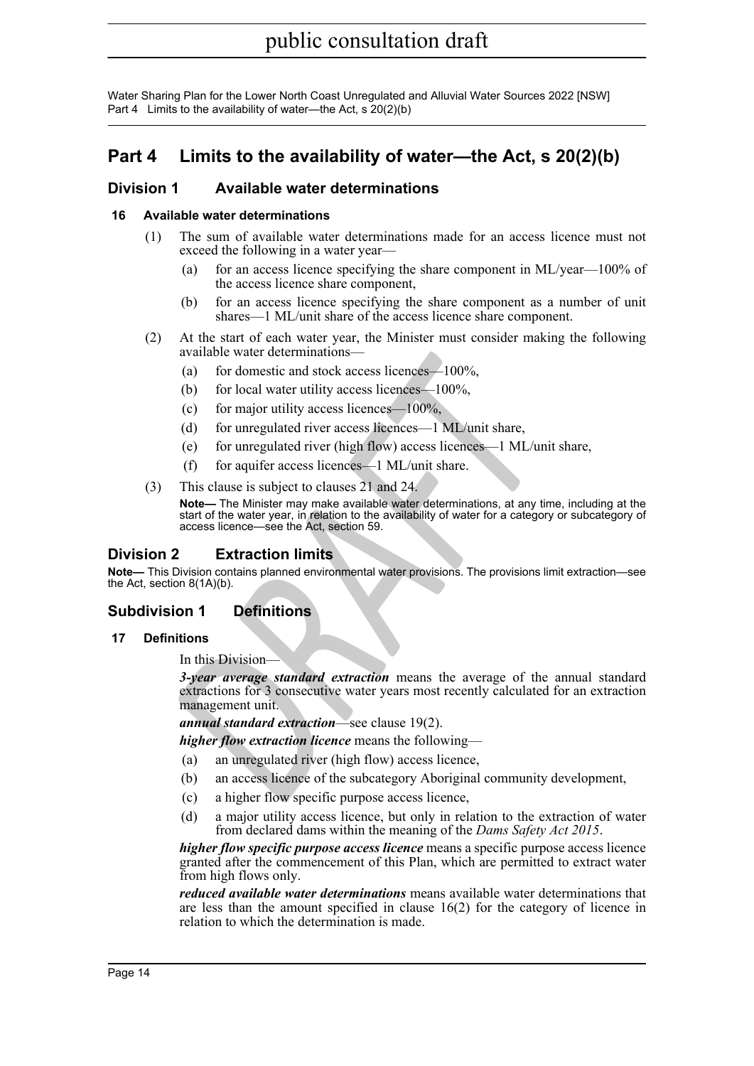# Part 4 Limits to the availability of water—the Act, s 20(2)(b)

## Division 1 Available water determinations

### 16 Available water determinations

(1) The sum of available water determinations made for an access licence must not exceed the following in a water year—

(a) for an access licence specifying the share component in ML/year—100% of the access licence share component,

(b) for an access licence specifying the share component as a number of unit shares—1 ML/unit share of the access licence share component.

(2) At the start of each water year, the Minister must consider making the following available water determinations—

(a) for domestic and stock access licences—100%,

(b) for local water utility access licences—100%,

(c) for major utility access licences—100%,

(d) for unregulated river access licences—1 ML/unit share,

(e) for unregulated river (high flow) access licences—1 ML/unit share,

(f) for aquifer access licences—1 ML/unit share.

(3) This clause is subject to clauses 21 and 24.

**Note—** The Minister may make available water determinations, at any time, including at the start of the water year, in relation to the availability of water for a category or subcategory of access licence—see the Act, section 59.

## Division 2 Extraction limits

**Note—** This Division contains planned environmental water provisions. The provisions limit extraction—see the Act, section 8(1A)(b).

## Subdivision 1 Definitions

### 17 Definitions

In this Division—

***3-year average standard extraction*** means the average of the annual standard extractions for 3 consecutive water years most recently calculated for an extraction management unit.

***annual standard extraction***—see clause 19(2).

***higher flow extraction licence*** means the following—

(a) an unregulated river (high flow) access licence,

(b) an access licence of the subcategory Aboriginal community development,

(c) a higher flow specific purpose access licence,

(d) a major utility access licence, but only in relation to the extraction of water from declared dams within the meaning of the *Dams Safety Act 2015*.

***higher flow specific purpose access licence*** means a specific purpose access licence granted after the commencement of this Plan, which are permitted to extract water from high flows only.

***reduced available water determinations*** means available water determinations that are less than the amount specified in clause 16(2) for the category of licence in relation to which the determination is made.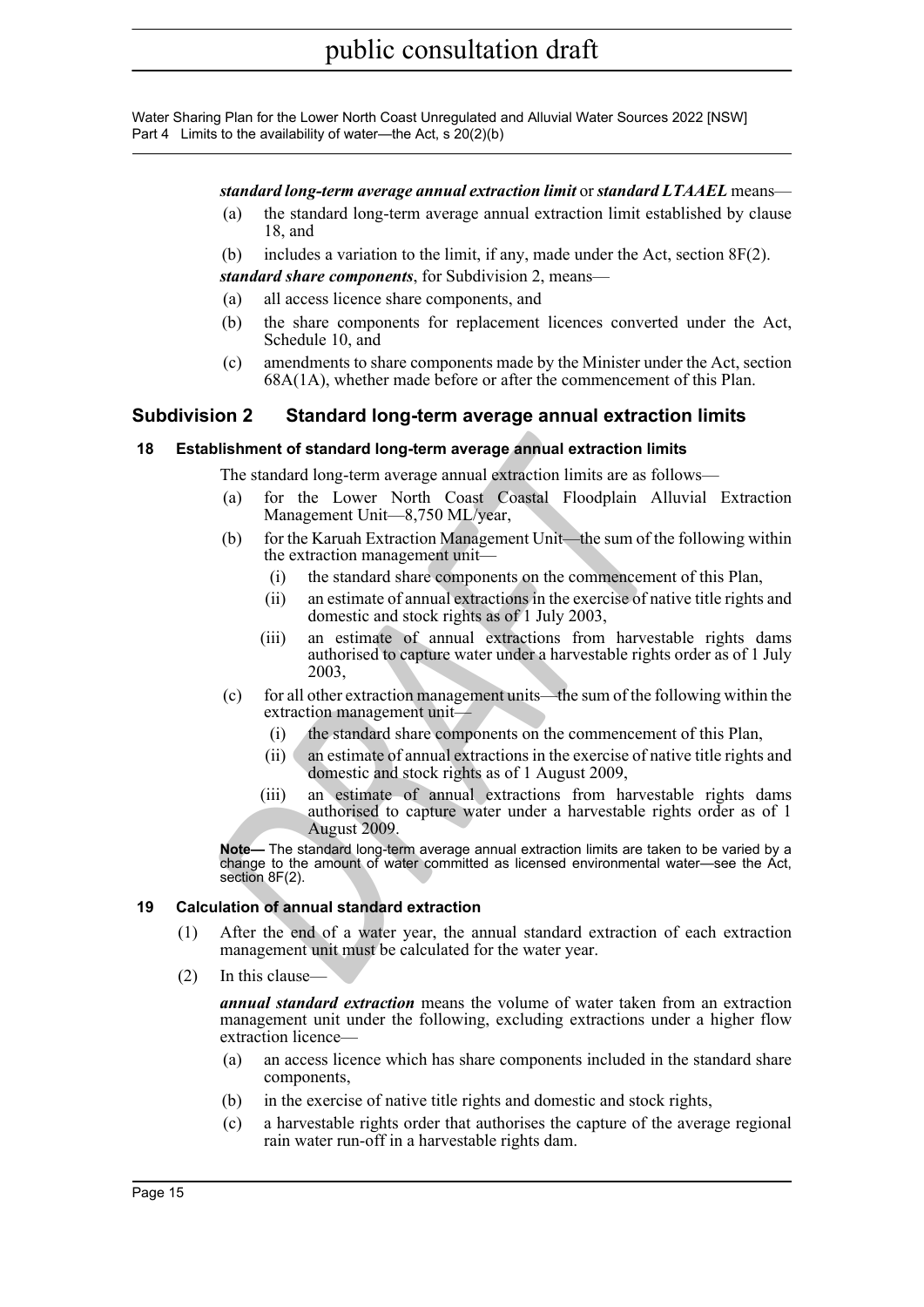***standard long-term average annual extraction limit*** or ***standard LTAAEL*** means—

(a) the standard long-term average annual extraction limit established by clause 18, and

(b) includes a variation to the limit, if any, made under the Act, section 8F(2).

***standard share components***, for Subdivision 2, means—

(a) all access licence share components, and

(b) the share components for replacement licences converted under the Act, Schedule 10, and

(c) amendments to share components made by the Minister under the Act, section 68A(1A), whether made before or after the commencement of this Plan.

## Subdivision 2 Standard long-term average annual extraction limits

### 18 Establishment of standard long-term average annual extraction limits

The standard long-term average annual extraction limits are as follows—

(a) for the Lower North Coast Coastal Floodplain Alluvial Extraction Management Unit—8,750 ML/year,

(b) for the Karuah Extraction Management Unit—the sum of the following within the extraction management unit—

  (i) the standard share components on the commencement of this Plan,

  (ii) an estimate of annual extractions in the exercise of native title rights and domestic and stock rights as of 1 July 2003,

  (iii) an estimate of annual extractions from harvestable rights dams authorised to capture water under a harvestable rights order as of 1 July 2003,

(c) for all other extraction management units—the sum of the following within the extraction management unit—

  (i) the standard share components on the commencement of this Plan,

  (ii) an estimate of annual extractions in the exercise of native title rights and domestic and stock rights as of 1 August 2009,

  (iii) an estimate of annual extractions from harvestable rights dams authorised to capture water under a harvestable rights order as of 1 August 2009.

**Note—** The standard long-term average annual extraction limits are taken to be varied by a change to the amount of water committed as licensed environmental water—see the Act, section 8F(2).

### 19 Calculation of annual standard extraction

(1) After the end of a water year, the annual standard extraction of each extraction management unit must be calculated for the water year.

(2) In this clause—

***annual standard extraction*** means the volume of water taken from an extraction management unit under the following, excluding extractions under a higher flow extraction licence—

(a) an access licence which has share components included in the standard share components,

(b) in the exercise of native title rights and domestic and stock rights,

(c) a harvestable rights order that authorises the capture of the average regional rain water run-off in a harvestable rights dam.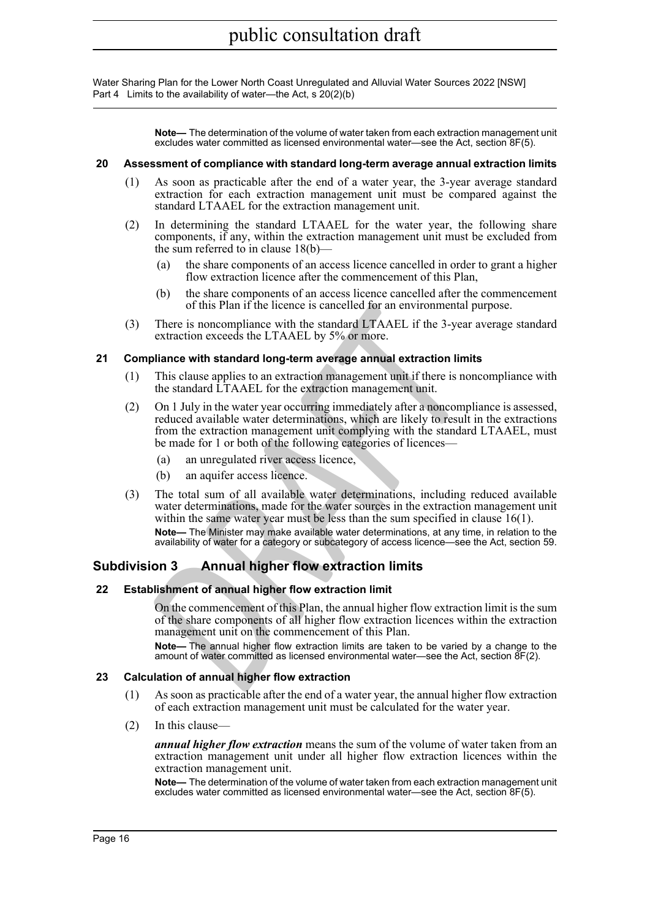**Note—** The determination of the volume of water taken from each extraction management unit excludes water committed as licensed environmental water—see the Act, section 8F(5).

### 20 Assessment of compliance with standard long-term average annual extraction limits

(1) As soon as practicable after the end of a water year, the 3-year average standard extraction for each extraction management unit must be compared against the standard LTAAEL for the extraction management unit.

(2) In determining the standard LTAAEL for the water year, the following share components, if any, within the extraction management unit must be excluded from the sum referred to in clause 18(b)—

(a) the share components of an access licence cancelled in order to grant a higher flow extraction licence after the commencement of this Plan,

(b) the share components of an access licence cancelled after the commencement of this Plan if the licence is cancelled for an environmental purpose.

(3) There is noncompliance with the standard LTAAEL if the 3-year average standard extraction exceeds the LTAAEL by 5% or more.

### 21 Compliance with standard long-term average annual extraction limits

(1) This clause applies to an extraction management unit if there is noncompliance with the standard LTAAEL for the extraction management unit.

(2) On 1 July in the water year occurring immediately after a noncompliance is assessed, reduced available water determinations, which are likely to result in the extractions from the extraction management unit complying with the standard LTAAEL, must be made for 1 or both of the following categories of licences—

(a) an unregulated river access licence,

(b) an aquifer access licence.

(3) The total sum of all available water determinations, including reduced available water determinations, made for the water sources in the extraction management unit within the same water year must be less than the sum specified in clause 16(1).

**Note—** The Minister may make available water determinations, at any time, in relation to the availability of water for a category or subcategory of access licence—see the Act, section 59.

## Subdivision 3 Annual higher flow extraction limits

### 22 Establishment of annual higher flow extraction limit

On the commencement of this Plan, the annual higher flow extraction limit is the sum of the share components of all higher flow extraction licences within the extraction management unit on the commencement of this Plan.

**Note—** The annual higher flow extraction limits are taken to be varied by a change to the amount of water committed as licensed environmental water—see the Act, section 8F(2).

### 23 Calculation of annual higher flow extraction

(1) As soon as practicable after the end of a water year, the annual higher flow extraction of each extraction management unit must be calculated for the water year.

(2) In this clause—

***annual higher flow extraction*** means the sum of the volume of water taken from an extraction management unit under all higher flow extraction licences within the extraction management unit.

**Note—** The determination of the volume of water taken from each extraction management unit excludes water committed as licensed environmental water—see the Act, section 8F(5).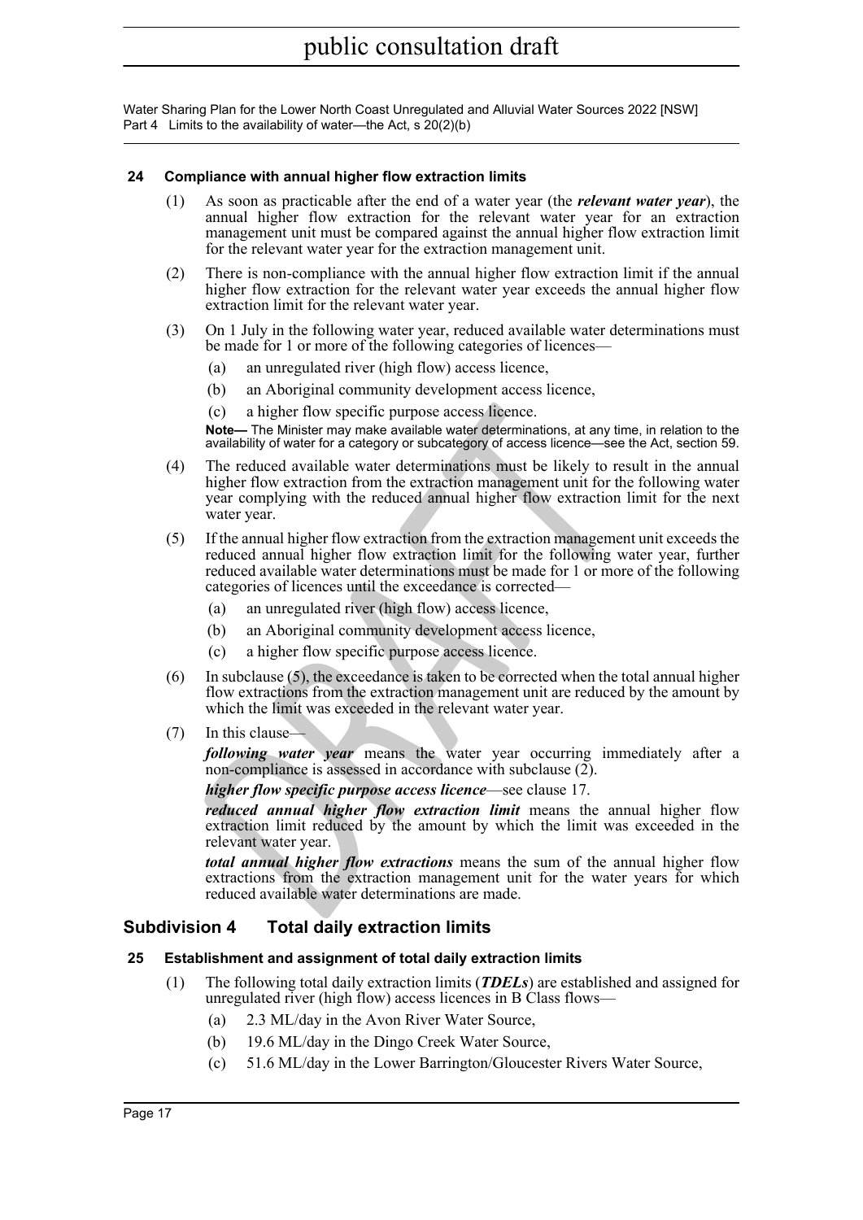### 24 Compliance with annual higher flow extraction limits

(1) As soon as practicable after the end of a water year (the ***relevant water year***), the annual higher flow extraction for the relevant water year for an extraction management unit must be compared against the annual higher flow extraction limit for the relevant water year for the extraction management unit.

(2) There is non-compliance with the annual higher flow extraction limit if the annual higher flow extraction for the relevant water year exceeds the annual higher flow extraction limit for the relevant water year.

(3) On 1 July in the following water year, reduced available water determinations must be made for 1 or more of the following categories of licences—

- (a) an unregulated river (high flow) access licence,
- (b) an Aboriginal community development access licence,
- (c) a higher flow specific purpose access licence.

**Note—** The Minister may make available water determinations, at any time, in relation to the availability of water for a category or subcategory of access licence—see the Act, section 59.

(4) The reduced available water determinations must be likely to result in the annual higher flow extraction from the extraction management unit for the following water year complying with the reduced annual higher flow extraction limit for the next water year.

(5) If the annual higher flow extraction from the extraction management unit exceeds the reduced annual higher flow extraction limit for the following water year, further reduced available water determinations must be made for 1 or more of the following categories of licences until the exceedance is corrected—

- (a) an unregulated river (high flow) access licence,
- (b) an Aboriginal community development access licence,
- (c) a higher flow specific purpose access licence.

(6) In subclause (5), the exceedance is taken to be corrected when the total annual higher flow extractions from the extraction management unit are reduced by the amount by which the limit was exceeded in the relevant water year.

(7) In this clause—

***following water year*** means the water year occurring immediately after a non-compliance is assessed in accordance with subclause (2).

***higher flow specific purpose access licence***—see clause 17.

***reduced annual higher flow extraction limit*** means the annual higher flow extraction limit reduced by the amount by which the limit was exceeded in the relevant water year.

***total annual higher flow extractions*** means the sum of the annual higher flow extractions from the extraction management unit for the water years for which reduced available water determinations are made.

## Subdivision 4 Total daily extraction limits

### 25 Establishment and assignment of total daily extraction limits

(1) The following total daily extraction limits (***TDELs***) are established and assigned for unregulated river (high flow) access licences in B Class flows—

- (a) 2.3 ML/day in the Avon River Water Source,
- (b) 19.6 ML/day in the Dingo Creek Water Source,
- (c) 51.6 ML/day in the Lower Barrington/Gloucester Rivers Water Source,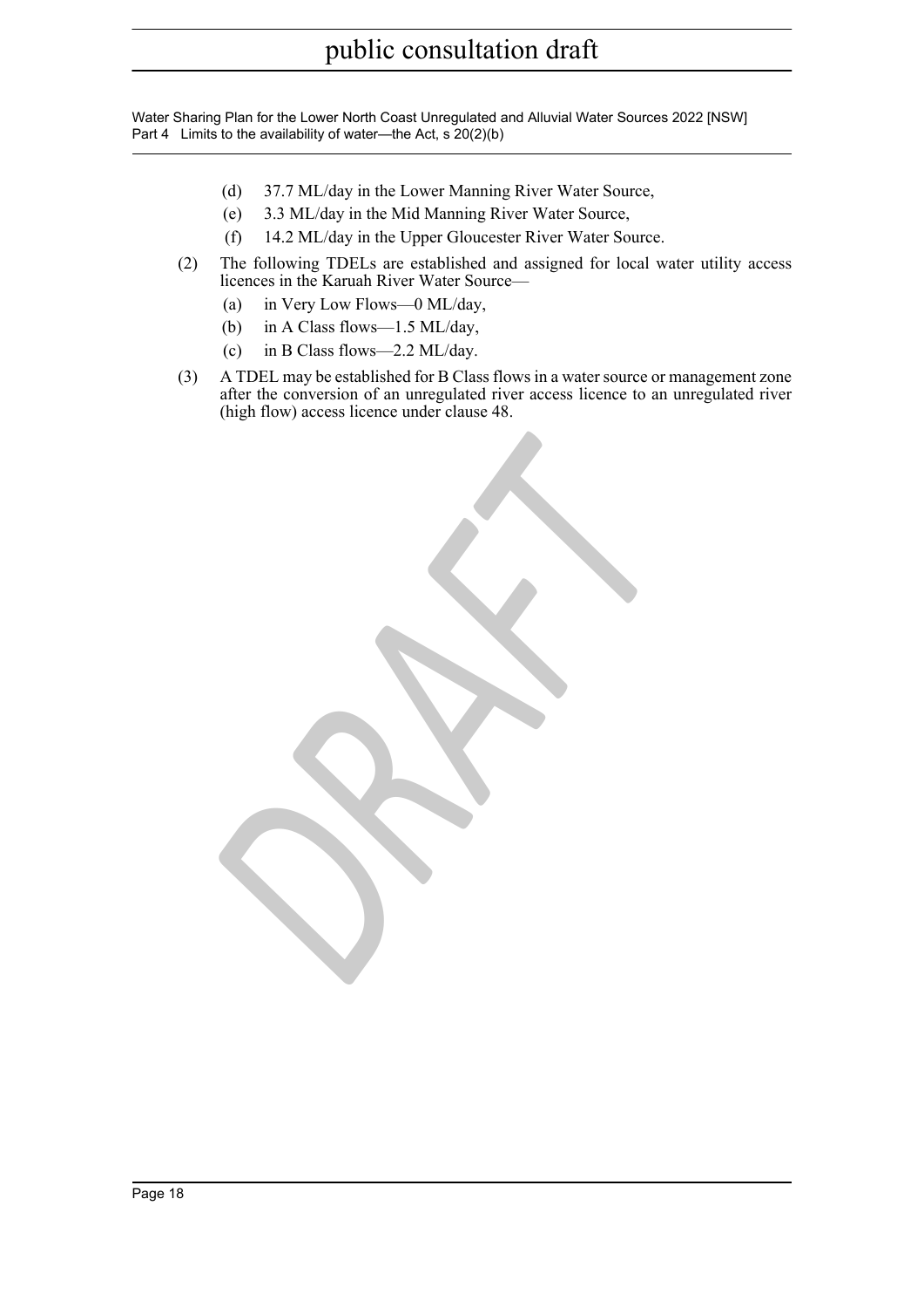(d) 37.7 ML/day in the Lower Manning River Water Source,

(e) 3.3 ML/day in the Mid Manning River Water Source,

(f) 14.2 ML/day in the Upper Gloucester River Water Source.

(2) The following TDELs are established and assigned for local water utility access licences in the Karuah River Water Source—

(a) in Very Low Flows—0 ML/day,

(b) in A Class flows—1.5 ML/day,

(c) in B Class flows—2.2 ML/day.

(3) A TDEL may be established for B Class flows in a water source or management zone after the conversion of an unregulated river access licence to an unregulated river (high flow) access licence under clause 48.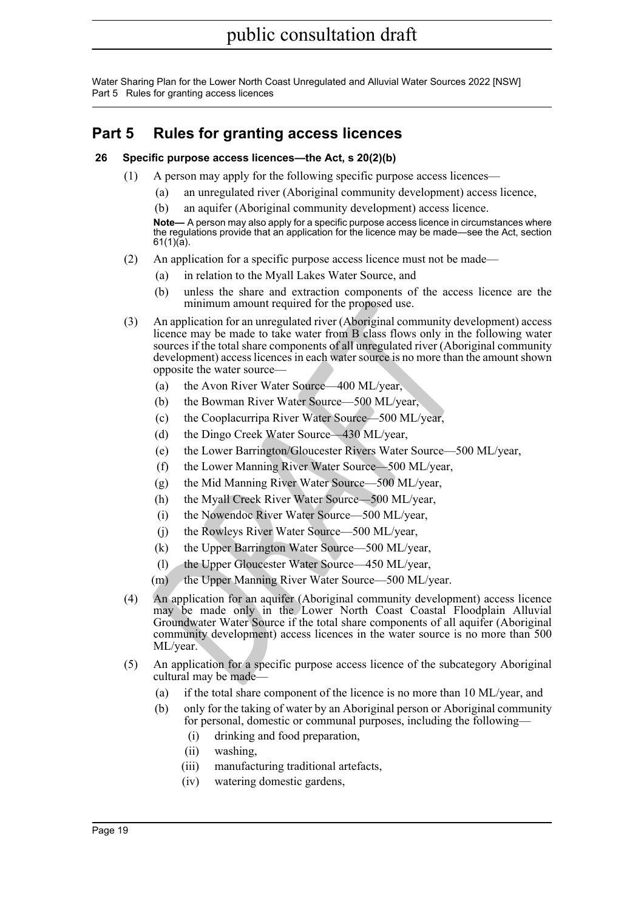# Part 5 Rules for granting access licences

### 26 Specific purpose access licences—the Act, s 20(2)(b)

(1) A person may apply for the following specific purpose access licences—

(a) an unregulated river (Aboriginal community development) access licence,

(b) an aquifer (Aboriginal community development) access licence.

**Note—** A person may also apply for a specific purpose access licence in circumstances where the regulations provide that an application for the licence may be made—see the Act, section 61(1)(a).

(2) An application for a specific purpose access licence must not be made—

(a) in relation to the Myall Lakes Water Source, and

(b) unless the share and extraction components of the access licence are the minimum amount required for the proposed use.

(3) An application for an unregulated river (Aboriginal community development) access licence may be made to take water from B class flows only in the following water sources if the total share components of all unregulated river (Aboriginal community development) access licences in each water source is no more than the amount shown opposite the water source—

(a) the Avon River Water Source—400 ML/year,

(b) the Bowman River Water Source—500 ML/year,

(c) the Cooplacurripa River Water Source—500 ML/year,

(d) the Dingo Creek Water Source—430 ML/year,

(e) the Lower Barrington/Gloucester Rivers Water Source—500 ML/year,

(f) the Lower Manning River Water Source—500 ML/year,

(g) the Mid Manning River Water Source—500 ML/year,

(h) the Myall Creek River Water Source—500 ML/year,

(i) the Nowendoc River Water Source—500 ML/year,

(j) the Rowleys River Water Source—500 ML/year,

(k) the Upper Barrington Water Source—500 ML/year,

(l) the Upper Gloucester Water Source—450 ML/year,

(m) the Upper Manning River Water Source—500 ML/year.

(4) An application for an aquifer (Aboriginal community development) access licence may be made only in the Lower North Coast Coastal Floodplain Alluvial Groundwater Water Source if the total share components of all aquifer (Aboriginal community development) access licences in the water source is no more than 500 ML/year.

(5) An application for a specific purpose access licence of the subcategory Aboriginal cultural may be made—

(a) if the total share component of the licence is no more than 10 ML/year, and

(b) only for the taking of water by an Aboriginal person or Aboriginal community for personal, domestic or communal purposes, including the following—

(i) drinking and food preparation,

(ii) washing,

(iii) manufacturing traditional artefacts,

(iv) watering domestic gardens,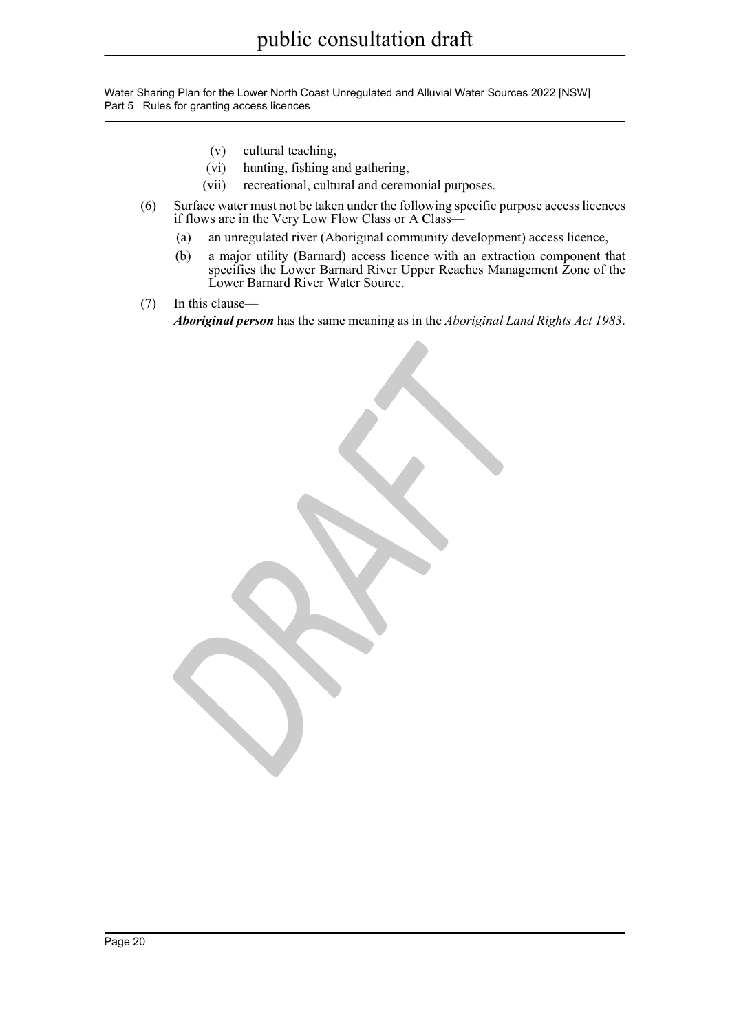(v) cultural teaching,

(vi) hunting, fishing and gathering,

(vii) recreational, cultural and ceremonial purposes.

(6) Surface water must not be taken under the following specific purpose access licences if flows are in the Very Low Flow Class or A Class—

(a) an unregulated river (Aboriginal community development) access licence,

(b) a major utility (Barnard) access licence with an extraction component that specifies the Lower Barnard River Upper Reaches Management Zone of the Lower Barnard River Water Source.

(7) In this clause—

***Aboriginal person*** has the same meaning as in the *Aboriginal Land Rights Act 1983*.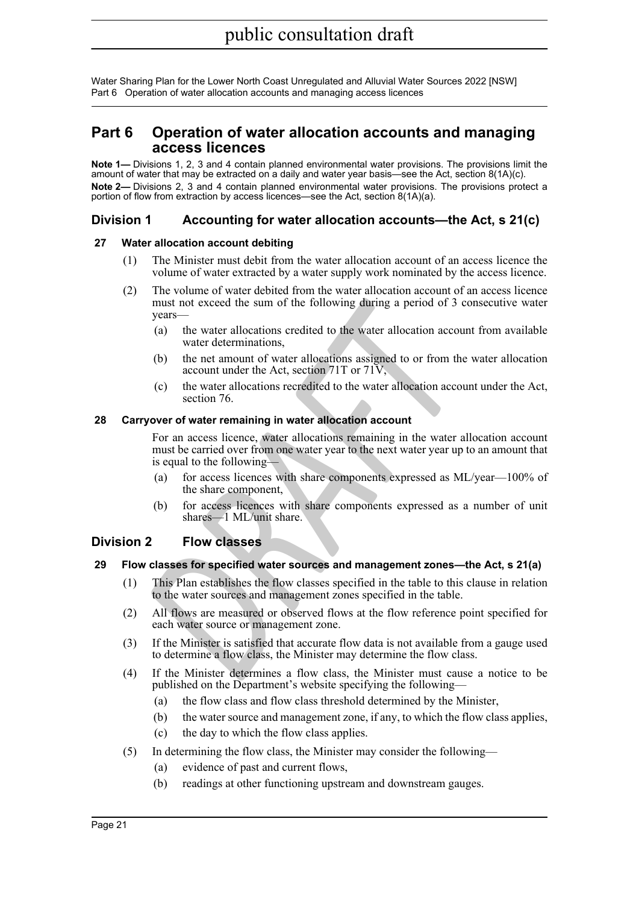# Part 6 Operation of water allocation accounts and managing access licences

**Note 1—** Divisions 1, 2, 3 and 4 contain planned environmental water provisions. The provisions limit the amount of water that may be extracted on a daily and water year basis—see the Act, section 8(1A)(c).

**Note 2—** Divisions 2, 3 and 4 contain planned environmental water provisions. The provisions protect a portion of flow from extraction by access licences—see the Act, section 8(1A)(a).

## Division 1 Accounting for water allocation accounts—the Act, s 21(c)

### 27 Water allocation account debiting

(1) The Minister must debit from the water allocation account of an access licence the volume of water extracted by a water supply work nominated by the access licence.

(2) The volume of water debited from the water allocation account of an access licence must not exceed the sum of the following during a period of 3 consecutive water years—

- (a) the water allocations credited to the water allocation account from available water determinations,
- (b) the net amount of water allocations assigned to or from the water allocation account under the Act, section 71T or 71V,
- (c) the water allocations recredited to the water allocation account under the Act, section 76.

### 28 Carryover of water remaining in water allocation account

For an access licence, water allocations remaining in the water allocation account must be carried over from one water year to the next water year up to an amount that is equal to the following—

- (a) for access licences with share components expressed as ML/year—100% of the share component,
- (b) for access licences with share components expressed as a number of unit shares—1 ML/unit share.

## Division 2 Flow classes

### 29 Flow classes for specified water sources and management zones—the Act, s 21(a)

(1) This Plan establishes the flow classes specified in the table to this clause in relation to the water sources and management zones specified in the table.

(2) All flows are measured or observed flows at the flow reference point specified for each water source or management zone.

(3) If the Minister is satisfied that accurate flow data is not available from a gauge used to determine a flow class, the Minister may determine the flow class.

(4) If the Minister determines a flow class, the Minister must cause a notice to be published on the Department's website specifying the following—

- (a) the flow class and flow class threshold determined by the Minister,
- (b) the water source and management zone, if any, to which the flow class applies,
- (c) the day to which the flow class applies.

(5) In determining the flow class, the Minister may consider the following—

- (a) evidence of past and current flows,
- (b) readings at other functioning upstream and downstream gauges.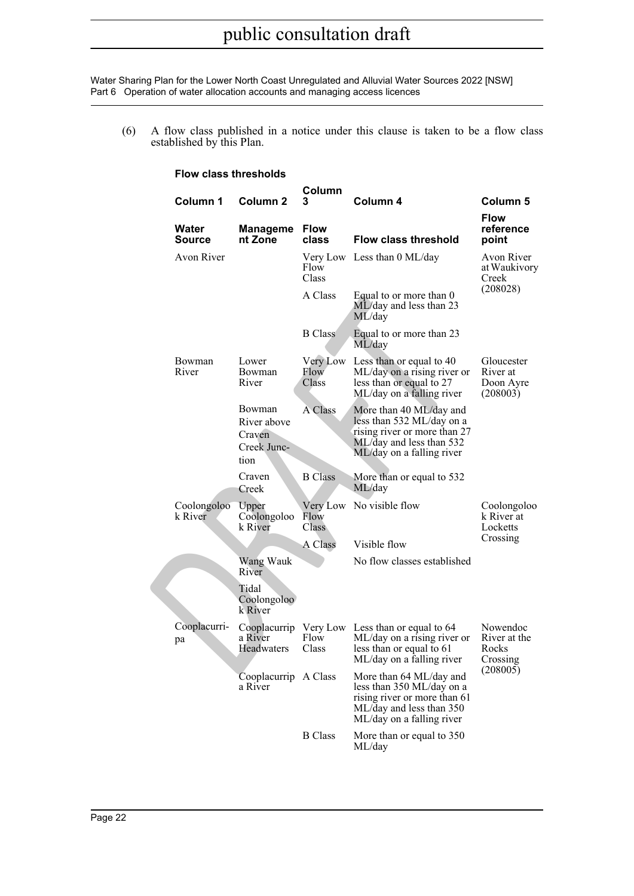(6) A flow class published in a notice under this clause is taken to be a flow class established by this Plan.

**Flow class thresholds**

| Column 1 | Column 2 | Column 3 | Column 4 | Column 5 |
|---|---|---|---|---|
| **Water Source** | **Management Zone** | **Flow class** | **Flow class threshold** | **Flow reference point** |
| Avon River | | Very Low Flow Class | Less than 0 ML/day | Avon River at Waukivory Creek (208028) |
| | | A Class | Equal to or more than 0 ML/day and less than 23 ML/day | |
| | | B Class | Equal to or more than 23 ML/day | |
| Bowman River | Lower Bowman River | Very Low Flow Class | Less than or equal to 40 ML/day on a rising river or less than or equal to 27 ML/day on a falling river | Gloucester River at Doon Ayre (208003) |
| | Bowman River above Craven Creek Junction | A Class | More than 40 ML/day and less than 532 ML/day on a rising river or more than 27 ML/day and less than 532 ML/day on a falling river | |
| | Craven Creek | B Class | More than or equal to 532 ML/day | |
| Coolongolook River | Upper Coolongolook River | Very Low Flow Class | No visible flow | Coolongolook River at Locketts Crossing |
| | | A Class | Visible flow | |
| | Wang Wauk River | | No flow classes established | |
| | Tidal Coolongolook River | | | |
| Cooplacurripa | Cooplacurripa River Headwaters | Very Low Flow Class | Less than or equal to 64 ML/day on a rising river or less than or equal to 61 ML/day on a falling river | Nowendoc River at the Rocks Crossing (208005) |
| | Cooplacurripa River | A Class | More than 64 ML/day and less than 350 ML/day on a rising river or more than 61 ML/day and less than 350 ML/day on a falling river | |
| | | B Class | More than or equal to 350 ML/day | |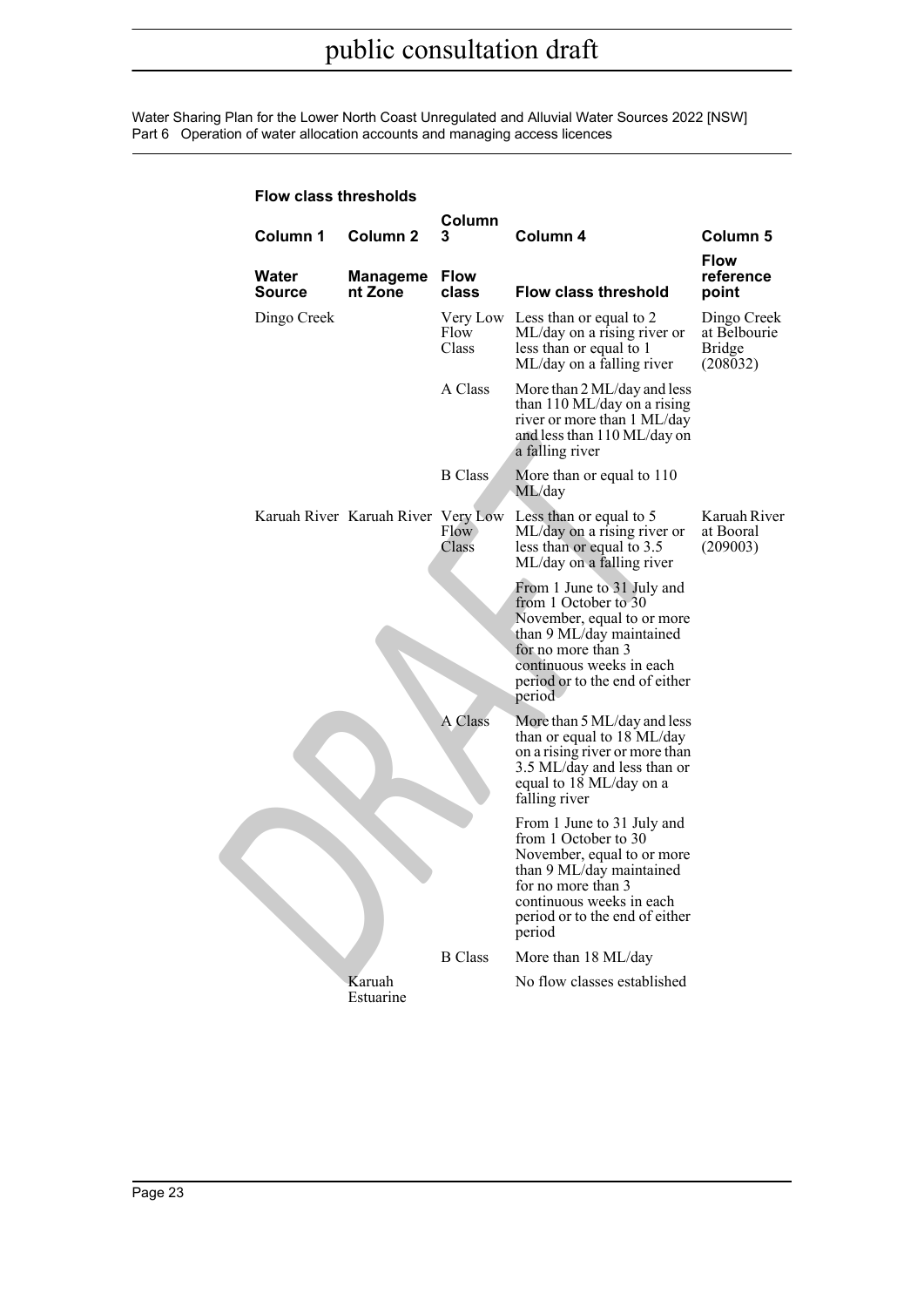**Flow class thresholds**

| Column 1 | Column 2 | Column 3 | Column 4 | Column 5 |
|---|---|---|---|---|
| **Water Source** | **Management Zone** | **Flow class** | **Flow class threshold** | **Flow reference point** |
| Dingo Creek | | Very Low Flow Class | Less than or equal to 2 ML/day on a rising river or less than or equal to 1 ML/day on a falling river | Dingo Creek at Belbourie Bridge (208032) |
| | | A Class | More than 2 ML/day and less than 110 ML/day on a rising river or more than 1 ML/day and less than 110 ML/day on a falling river | |
| | | B Class | More than or equal to 110 ML/day | |
| Karuah River | Karuah River | Very Low Flow Class | Less than or equal to 5 ML/day on a rising river or less than or equal to 3.5 ML/day on a falling river | Karuah River at Booral (209003) |
| | | | From 1 June to 31 July and from 1 October to 30 November, equal to or more than 9 ML/day maintained for no more than 3 continuous weeks in each period or to the end of either period | |
| | | A Class | More than 5 ML/day and less than or equal to 18 ML/day on a rising river or more than 3.5 ML/day and less than or equal to 18 ML/day on a falling river | |
| | | | From 1 June to 31 July and from 1 October to 30 November, equal to or more than 9 ML/day maintained for no more than 3 continuous weeks in each period or to the end of either period | |
| | | B Class | More than 18 ML/day | |
| | Karuah Estuarine | | No flow classes established | |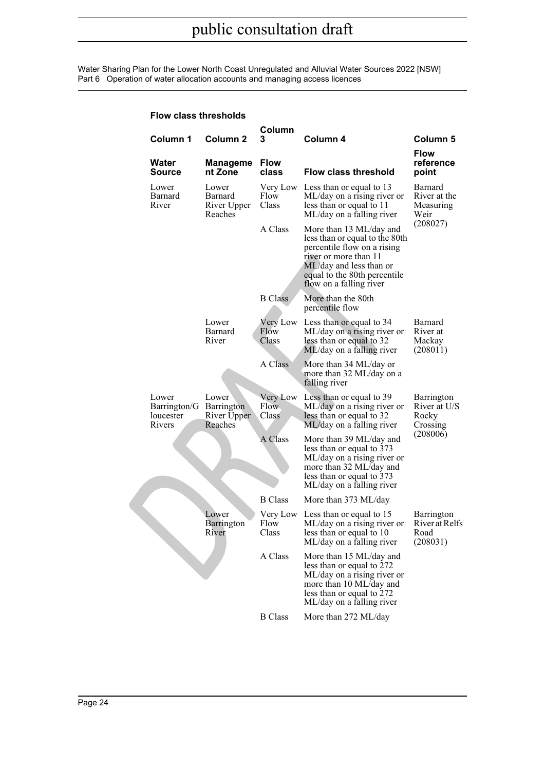**Flow class thresholds**

| Column 1 | Column 2 | Column 3 | Column 4 | Column 5 |
|---|---|---|---|---|
| **Water Source** | **Management Zone** | **Flow class** | **Flow class threshold** | **Flow reference point** |
| Lower Barnard River | Lower Barnard River Upper Reaches | Very Low Flow Class | Less than or equal to 13 ML/day on a rising river or less than or equal to 11 ML/day on a falling river | Barnard River at the Measuring Weir (208027) |
| | | A Class | More than 13 ML/day and less than or equal to the 80th percentile flow on a rising river or more than 11 ML/day and less than or equal to the 80th percentile flow on a falling river | |
| | | B Class | More than the 80th percentile flow | |
| | Lower Barnard River | Very Low Flow Class | Less than or equal to 34 ML/day on a rising river or less than or equal to 32 ML/day on a falling river | Barnard River at Mackay (208011) |
| | | A Class | More than 34 ML/day or more than 32 ML/day on a falling river | |
| Lower Barrington/Gloucester Rivers | Lower Barrington River Upper Reaches | Very Low Flow Class | Less than or equal to 39 ML/day on a rising river or less than or equal to 32 ML/day on a falling river | Barrington River at U/S Rocky Crossing (208006) |
| | | A Class | More than 39 ML/day and less than or equal to 373 ML/day on a rising river or more than 32 ML/day and less than or equal to 373 ML/day on a falling river | |
| | | B Class | More than 373 ML/day | |
| | Lower Barrington River | Very Low Flow Class | Less than or equal to 15 ML/day on a rising river or less than or equal to 10 ML/day on a falling river | Barrington River at Relfs Road (208031) |
| | | A Class | More than 15 ML/day and less than or equal to 272 ML/day on a rising river or more than 10 ML/day and less than or equal to 272 ML/day on a falling river | |
| | | B Class | More than 272 ML/day | |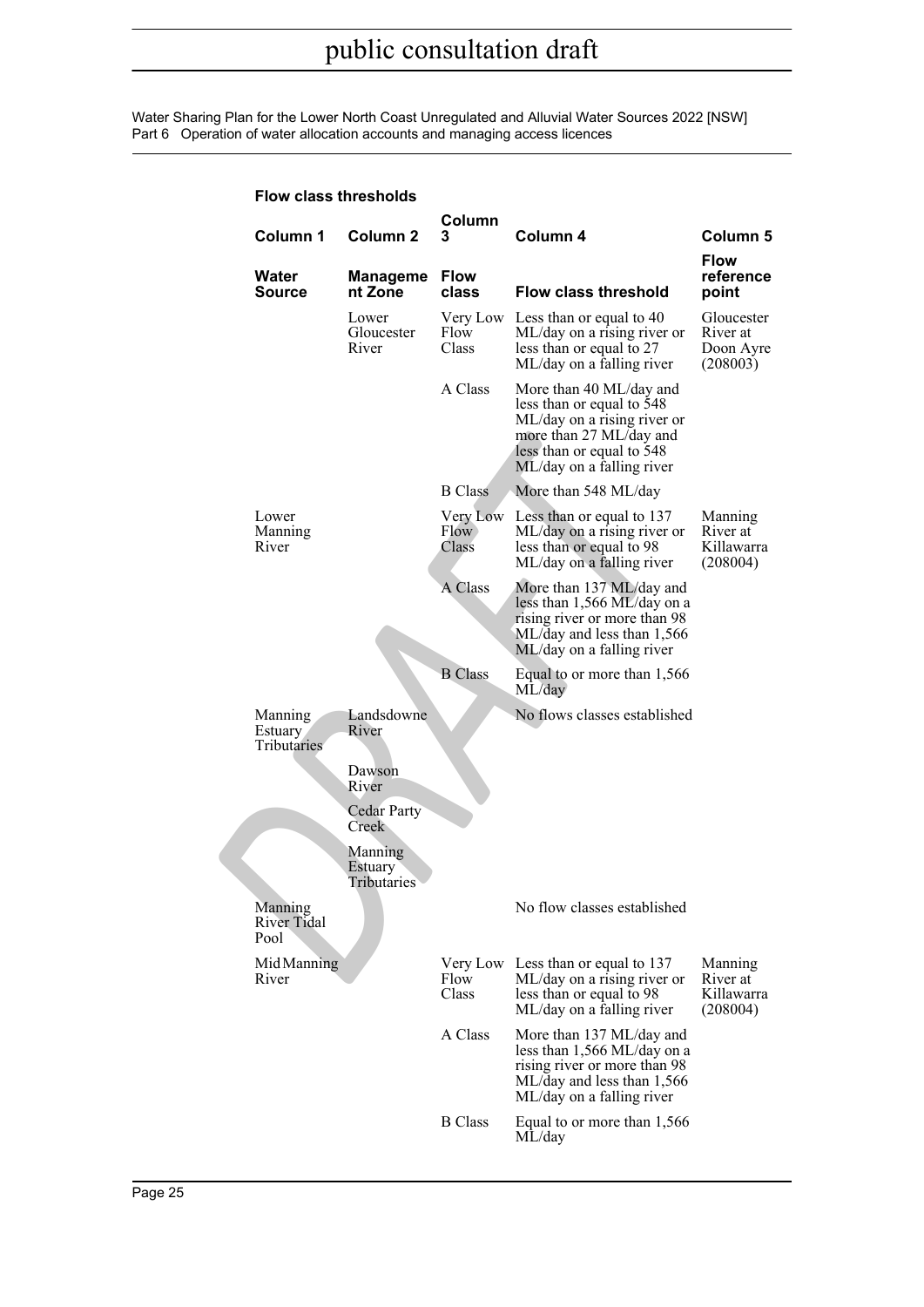**Flow class thresholds**

| Column 1 | Column 2 | Column 3 | Column 4 | Column 5 |
|---|---|---|---|---|
| **Water Source** | **Management Zone** | **Flow class** | **Flow class threshold** | **Flow reference point** |
| | Lower Gloucester River | Very Low Flow Class | Less than or equal to 40 ML/day on a rising river or less than or equal to 27 ML/day on a falling river | Gloucester River at Doon Ayre (208003) |
| | | A Class | More than 40 ML/day and less than or equal to 548 ML/day on a rising river or more than 27 ML/day and less than or equal to 548 ML/day on a falling river | |
| | | B Class | More than 548 ML/day | |
| Lower Manning River | | Very Low Flow Class | Less than or equal to 137 ML/day on a rising river or less than or equal to 98 ML/day on a falling river | Manning River at Killawarra (208004) |
| | | A Class | More than 137 ML/day and less than 1,566 ML/day on a rising river or more than 98 ML/day and less than 1,566 ML/day on a falling river | |
| | | B Class | Equal to or more than 1,566 ML/day | |
| Manning Estuary Tributaries | Landsdowne River | | No flows classes established | |
| | Dawson River | | | |
| | Cedar Party Creek | | | |
| | Manning Estuary Tributaries | | | |
| Manning River Tidal Pool | | | No flow classes established | |
| Mid Manning River | | Very Low Flow Class | Less than or equal to 137 ML/day on a rising river or less than or equal to 98 ML/day on a falling river | Manning River at Killawarra (208004) |
| | | A Class | More than 137 ML/day and less than 1,566 ML/day on a rising river or more than 98 ML/day and less than 1,566 ML/day on a falling river | |
| | | B Class | Equal to or more than 1,566 ML/day | |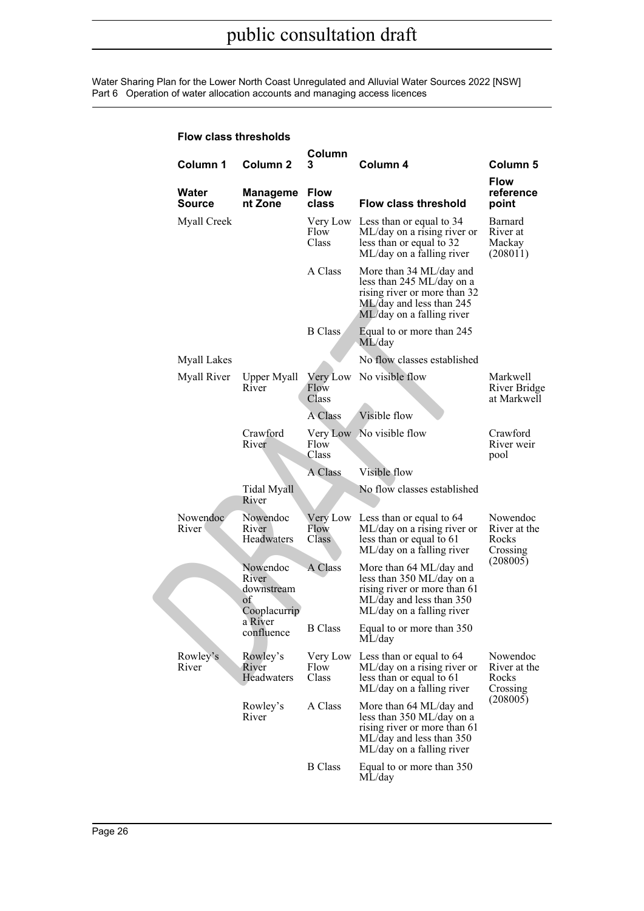**Flow class thresholds**

| Column 1 | Column 2 | Column 3 | Column 4 | Column 5 |
|---|---|---|---|---|
| **Water Source** | **Management Zone** | **Flow class** | **Flow class threshold** | **Flow reference point** |
| Myall Creek | | Very Low Flow Class | Less than or equal to 34 ML/day on a rising river or less than or equal to 32 ML/day on a falling river | Barnard River at Mackay (208011) |
| | | A Class | More than 34 ML/day and less than 245 ML/day on a rising river or more than 32 ML/day and less than 245 ML/day on a falling river | |
| | | B Class | Equal to or more than 245 ML/day | |
| Myall Lakes | | | No flow classes established | |
| Myall River | Upper Myall River | Very Low Flow Class | No visible flow | Markwell River Bridge at Markwell |
| | | A Class | Visible flow | |
| | Crawford River | Very Low Flow Class | No visible flow | Crawford River weir pool |
| | | A Class | Visible flow | |
| | Tidal Myall River | | No flow classes established | |
| Nowendoc River | Nowendoc River Headwaters | Very Low Flow Class | Less than or equal to 64 ML/day on a rising river or less than or equal to 61 ML/day on a falling river | Nowendoc River at the Rocks Crossing (208005) |
| | Nowendoc River downstream of Cooplacurripa River confluence | A Class | More than 64 ML/day and less than 350 ML/day on a rising river or more than 61 ML/day and less than 350 ML/day on a falling river | |
| | | B Class | Equal to or more than 350 ML/day | |
| Rowley's River | Rowley's River Headwaters | Very Low Flow Class | Less than or equal to 64 ML/day on a rising river or less than or equal to 61 ML/day on a falling river | Nowendoc River at the Rocks Crossing (208005) |
| | Rowley's River | A Class | More than 64 ML/day and less than 350 ML/day on a rising river or more than 61 ML/day and less than 350 ML/day on a falling river | |
| | | B Class | Equal to or more than 350 ML/day | |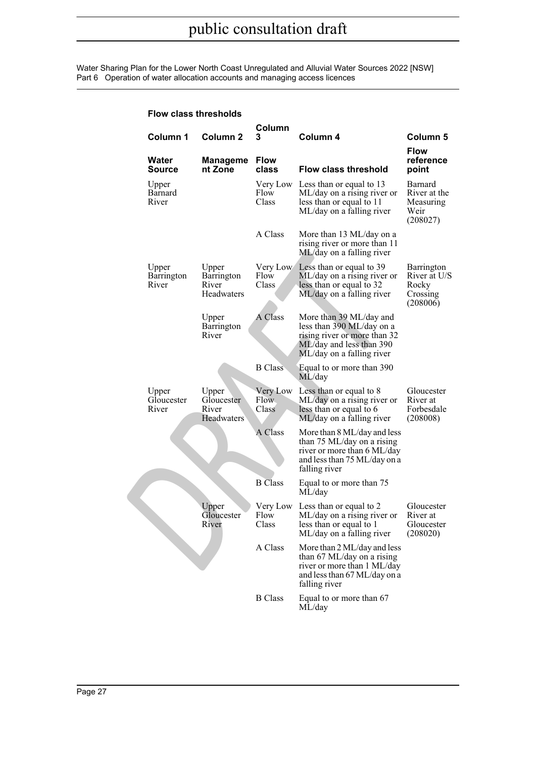**Flow class thresholds**

| Column 1 | Column 2 | Column 3 | Column 4 | Column 5 |
|---|---|---|---|---|
| **Water Source** | **Management Zone** | **Flow class** | **Flow class threshold** | **Flow reference point** |
| Upper Barnard River | | Very Low Flow Class | Less than or equal to 13 ML/day on a rising river or less than or equal to 11 ML/day on a falling river | Barnard River at the Measuring Weir (208027) |
| | | A Class | More than 13 ML/day on a rising river or more than 11 ML/day on a falling river | |
| Upper Barrington River | Upper Barrington River Headwaters | Very Low Flow Class | Less than or equal to 39 ML/day on a rising river or less than or equal to 32 ML/day on a falling river | Barrington River at U/S Rocky Crossing (208006) |
| | Upper Barrington River | A Class | More than 39 ML/day and less than 390 ML/day on a rising river or more than 32 ML/day and less than 390 ML/day on a falling river | |
| | | B Class | Equal to or more than 390 ML/day | |
| Upper Gloucester River | Upper Gloucester River Headwaters | Very Low Flow Class | Less than or equal to 8 ML/day on a rising river or less than or equal to 6 ML/day on a falling river | Gloucester River at Forbesdale (208008) |
| | | A Class | More than 8 ML/day and less than 75 ML/day on a rising river or more than 6 ML/day and less than 75 ML/day on a falling river | |
| | | B Class | Equal to or more than 75 ML/day | |
| | Upper Gloucester River | Very Low Flow Class | Less than or equal to 2 ML/day on a rising river or less than or equal to 1 ML/day on a falling river | Gloucester River at Gloucester (208020) |
| | | A Class | More than 2 ML/day and less than 67 ML/day on a rising river or more than 1 ML/day and less than 67 ML/day on a falling river | |
| | | B Class | Equal to or more than 67 ML/day | |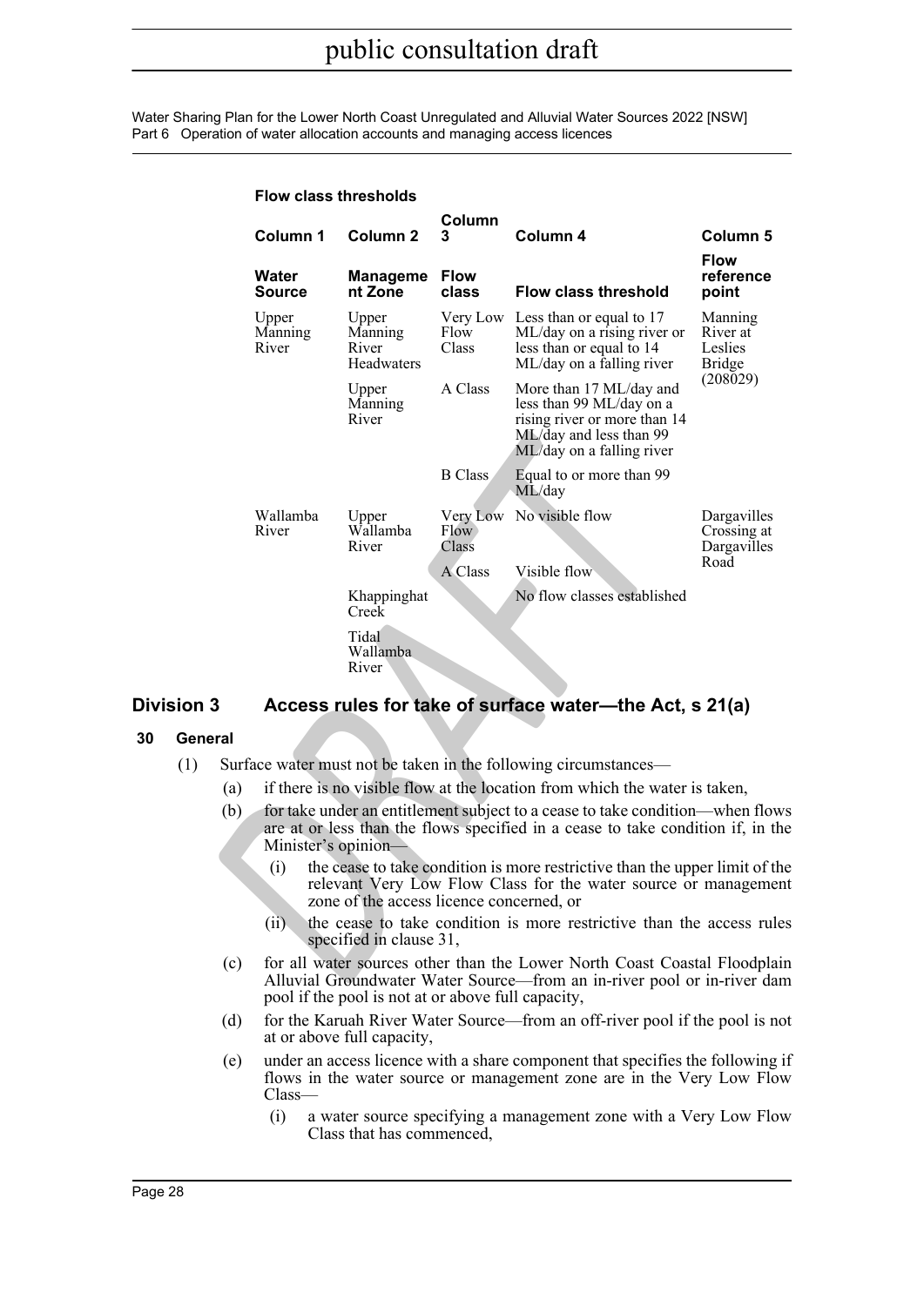**Flow class thresholds**

| Column 1 | Column 2 | Column 3 | Column 4 | Column 5 |
|---|---|---|---|---|
| **Water Source** | **Management Zone** | **Flow class** | **Flow class threshold** | **Flow reference point** |
| Upper Manning River | Upper Manning River Headwaters | Very Low Flow Class | Less than or equal to 17 ML/day on a rising river or less than or equal to 14 ML/day on a falling river | Manning River at Leslies Bridge (208029) |
| | Upper Manning River | A Class | More than 17 ML/day and less than 99 ML/day on a rising river or more than 14 ML/day and less than 99 ML/day on a falling river | |
| | | B Class | Equal to or more than 99 ML/day | |
| Wallamba River | Upper Wallamba River | Very Low Flow Class | No visible flow | Dargavilles Crossing at Dargavilles Road |
| | | A Class | Visible flow | |
| | Khappinghat Creek | | No flow classes established | |
| | Tidal Wallamba River | | | |

## Division 3 Access rules for take of surface water—the Act, s 21(a)

### 30 General

(1) Surface water must not be taken in the following circumstances—

(a) if there is no visible flow at the location from which the water is taken,

(b) for take under an entitlement subject to a cease to take condition—when flows are at or less than the flows specified in a cease to take condition if, in the Minister's opinion—

(i) the cease to take condition is more restrictive than the upper limit of the relevant Very Low Flow Class for the water source or management zone of the access licence concerned, or

(ii) the cease to take condition is more restrictive than the access rules specified in clause 31,

(c) for all water sources other than the Lower North Coast Coastal Floodplain Alluvial Groundwater Water Source—from an in-river pool or in-river dam pool if the pool is not at or above full capacity,

(d) for the Karuah River Water Source—from an off-river pool if the pool is not at or above full capacity,

(e) under an access licence with a share component that specifies the following if flows in the water source or management zone are in the Very Low Flow Class—

(i) a water source specifying a management zone with a Very Low Flow Class that has commenced,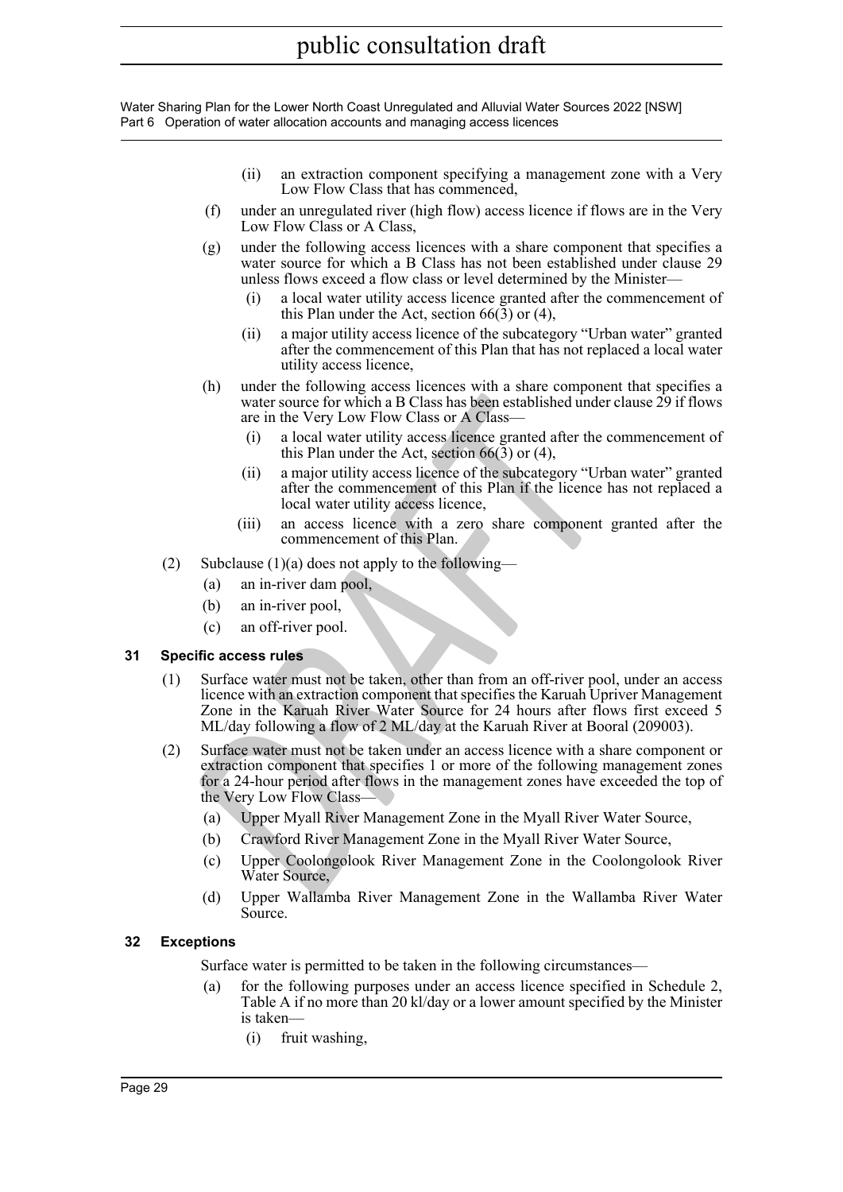(ii) an extraction component specifying a management zone with a Very Low Flow Class that has commenced,

(f) under an unregulated river (high flow) access licence if flows are in the Very Low Flow Class or A Class,

(g) under the following access licences with a share component that specifies a water source for which a B Class has not been established under clause 29 unless flows exceed a flow class or level determined by the Minister—

(i) a local water utility access licence granted after the commencement of this Plan under the Act, section 66(3) or (4),

(ii) a major utility access licence of the subcategory "Urban water" granted after the commencement of this Plan that has not replaced a local water utility access licence,

(h) under the following access licences with a share component that specifies a water source for which a B Class has been established under clause 29 if flows are in the Very Low Flow Class or A Class—

(i) a local water utility access licence granted after the commencement of this Plan under the Act, section 66(3) or (4),

(ii) a major utility access licence of the subcategory "Urban water" granted after the commencement of this Plan if the licence has not replaced a local water utility access licence,

(iii) an access licence with a zero share component granted after the commencement of this Plan.

(2) Subclause (1)(a) does not apply to the following—

(a) an in-river dam pool,

(b) an in-river pool,

(c) an off-river pool.

### 31 Specific access rules

(1) Surface water must not be taken, other than from an off-river pool, under an access licence with an extraction component that specifies the Karuah Upriver Management Zone in the Karuah River Water Source for 24 hours after flows first exceed 5 ML/day following a flow of 2 ML/day at the Karuah River at Booral (209003).

(2) Surface water must not be taken under an access licence with a share component or extraction component that specifies 1 or more of the following management zones for a 24-hour period after flows in the management zones have exceeded the top of the Very Low Flow Class—

(a) Upper Myall River Management Zone in the Myall River Water Source,

(b) Crawford River Management Zone in the Myall River Water Source,

(c) Upper Coolongolook River Management Zone in the Coolongolook River Water Source,

(d) Upper Wallamba River Management Zone in the Wallamba River Water Source.

### 32 Exceptions

Surface water is permitted to be taken in the following circumstances—

(a) for the following purposes under an access licence specified in Schedule 2, Table A if no more than 20 kl/day or a lower amount specified by the Minister is taken—

(i) fruit washing,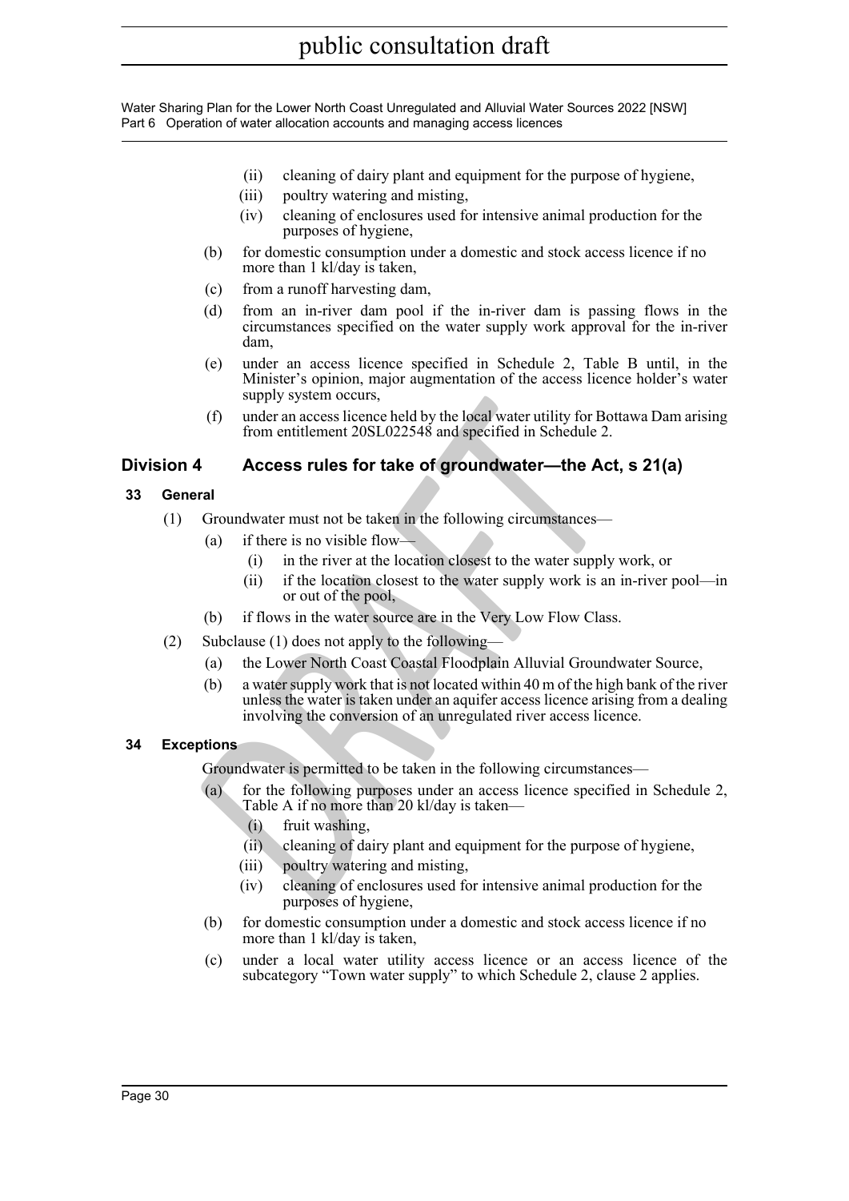(ii) cleaning of dairy plant and equipment for the purpose of hygiene,

(iii) poultry watering and misting,

(iv) cleaning of enclosures used for intensive animal production for the purposes of hygiene,

(b) for domestic consumption under a domestic and stock access licence if no more than 1 kl/day is taken,

(c) from a runoff harvesting dam,

(d) from an in-river dam pool if the in-river dam is passing flows in the circumstances specified on the water supply work approval for the in-river dam,

(e) under an access licence specified in Schedule 2, Table B until, in the Minister's opinion, major augmentation of the access licence holder's water supply system occurs,

(f) under an access licence held by the local water utility for Bottawa Dam arising from entitlement 20SL022548 and specified in Schedule 2.

## Division 4 Access rules for take of groundwater—the Act, s 21(a)

### 33 General

(1) Groundwater must not be taken in the following circumstances—

(a) if there is no visible flow—

(i) in the river at the location closest to the water supply work, or

(ii) if the location closest to the water supply work is an in-river pool—in or out of the pool,

(b) if flows in the water source are in the Very Low Flow Class.

(2) Subclause (1) does not apply to the following—

(a) the Lower North Coast Coastal Floodplain Alluvial Groundwater Source,

(b) a water supply work that is not located within 40 m of the high bank of the river unless the water is taken under an aquifer access licence arising from a dealing involving the conversion of an unregulated river access licence.

### 34 Exceptions

Groundwater is permitted to be taken in the following circumstances—

(a) for the following purposes under an access licence specified in Schedule 2, Table A if no more than 20 kl/day is taken—

(i) fruit washing,

(ii) cleaning of dairy plant and equipment for the purpose of hygiene,

(iii) poultry watering and misting,

(iv) cleaning of enclosures used for intensive animal production for the purposes of hygiene,

(b) for domestic consumption under a domestic and stock access licence if no more than 1 kl/day is taken,

(c) under a local water utility access licence or an access licence of the subcategory "Town water supply" to which Schedule 2, clause 2 applies.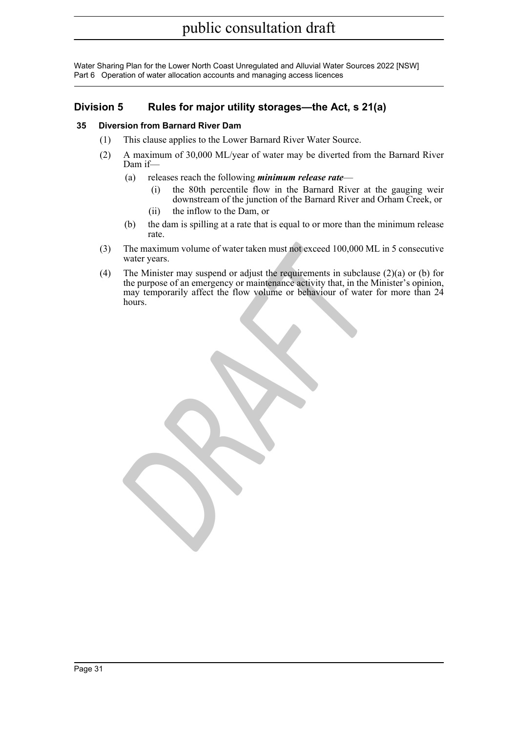## Division 5 Rules for major utility storages—the Act, s 21(a)

### 35 Diversion from Barnard River Dam

(1) This clause applies to the Lower Barnard River Water Source.

(2) A maximum of 30,000 ML/year of water may be diverted from the Barnard River Dam if—

  (a) releases reach the following ***minimum release rate***—

    (i) the 80th percentile flow in the Barnard River at the gauging weir downstream of the junction of the Barnard River and Orham Creek, or

    (ii) the inflow to the Dam, or

  (b) the dam is spilling at a rate that is equal to or more than the minimum release rate.

(3) The maximum volume of water taken must not exceed 100,000 ML in 5 consecutive water years.

(4) The Minister may suspend or adjust the requirements in subclause (2)(a) or (b) for the purpose of an emergency or maintenance activity that, in the Minister's opinion, may temporarily affect the flow volume or behaviour of water for more than 24 hours.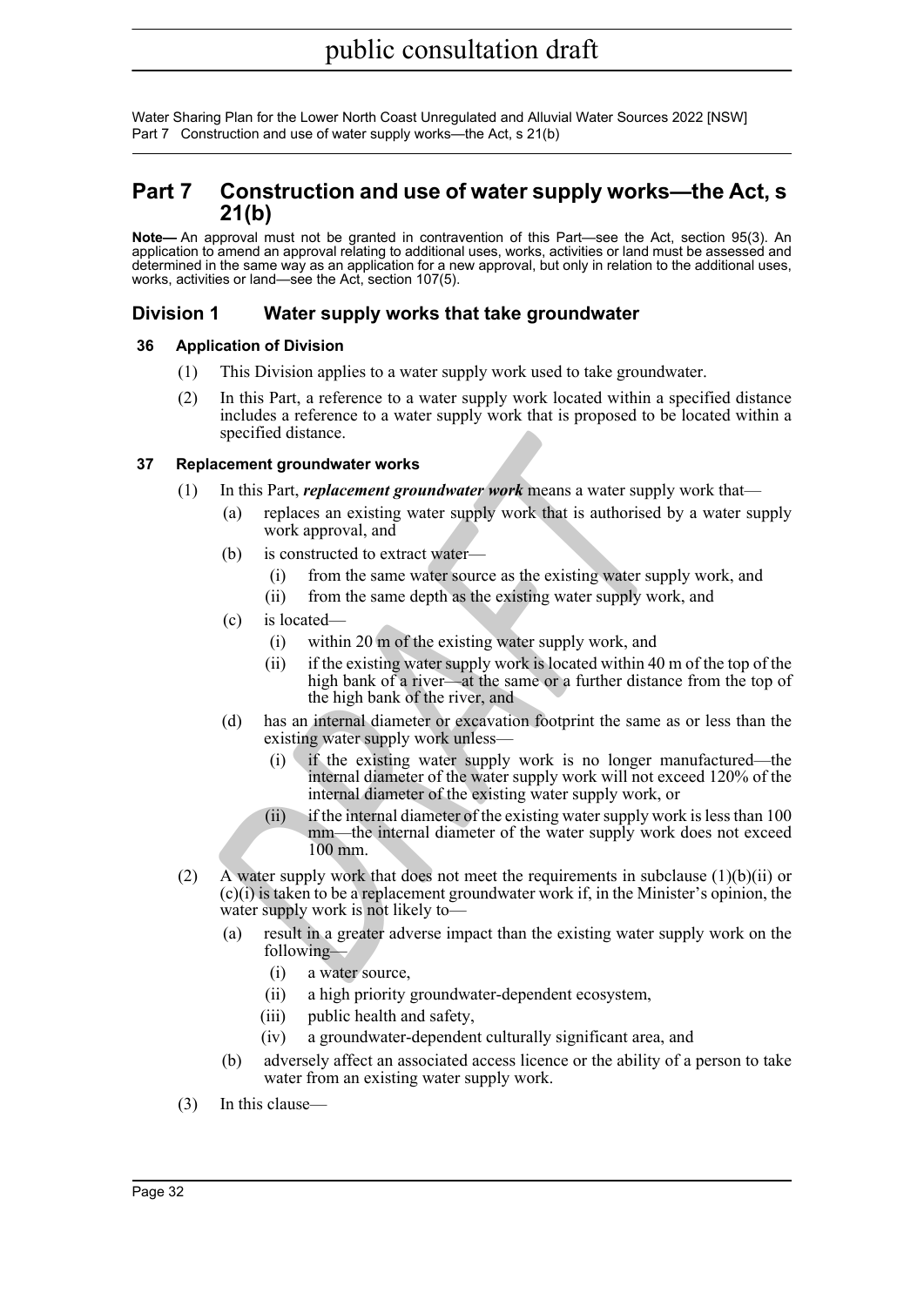# Part 7 Construction and use of water supply works—the Act, s 21(b)

**Note—** An approval must not be granted in contravention of this Part—see the Act, section 95(3). An application to amend an approval relating to additional uses, works, activities or land must be assessed and determined in the same way as an application for a new approval, but only in relation to the additional uses, works, activities or land—see the Act, section 107(5).

## Division 1 Water supply works that take groundwater

### 36 Application of Division

(1) This Division applies to a water supply work used to take groundwater.

(2) In this Part, a reference to a water supply work located within a specified distance includes a reference to a water supply work that is proposed to be located within a specified distance.

### 37 Replacement groundwater works

(1) In this Part, ***replacement groundwater work*** means a water supply work that—

- (a) replaces an existing water supply work that is authorised by a water supply work approval, and
- (b) is constructed to extract water—
  - (i) from the same water source as the existing water supply work, and
  - (ii) from the same depth as the existing water supply work, and
- (c) is located—
  - (i) within 20 m of the existing water supply work, and
  - (ii) if the existing water supply work is located within 40 m of the top of the high bank of a river—at the same or a further distance from the top of the high bank of the river, and
- (d) has an internal diameter or excavation footprint the same as or less than the existing water supply work unless—
  - (i) if the existing water supply work is no longer manufactured—the internal diameter of the water supply work will not exceed 120% of the internal diameter of the existing water supply work, or
  - (ii) if the internal diameter of the existing water supply work is less than 100 mm—the internal diameter of the water supply work does not exceed 100 mm.

(2) A water supply work that does not meet the requirements in subclause (1)(b)(ii) or (c)(i) is taken to be a replacement groundwater work if, in the Minister's opinion, the water supply work is not likely to—

- (a) result in a greater adverse impact than the existing water supply work on the following—
  - (i) a water source,
  - (ii) a high priority groundwater-dependent ecosystem,
  - (iii) public health and safety,
  - (iv) a groundwater-dependent culturally significant area, and
- (b) adversely affect an associated access licence or the ability of a person to take water from an existing water supply work.

(3) In this clause—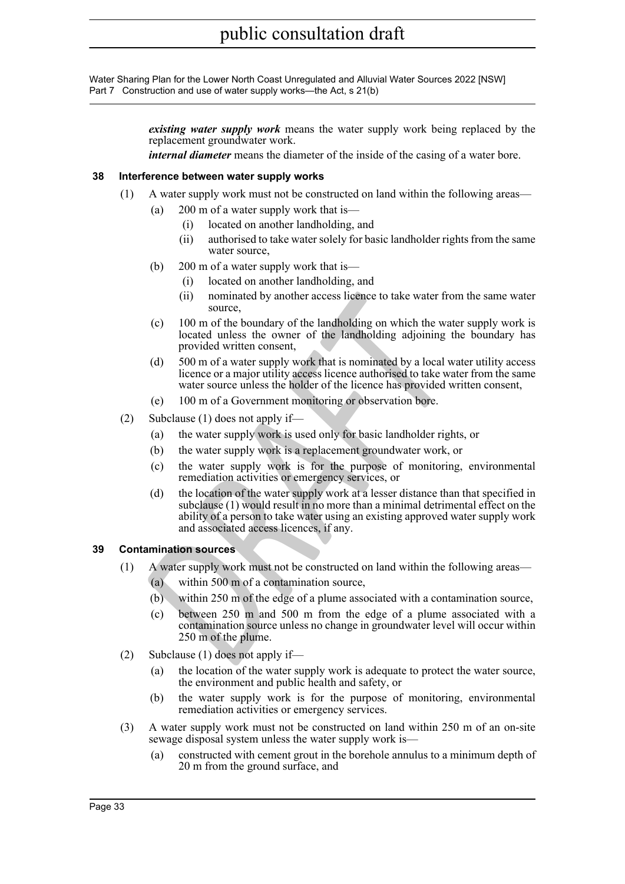***existing water supply work*** means the water supply work being replaced by the replacement groundwater work.

***internal diameter*** means the diameter of the inside of the casing of a water bore.

### 38 Interference between water supply works

(1) A water supply work must not be constructed on land within the following areas—

(a) 200 m of a water supply work that is—

(i) located on another landholding, and

(ii) authorised to take water solely for basic landholder rights from the same water source,

(b) 200 m of a water supply work that is—

(i) located on another landholding, and

(ii) nominated by another access licence to take water from the same water source,

(c) 100 m of the boundary of the landholding on which the water supply work is located unless the owner of the landholding adjoining the boundary has provided written consent,

(d) 500 m of a water supply work that is nominated by a local water utility access licence or a major utility access licence authorised to take water from the same water source unless the holder of the licence has provided written consent,

(e) 100 m of a Government monitoring or observation bore.

(2) Subclause (1) does not apply if—

(a) the water supply work is used only for basic landholder rights, or

(b) the water supply work is a replacement groundwater work, or

(c) the water supply work is for the purpose of monitoring, environmental remediation activities or emergency services, or

(d) the location of the water supply work at a lesser distance than that specified in subclause (1) would result in no more than a minimal detrimental effect on the ability of a person to take water using an existing approved water supply work and associated access licences, if any.

### 39 Contamination sources

(1) A water supply work must not be constructed on land within the following areas—

(a) within 500 m of a contamination source,

(b) within 250 m of the edge of a plume associated with a contamination source,

(c) between 250 m and 500 m from the edge of a plume associated with a contamination source unless no change in groundwater level will occur within 250 m of the plume.

(2) Subclause (1) does not apply if—

(a) the location of the water supply work is adequate to protect the water source, the environment and public health and safety, or

(b) the water supply work is for the purpose of monitoring, environmental remediation activities or emergency services.

(3) A water supply work must not be constructed on land within 250 m of an on-site sewage disposal system unless the water supply work is—

(a) constructed with cement grout in the borehole annulus to a minimum depth of 20 m from the ground surface, and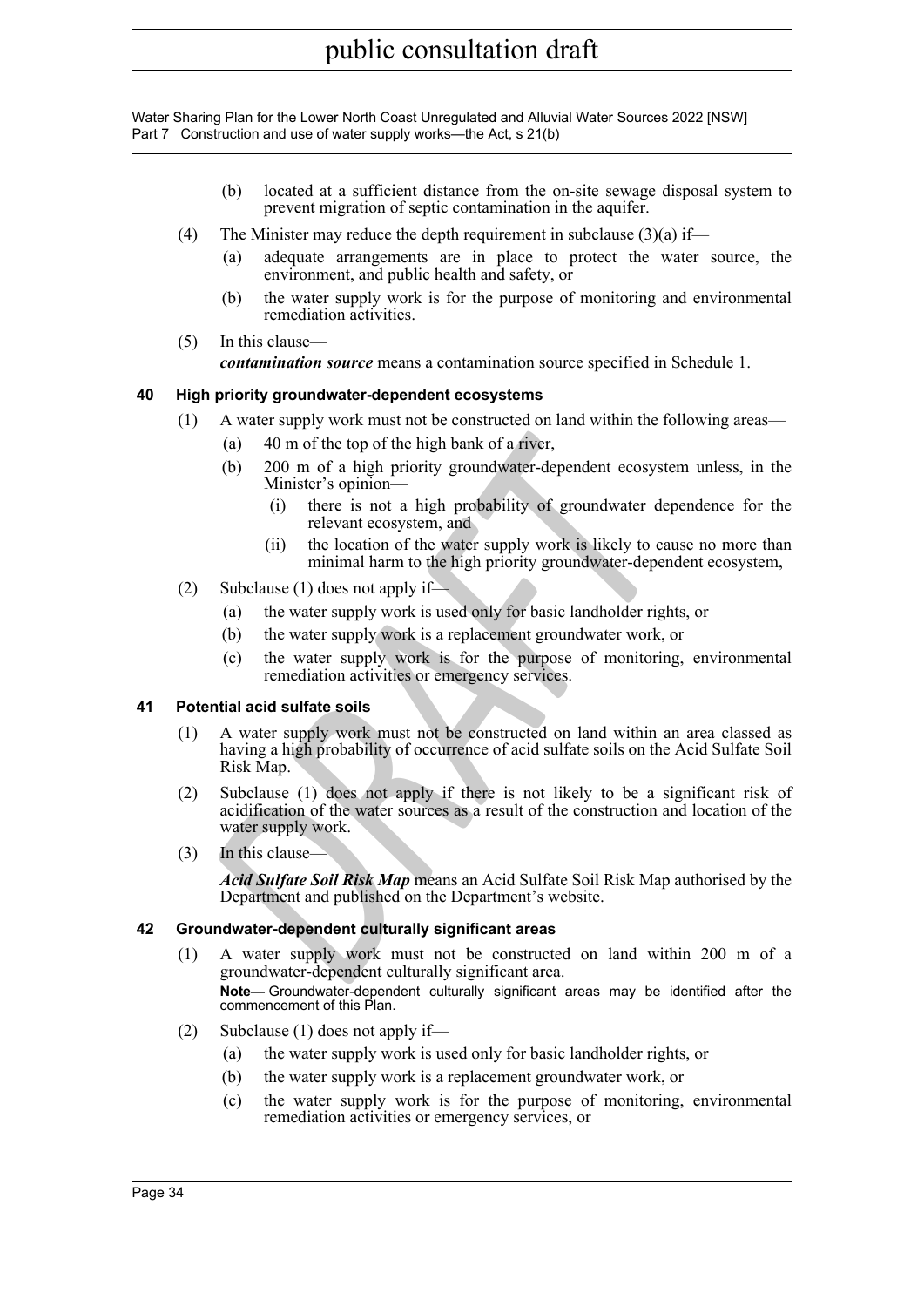(b) located at a sufficient distance from the on-site sewage disposal system to prevent migration of septic contamination in the aquifer.

(4) The Minister may reduce the depth requirement in subclause (3)(a) if—

(a) adequate arrangements are in place to protect the water source, the environment, and public health and safety, or

(b) the water supply work is for the purpose of monitoring and environmental remediation activities.

(5) In this clause—

***contamination source*** means a contamination source specified in Schedule 1.

### 40 High priority groundwater-dependent ecosystems

(1) A water supply work must not be constructed on land within the following areas—

(a) 40 m of the top of the high bank of a river,

(b) 200 m of a high priority groundwater-dependent ecosystem unless, in the Minister's opinion—

(i) there is not a high probability of groundwater dependence for the relevant ecosystem, and

(ii) the location of the water supply work is likely to cause no more than minimal harm to the high priority groundwater-dependent ecosystem,

(2) Subclause (1) does not apply if—

(a) the water supply work is used only for basic landholder rights, or

(b) the water supply work is a replacement groundwater work, or

(c) the water supply work is for the purpose of monitoring, environmental remediation activities or emergency services.

### 41 Potential acid sulfate soils

(1) A water supply work must not be constructed on land within an area classed as having a high probability of occurrence of acid sulfate soils on the Acid Sulfate Soil Risk Map.

(2) Subclause (1) does not apply if there is not likely to be a significant risk of acidification of the water sources as a result of the construction and location of the water supply work.

(3) In this clause—

***Acid Sulfate Soil Risk Map*** means an Acid Sulfate Soil Risk Map authorised by the Department and published on the Department's website.

### 42 Groundwater-dependent culturally significant areas

(1) A water supply work must not be constructed on land within 200 m of a groundwater-dependent culturally significant area.

**Note—** Groundwater-dependent culturally significant areas may be identified after the commencement of this Plan.

(2) Subclause (1) does not apply if—

(a) the water supply work is used only for basic landholder rights, or

(b) the water supply work is a replacement groundwater work, or

(c) the water supply work is for the purpose of monitoring, environmental remediation activities or emergency services, or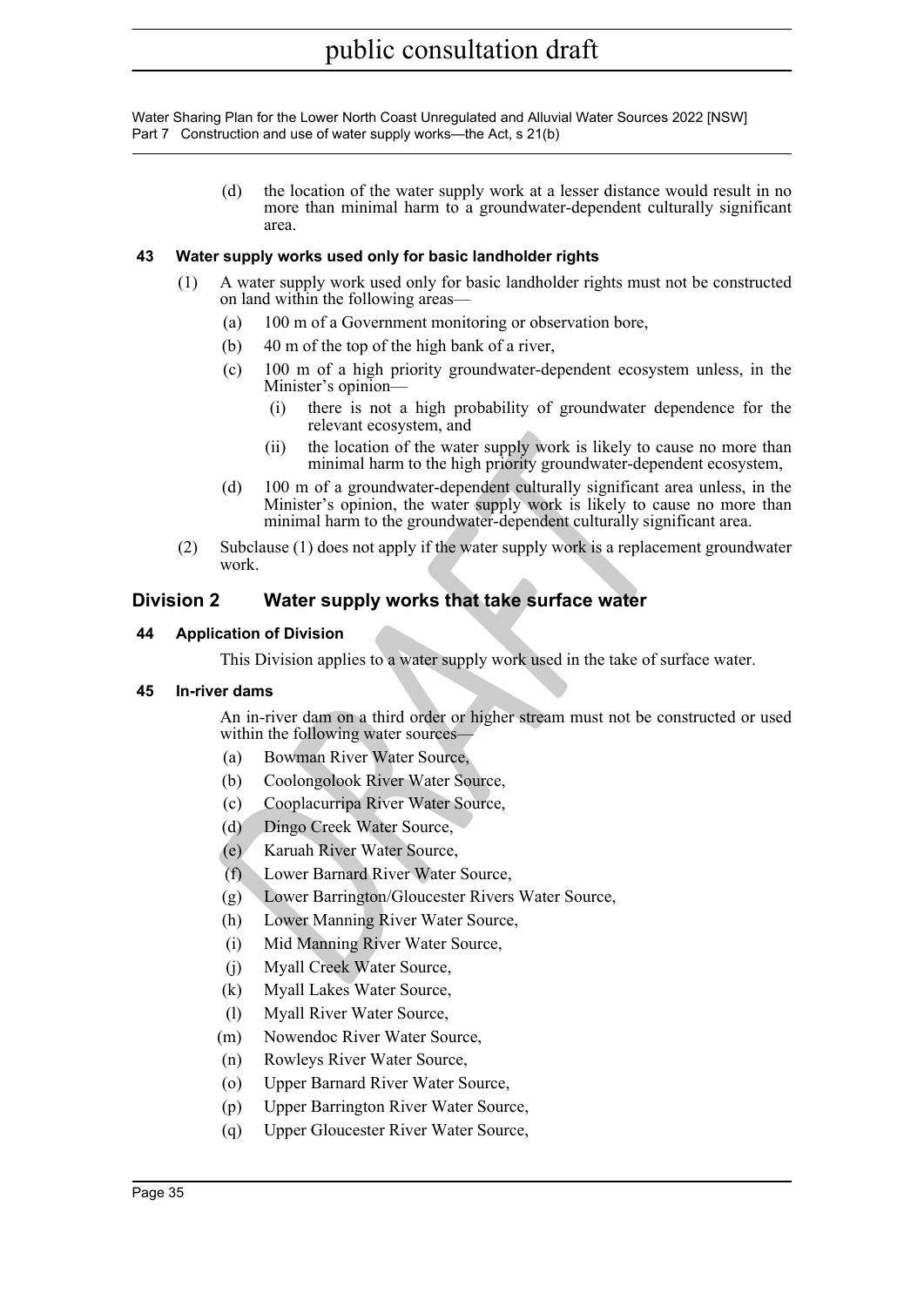(d) the location of the water supply work at a lesser distance would result in no more than minimal harm to a groundwater-dependent culturally significant area.

### 43 Water supply works used only for basic landholder rights

(1) A water supply work used only for basic landholder rights must not be constructed on land within the following areas—

- (a) 100 m of a Government monitoring or observation bore,
- (b) 40 m of the top of the high bank of a river,
- (c) 100 m of a high priority groundwater-dependent ecosystem unless, in the Minister's opinion—
  - (i) there is not a high probability of groundwater dependence for the relevant ecosystem, and
  - (ii) the location of the water supply work is likely to cause no more than minimal harm to the high priority groundwater-dependent ecosystem,
- (d) 100 m of a groundwater-dependent culturally significant area unless, in the Minister's opinion, the water supply work is likely to cause no more than minimal harm to the groundwater-dependent culturally significant area.

(2) Subclause (1) does not apply if the water supply work is a replacement groundwater work.

## Division 2 Water supply works that take surface water

### 44 Application of Division

This Division applies to a water supply work used in the take of surface water.

### 45 In-river dams

An in-river dam on a third order or higher stream must not be constructed or used within the following water sources—

- (a) Bowman River Water Source,
- (b) Coolongolook River Water Source,
- (c) Cooplacurripa River Water Source,
- (d) Dingo Creek Water Source,
- (e) Karuah River Water Source,
- (f) Lower Barnard River Water Source,
- (g) Lower Barrington/Gloucester Rivers Water Source,
- (h) Lower Manning River Water Source,
- (i) Mid Manning River Water Source,
- (j) Myall Creek Water Source,
- (k) Myall Lakes Water Source,
- (l) Myall River Water Source,
- (m) Nowendoc River Water Source,
- (n) Rowleys River Water Source,
- (o) Upper Barnard River Water Source,
- (p) Upper Barrington River Water Source,
- (q) Upper Gloucester River Water Source,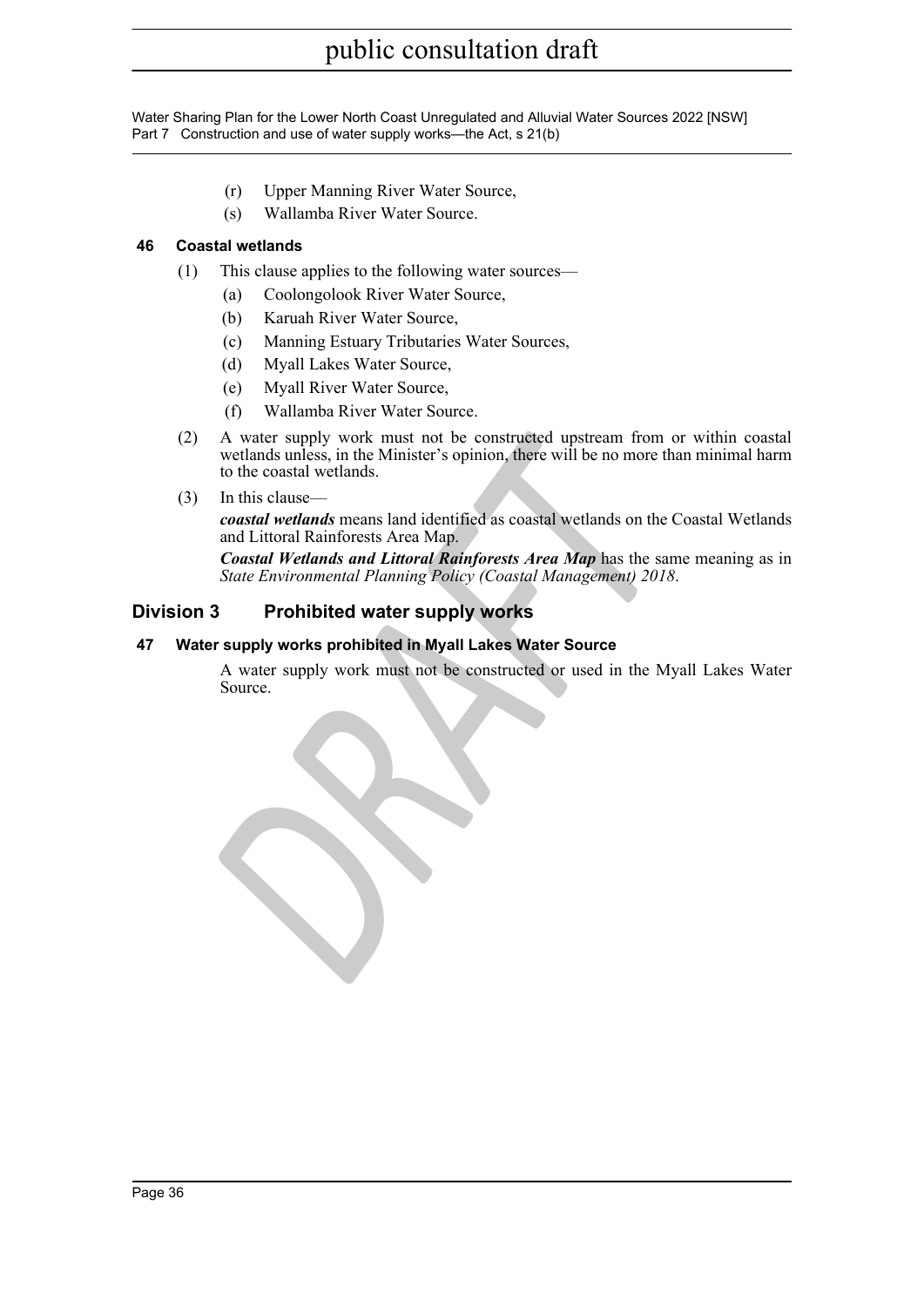(r) Upper Manning River Water Source,

(s) Wallamba River Water Source.

### 46 Coastal wetlands

(1) This clause applies to the following water sources—

(a) Coolongolook River Water Source,

(b) Karuah River Water Source,

(c) Manning Estuary Tributaries Water Sources,

(d) Myall Lakes Water Source,

(e) Myall River Water Source,

(f) Wallamba River Water Source.

(2) A water supply work must not be constructed upstream from or within coastal wetlands unless, in the Minister's opinion, there will be no more than minimal harm to the coastal wetlands.

(3) In this clause—

***coastal wetlands*** means land identified as coastal wetlands on the Coastal Wetlands and Littoral Rainforests Area Map.

***Coastal Wetlands and Littoral Rainforests Area Map*** has the same meaning as in *State Environmental Planning Policy (Coastal Management) 2018*.

## Division 3 Prohibited water supply works

### 47 Water supply works prohibited in Myall Lakes Water Source

A water supply work must not be constructed or used in the Myall Lakes Water Source.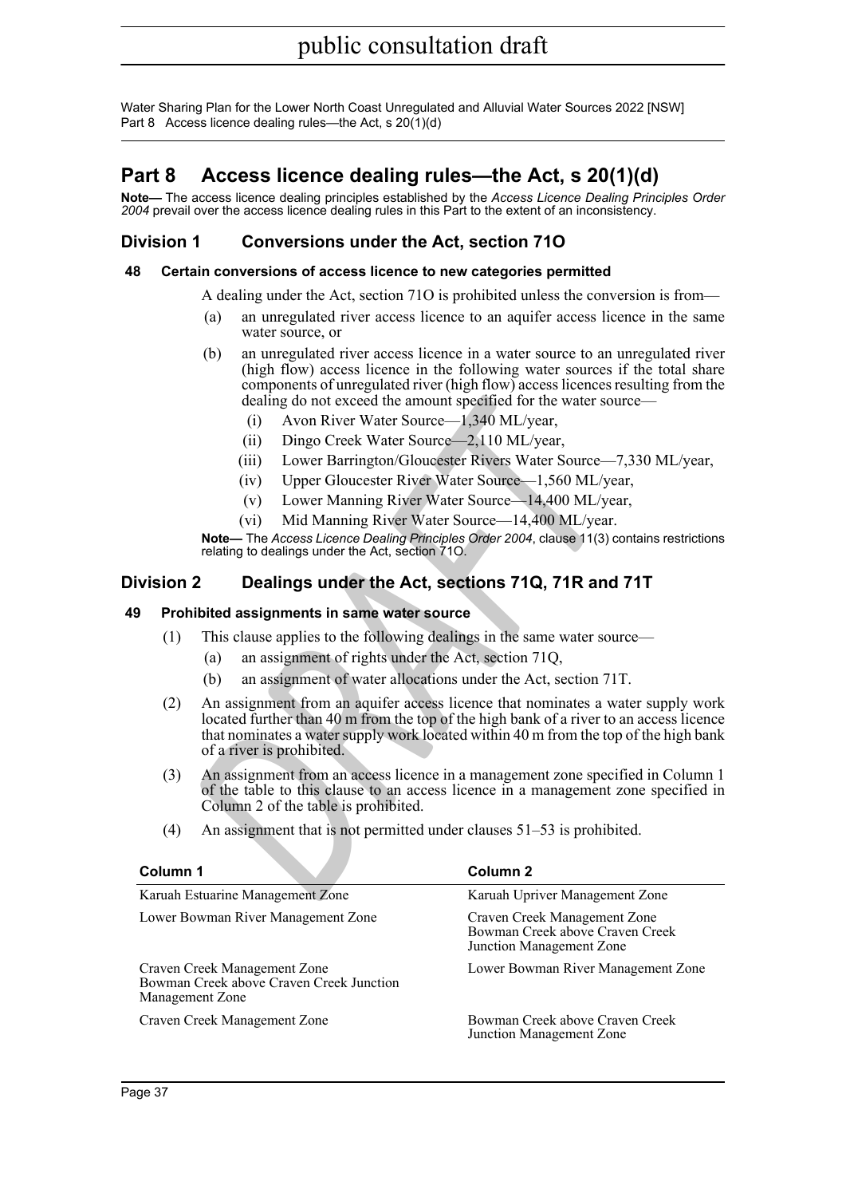# Part 8 Access licence dealing rules—the Act, s 20(1)(d)

**Note—** The access licence dealing principles established by the *Access Licence Dealing Principles Order 2004* prevail over the access licence dealing rules in this Part to the extent of an inconsistency.

## Division 1 Conversions under the Act, section 71O

### 48 Certain conversions of access licence to new categories permitted

A dealing under the Act, section 71O is prohibited unless the conversion is from—

(a) an unregulated river access licence to an aquifer access licence in the same water source, or

(b) an unregulated river access licence in a water source to an unregulated river (high flow) access licence in the following water sources if the total share components of unregulated river (high flow) access licences resulting from the dealing do not exceed the amount specified for the water source—

(i) Avon River Water Source—1,340 ML/year,

(ii) Dingo Creek Water Source—2,110 ML/year,

(iii) Lower Barrington/Gloucester Rivers Water Source—7,330 ML/year,

(iv) Upper Gloucester River Water Source—1,560 ML/year,

(v) Lower Manning River Water Source—14,400 ML/year,

(vi) Mid Manning River Water Source—14,400 ML/year.

**Note—** The *Access Licence Dealing Principles Order 2004*, clause 11(3) contains restrictions relating to dealings under the Act, section 71O.

## Division 2 Dealings under the Act, sections 71Q, 71R and 71T

### 49 Prohibited assignments in same water source

(1) This clause applies to the following dealings in the same water source—

(a) an assignment of rights under the Act, section 71Q,

(b) an assignment of water allocations under the Act, section 71T.

(2) An assignment from an aquifer access licence that nominates a water supply work located further than 40 m from the top of the high bank of a river to an access licence that nominates a water supply work located within 40 m from the top of the high bank of a river is prohibited.

(3) An assignment from an access licence in a management zone specified in Column 1 of the table to this clause to an access licence in a management zone specified in Column 2 of the table is prohibited.

(4) An assignment that is not permitted under clauses 51–53 is prohibited.

| Column 1 | Column 2 |
|---|---|
| Karuah Estuarine Management Zone | Karuah Upriver Management Zone |
| Lower Bowman River Management Zone | Craven Creek Management Zone<br>Bowman Creek above Craven Creek Junction Management Zone |
| Craven Creek Management Zone<br>Bowman Creek above Craven Creek Junction Management Zone | Lower Bowman River Management Zone |
| Craven Creek Management Zone | Bowman Creek above Craven Creek Junction Management Zone |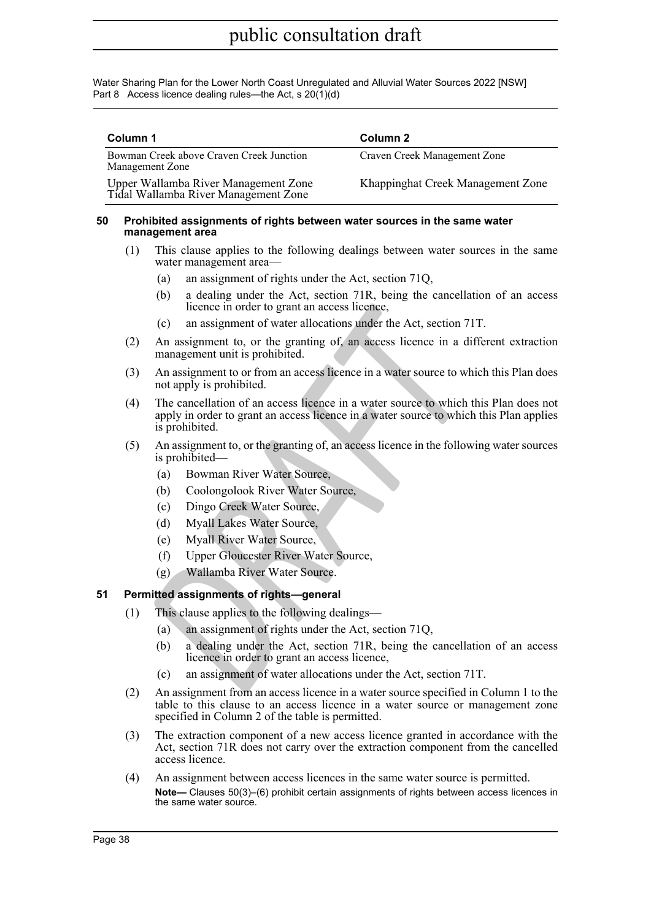| Column 1 | Column 2 |
| --- | --- |
| Bowman Creek above Craven Creek Junction Management Zone | Craven Creek Management Zone |
| Upper Wallamba River Management Zone<br>Tidal Wallamba River Management Zone | Khappinghat Creek Management Zone |

### 50 Prohibited assignments of rights between water sources in the same water management area

(1) This clause applies to the following dealings between water sources in the same water management area—

(a) an assignment of rights under the Act, section 71Q,

(b) a dealing under the Act, section 71R, being the cancellation of an access licence in order to grant an access licence,

(c) an assignment of water allocations under the Act, section 71T.

(2) An assignment to, or the granting of, an access licence in a different extraction management unit is prohibited.

(3) An assignment to or from an access licence in a water source to which this Plan does not apply is prohibited.

(4) The cancellation of an access licence in a water source to which this Plan does not apply in order to grant an access licence in a water source to which this Plan applies is prohibited.

(5) An assignment to, or the granting of, an access licence in the following water sources is prohibited—

(a) Bowman River Water Source,

(b) Coolongolook River Water Source,

(c) Dingo Creek Water Source,

(d) Myall Lakes Water Source,

(e) Myall River Water Source,

(f) Upper Gloucester River Water Source,

(g) Wallamba River Water Source.

### 51 Permitted assignments of rights—general

(1) This clause applies to the following dealings—

(a) an assignment of rights under the Act, section 71Q,

(b) a dealing under the Act, section 71R, being the cancellation of an access licence in order to grant an access licence,

(c) an assignment of water allocations under the Act, section 71T.

(2) An assignment from an access licence in a water source specified in Column 1 to the table to this clause to an access licence in a water source or management zone specified in Column 2 of the table is permitted.

(3) The extraction component of a new access licence granted in accordance with the Act, section 71R does not carry over the extraction component from the cancelled access licence.

(4) An assignment between access licences in the same water source is permitted.

**Note—** Clauses 50(3)–(6) prohibit certain assignments of rights between access licences in the same water source.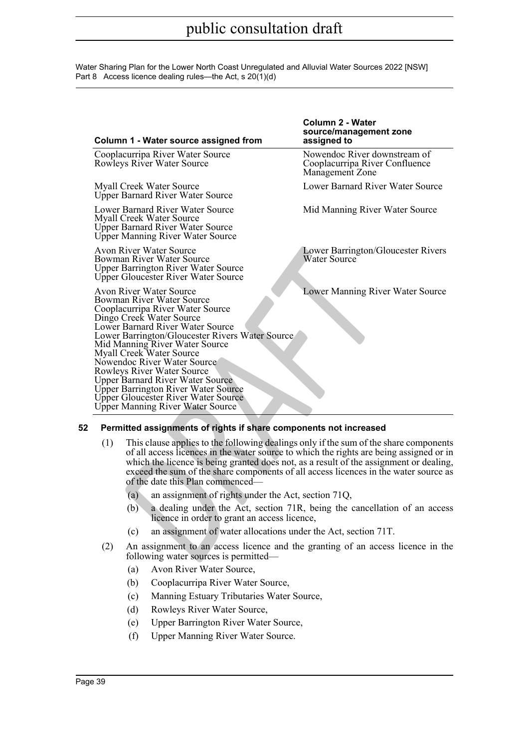| Column 1 - Water source assigned from | Column 2 - Water source/management zone assigned to |
|---|---|
| Cooplacurripa River Water Source<br>Rowleys River Water Source | Nowendoc River downstream of Cooplacurripa River Confluence Management Zone |
| Myall Creek Water Source<br>Upper Barnard River Water Source | Lower Barnard River Water Source |
| Lower Barnard River Water Source<br>Myall Creek Water Source<br>Upper Barnard River Water Source<br>Upper Manning River Water Source | Mid Manning River Water Source |
| Avon River Water Source<br>Bowman River Water Source<br>Upper Barrington River Water Source<br>Upper Gloucester River Water Source | Lower Barrington/Gloucester Rivers Water Source |
| Avon River Water Source<br>Bowman River Water Source<br>Cooplacurripa River Water Source<br>Dingo Creek Water Source<br>Lower Barnard River Water Source<br>Lower Barrington/Gloucester Rivers Water Source<br>Mid Manning River Water Source<br>Myall Creek Water Source<br>Nowendoc River Water Source<br>Rowleys River Water Source<br>Upper Barnard River Water Source<br>Upper Barrington River Water Source<br>Upper Gloucester River Water Source<br>Upper Manning River Water Source | Lower Manning River Water Source |

## 52 Permitted assignments of rights if share components not increased

(1) This clause applies to the following dealings only if the sum of the share components of all access licences in the water source to which the rights are being assigned or in which the licence is being granted does not, as a result of the assignment or dealing, exceed the sum of the share components of all access licences in the water source as of the date this Plan commenced—

- (a) an assignment of rights under the Act, section 71Q,
- (b) a dealing under the Act, section 71R, being the cancellation of an access licence in order to grant an access licence,
- (c) an assignment of water allocations under the Act, section 71T.

(2) An assignment to an access licence and the granting of an access licence in the following water sources is permitted—

- (a) Avon River Water Source,
- (b) Cooplacurripa River Water Source,
- (c) Manning Estuary Tributaries Water Source,
- (d) Rowleys River Water Source,
- (e) Upper Barrington River Water Source,
- (f) Upper Manning River Water Source.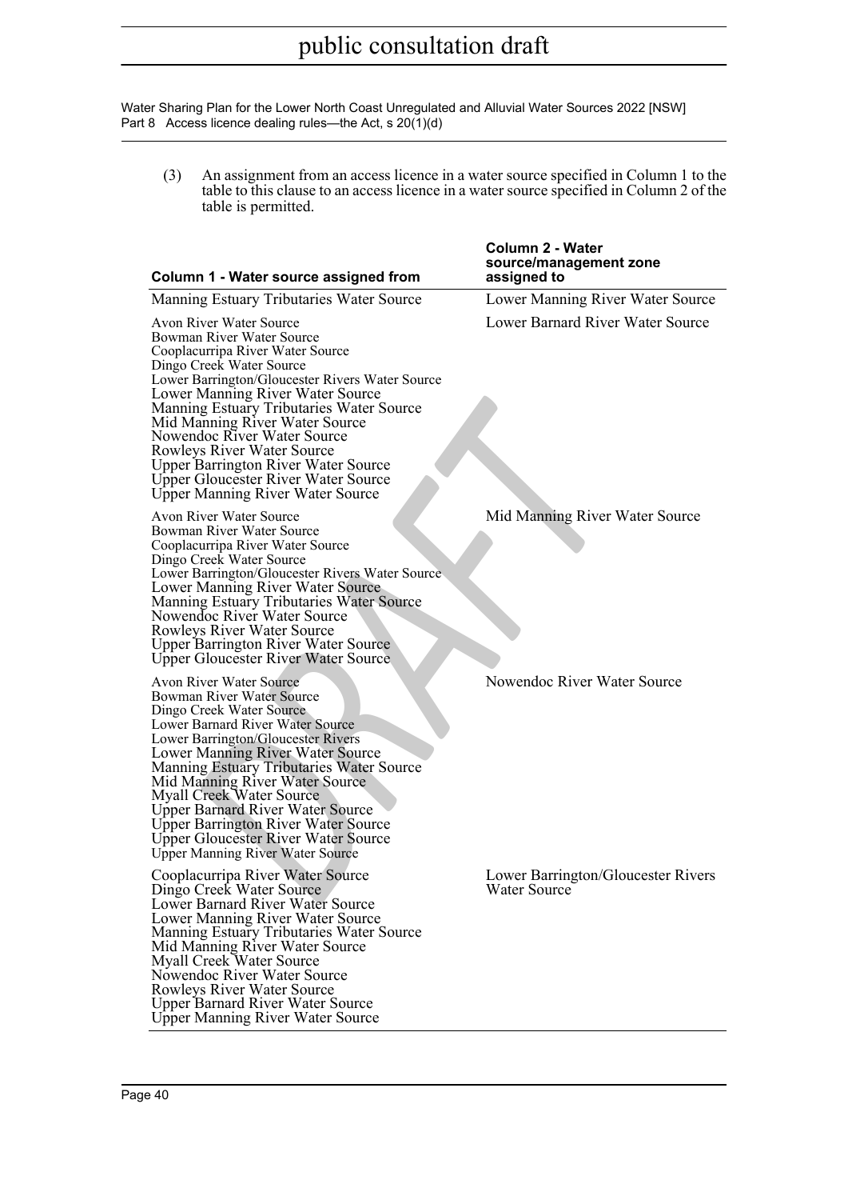(3) An assignment from an access licence in a water source specified in Column 1 to the table to this clause to an access licence in a water source specified in Column 2 of the table is permitted.

| Column 1 - Water source assigned from | Column 2 - Water source/management zone assigned to |
| --- | --- |
| Manning Estuary Tributaries Water Source | Lower Manning River Water Source |
| Avon River Water Source<br>Bowman River Water Source<br>Cooplacurripa River Water Source<br>Dingo Creek Water Source<br>Lower Barrington/Gloucester Rivers Water Source<br>Lower Manning River Water Source<br>Manning Estuary Tributaries Water Source<br>Mid Manning River Water Source<br>Nowendoc River Water Source<br>Rowleys River Water Source<br>Upper Barrington River Water Source<br>Upper Gloucester River Water Source<br>Upper Manning River Water Source | Lower Barnard River Water Source |
| Avon River Water Source<br>Bowman River Water Source<br>Cooplacurripa River Water Source<br>Dingo Creek Water Source<br>Lower Barrington/Gloucester Rivers Water Source<br>Lower Manning River Water Source<br>Manning Estuary Tributaries Water Source<br>Nowendoc River Water Source<br>Rowleys River Water Source<br>Upper Barrington River Water Source<br>Upper Gloucester River Water Source | Mid Manning River Water Source |
| Avon River Water Source<br>Bowman River Water Source<br>Dingo Creek Water Source<br>Lower Barnard River Water Source<br>Lower Barrington/Gloucester Rivers<br>Lower Manning River Water Source<br>Manning Estuary Tributaries Water Source<br>Mid Manning River Water Source<br>Myall Creek Water Source<br>Upper Barnard River Water Source<br>Upper Barrington River Water Source<br>Upper Gloucester River Water Source<br>Upper Manning River Water Source | Nowendoc River Water Source |
| Cooplacurripa River Water Source<br>Dingo Creek Water Source<br>Lower Barnard River Water Source<br>Lower Manning River Water Source<br>Manning Estuary Tributaries Water Source<br>Mid Manning River Water Source<br>Myall Creek Water Source<br>Nowendoc River Water Source<br>Rowleys River Water Source<br>Upper Barnard River Water Source<br>Upper Manning River Water Source | Lower Barrington/Gloucester Rivers Water Source |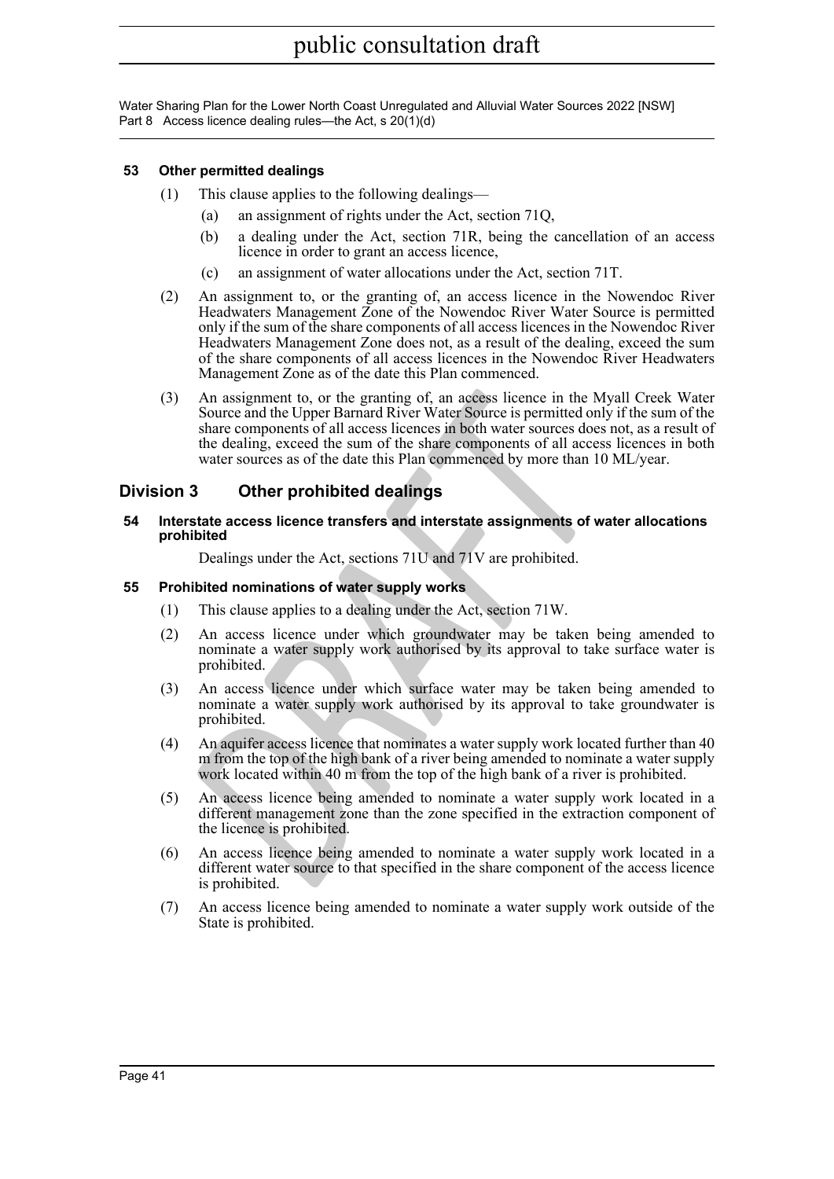### 53 Other permitted dealings

(1) This clause applies to the following dealings—

(a) an assignment of rights under the Act, section 71Q,

(b) a dealing under the Act, section 71R, being the cancellation of an access licence in order to grant an access licence,

(c) an assignment of water allocations under the Act, section 71T.

(2) An assignment to, or the granting of, an access licence in the Nowendoc River Headwaters Management Zone of the Nowendoc River Water Source is permitted only if the sum of the share components of all access licences in the Nowendoc River Headwaters Management Zone does not, as a result of the dealing, exceed the sum of the share components of all access licences in the Nowendoc River Headwaters Management Zone as of the date this Plan commenced.

(3) An assignment to, or the granting of, an access licence in the Myall Creek Water Source and the Upper Barnard River Water Source is permitted only if the sum of the share components of all access licences in both water sources does not, as a result of the dealing, exceed the sum of the share components of all access licences in both water sources as of the date this Plan commenced by more than 10 ML/year.

## Division 3 Other prohibited dealings

### 54 Interstate access licence transfers and interstate assignments of water allocations prohibited

Dealings under the Act, sections 71U and 71V are prohibited.

### 55 Prohibited nominations of water supply works

(1) This clause applies to a dealing under the Act, section 71W.

(2) An access licence under which groundwater may be taken being amended to nominate a water supply work authorised by its approval to take surface water is prohibited.

(3) An access licence under which surface water may be taken being amended to nominate a water supply work authorised by its approval to take groundwater is prohibited.

(4) An aquifer access licence that nominates a water supply work located further than 40 m from the top of the high bank of a river being amended to nominate a water supply work located within 40 m from the top of the high bank of a river is prohibited.

(5) An access licence being amended to nominate a water supply work located in a different management zone than the zone specified in the extraction component of the licence is prohibited.

(6) An access licence being amended to nominate a water supply work located in a different water source to that specified in the share component of the access licence is prohibited.

(7) An access licence being amended to nominate a water supply work outside of the State is prohibited.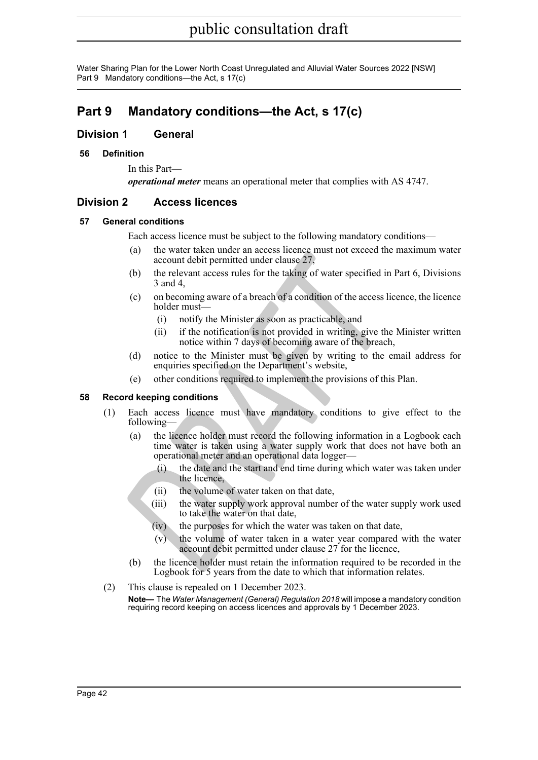# Part 9 Mandatory conditions—the Act, s 17(c)

## Division 1 General

### 56 Definition

In this Part—

***operational meter*** means an operational meter that complies with AS 4747.

## Division 2 Access licences

### 57 General conditions

Each access licence must be subject to the following mandatory conditions—

(a) the water taken under an access licence must not exceed the maximum water account debit permitted under clause 27,

(b) the relevant access rules for the taking of water specified in Part 6, Divisions 3 and 4,

(c) on becoming aware of a breach of a condition of the access licence, the licence holder must—

 (i) notify the Minister as soon as practicable, and

 (ii) if the notification is not provided in writing, give the Minister written notice within 7 days of becoming aware of the breach,

(d) notice to the Minister must be given by writing to the email address for enquiries specified on the Department's website,

(e) other conditions required to implement the provisions of this Plan.

### 58 Record keeping conditions

(1) Each access licence must have mandatory conditions to give effect to the following—

 (a) the licence holder must record the following information in a Logbook each time water is taken using a water supply work that does not have both an operational meter and an operational data logger—

  (i) the date and the start and end time during which water was taken under the licence,

  (ii) the volume of water taken on that date,

  (iii) the water supply work approval number of the water supply work used to take the water on that date,

  (iv) the purposes for which the water was taken on that date,

  (v) the volume of water taken in a water year compared with the water account debit permitted under clause 27 for the licence,

 (b) the licence holder must retain the information required to be recorded in the Logbook for 5 years from the date to which that information relates.

(2) This clause is repealed on 1 December 2023.

**Note—** The *Water Management (General) Regulation 2018* will impose a mandatory condition requiring record keeping on access licences and approvals by 1 December 2023.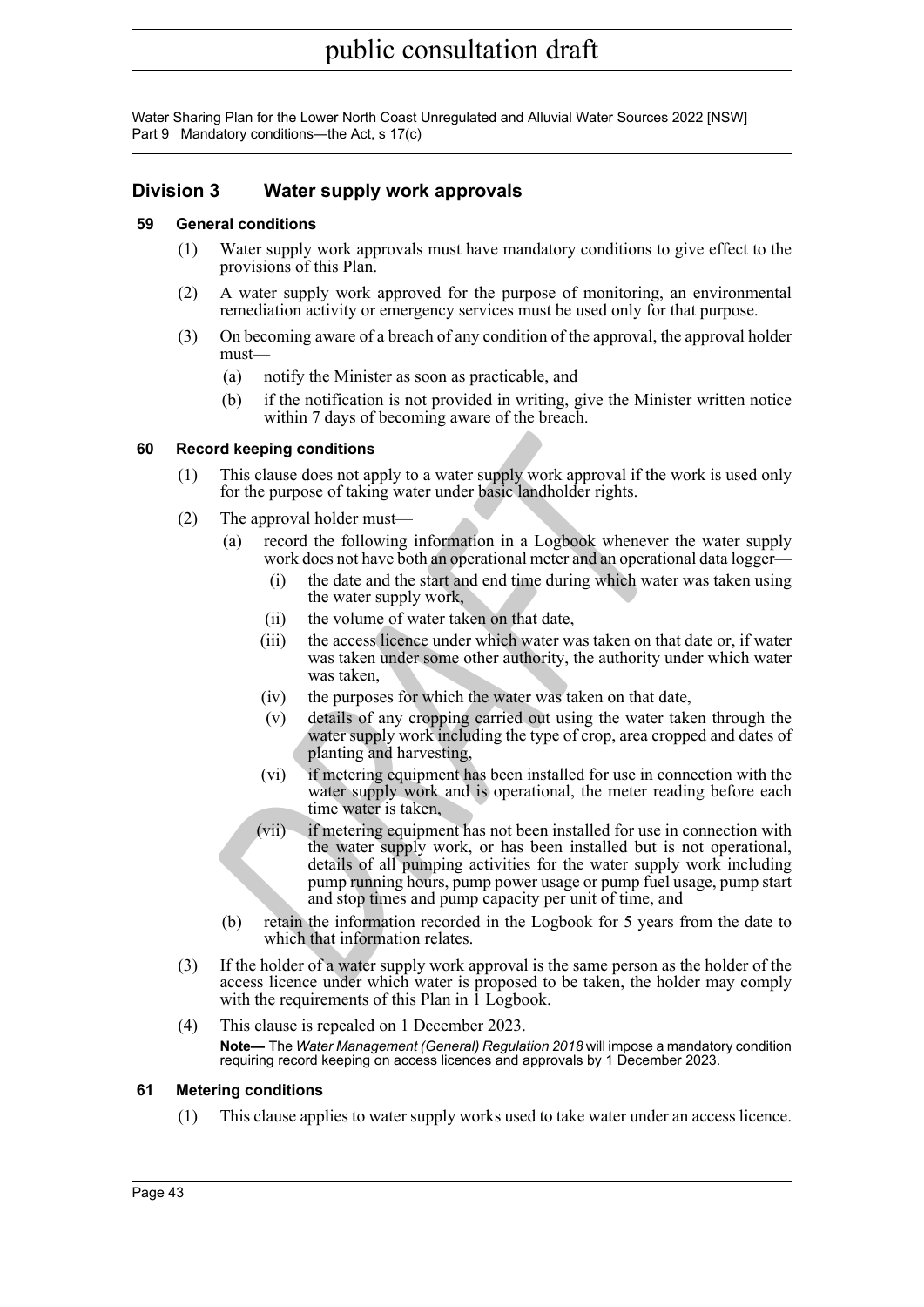## Division 3 Water supply work approvals

### 59 General conditions

(1) Water supply work approvals must have mandatory conditions to give effect to the provisions of this Plan.

(2) A water supply work approved for the purpose of monitoring, an environmental remediation activity or emergency services must be used only for that purpose.

(3) On becoming aware of a breach of any condition of the approval, the approval holder must—

- (a) notify the Minister as soon as practicable, and
- (b) if the notification is not provided in writing, give the Minister written notice within 7 days of becoming aware of the breach.

### 60 Record keeping conditions

(1) This clause does not apply to a water supply work approval if the work is used only for the purpose of taking water under basic landholder rights.

(2) The approval holder must—

- (a) record the following information in a Logbook whenever the water supply work does not have both an operational meter and an operational data logger—
  - (i) the date and the start and end time during which water was taken using the water supply work,
  - (ii) the volume of water taken on that date,
  - (iii) the access licence under which water was taken on that date or, if water was taken under some other authority, the authority under which water was taken,
  - (iv) the purposes for which the water was taken on that date,
  - (v) details of any cropping carried out using the water taken through the water supply work including the type of crop, area cropped and dates of planting and harvesting,
  - (vi) if metering equipment has been installed for use in connection with the water supply work and is operational, the meter reading before each time water is taken,
  - (vii) if metering equipment has not been installed for use in connection with the water supply work, or has been installed but is not operational, details of all pumping activities for the water supply work including pump running hours, pump power usage or pump fuel usage, pump start and stop times and pump capacity per unit of time, and
- (b) retain the information recorded in the Logbook for 5 years from the date to which that information relates.

(3) If the holder of a water supply work approval is the same person as the holder of the access licence under which water is proposed to be taken, the holder may comply with the requirements of this Plan in 1 Logbook.

(4) This clause is repealed on 1 December 2023.

**Note—** The *Water Management (General) Regulation 2018* will impose a mandatory condition requiring record keeping on access licences and approvals by 1 December 2023.

### 61 Metering conditions

(1) This clause applies to water supply works used to take water under an access licence.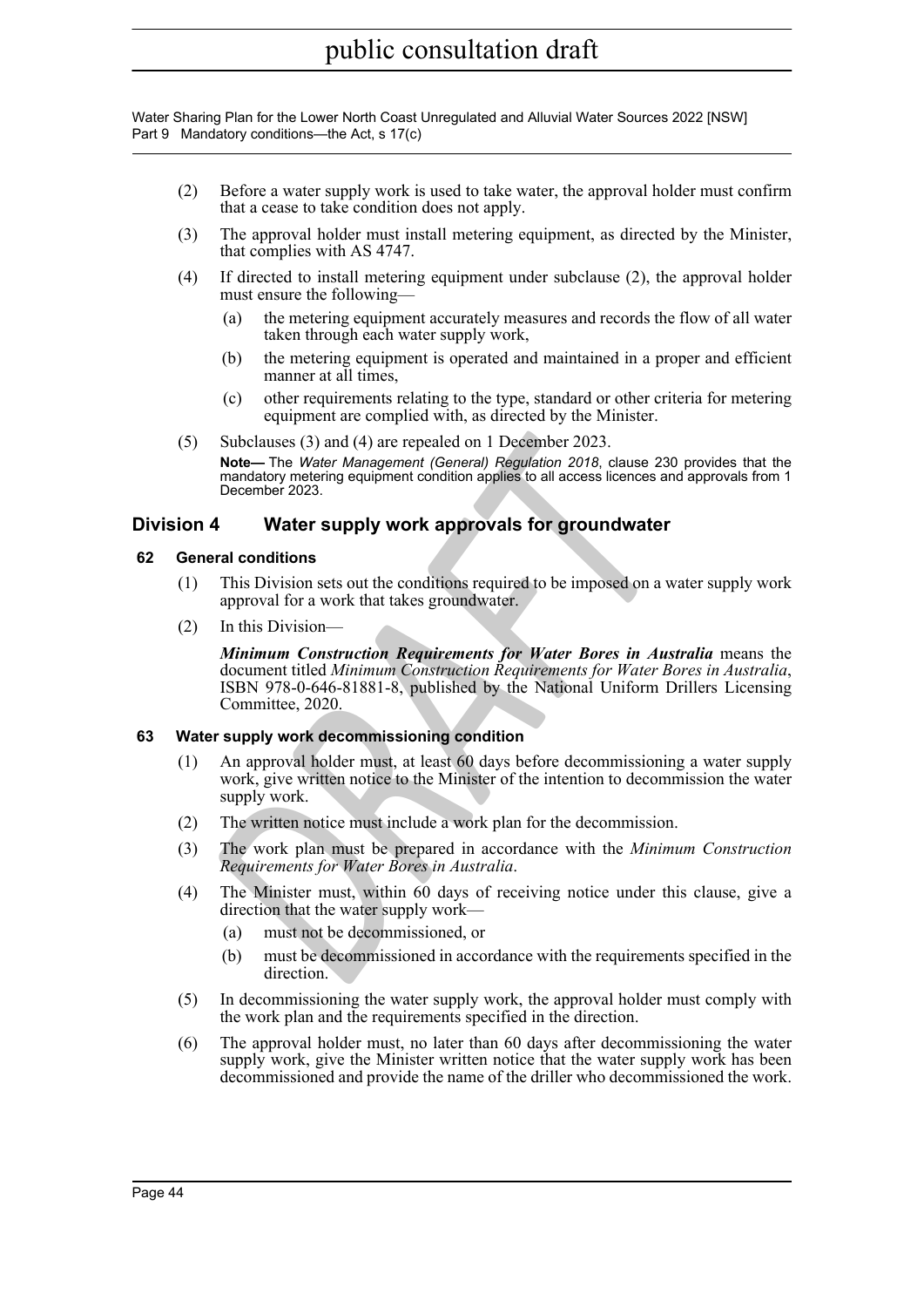(2) Before a water supply work is used to take water, the approval holder must confirm that a cease to take condition does not apply.

(3) The approval holder must install metering equipment, as directed by the Minister, that complies with AS 4747.

(4) If directed to install metering equipment under subclause (2), the approval holder must ensure the following—

(a) the metering equipment accurately measures and records the flow of all water taken through each water supply work,

(b) the metering equipment is operated and maintained in a proper and efficient manner at all times,

(c) other requirements relating to the type, standard or other criteria for metering equipment are complied with, as directed by the Minister.

(5) Subclauses (3) and (4) are repealed on 1 December 2023.

**Note—** The *Water Management (General) Regulation 2018*, clause 230 provides that the mandatory metering equipment condition applies to all access licences and approvals from 1 December 2023.

## Division 4 Water supply work approvals for groundwater

### 62 General conditions

(1) This Division sets out the conditions required to be imposed on a water supply work approval for a work that takes groundwater.

(2) In this Division—

***Minimum Construction Requirements for Water Bores in Australia*** means the document titled *Minimum Construction Requirements for Water Bores in Australia*, ISBN 978-0-646-81881-8, published by the National Uniform Drillers Licensing Committee, 2020.

### 63 Water supply work decommissioning condition

(1) An approval holder must, at least 60 days before decommissioning a water supply work, give written notice to the Minister of the intention to decommission the water supply work.

(2) The written notice must include a work plan for the decommission.

(3) The work plan must be prepared in accordance with the *Minimum Construction Requirements for Water Bores in Australia*.

(4) The Minister must, within 60 days of receiving notice under this clause, give a direction that the water supply work—

(a) must not be decommissioned, or

(b) must be decommissioned in accordance with the requirements specified in the direction.

(5) In decommissioning the water supply work, the approval holder must comply with the work plan and the requirements specified in the direction.

(6) The approval holder must, no later than 60 days after decommissioning the water supply work, give the Minister written notice that the water supply work has been decommissioned and provide the name of the driller who decommissioned the work.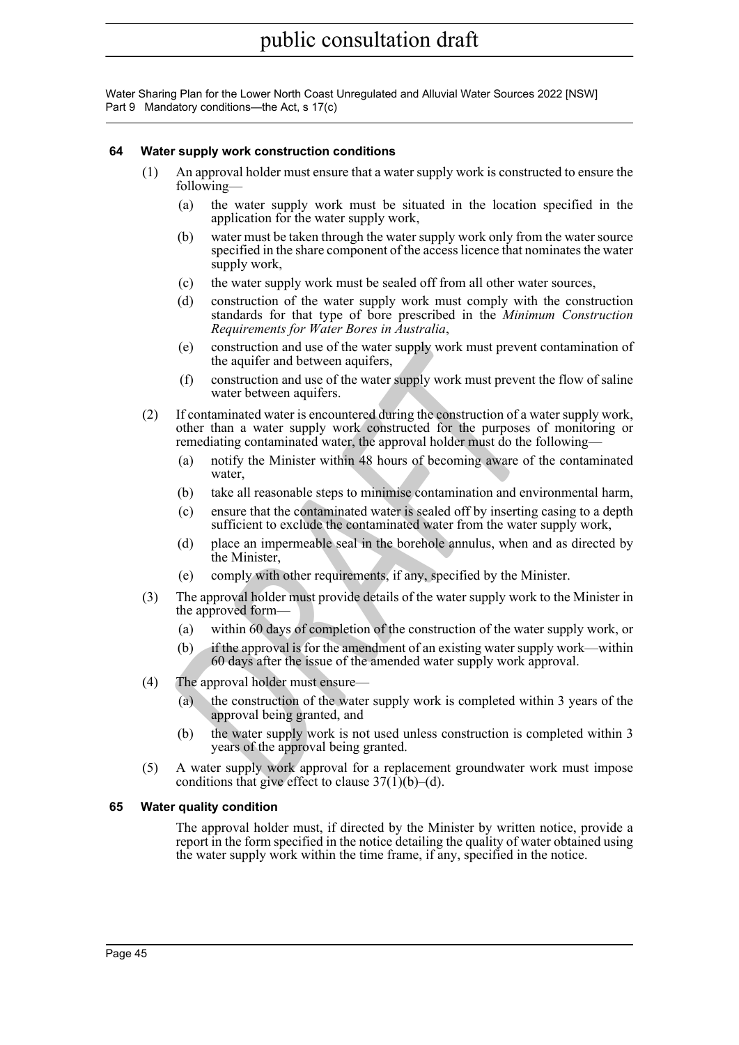## 64 Water supply work construction conditions

(1) An approval holder must ensure that a water supply work is constructed to ensure the following—

  (a) the water supply work must be situated in the location specified in the application for the water supply work,

  (b) water must be taken through the water supply work only from the water source specified in the share component of the access licence that nominates the water supply work,

  (c) the water supply work must be sealed off from all other water sources,

  (d) construction of the water supply work must comply with the construction standards for that type of bore prescribed in the *Minimum Construction Requirements for Water Bores in Australia*,

  (e) construction and use of the water supply work must prevent contamination of the aquifer and between aquifers,

  (f) construction and use of the water supply work must prevent the flow of saline water between aquifers.

(2) If contaminated water is encountered during the construction of a water supply work, other than a water supply work constructed for the purposes of monitoring or remediating contaminated water, the approval holder must do the following—

  (a) notify the Minister within 48 hours of becoming aware of the contaminated water,

  (b) take all reasonable steps to minimise contamination and environmental harm,

  (c) ensure that the contaminated water is sealed off by inserting casing to a depth sufficient to exclude the contaminated water from the water supply work,

  (d) place an impermeable seal in the borehole annulus, when and as directed by the Minister,

  (e) comply with other requirements, if any, specified by the Minister.

(3) The approval holder must provide details of the water supply work to the Minister in the approved form—

  (a) within 60 days of completion of the construction of the water supply work, or

  (b) if the approval is for the amendment of an existing water supply work—within 60 days after the issue of the amended water supply work approval.

(4) The approval holder must ensure—

  (a) the construction of the water supply work is completed within 3 years of the approval being granted, and

  (b) the water supply work is not used unless construction is completed within 3 years of the approval being granted.

(5) A water supply work approval for a replacement groundwater work must impose conditions that give effect to clause 37(1)(b)–(d).

## 65 Water quality condition

The approval holder must, if directed by the Minister by written notice, provide a report in the form specified in the notice detailing the quality of water obtained using the water supply work within the time frame, if any, specified in the notice.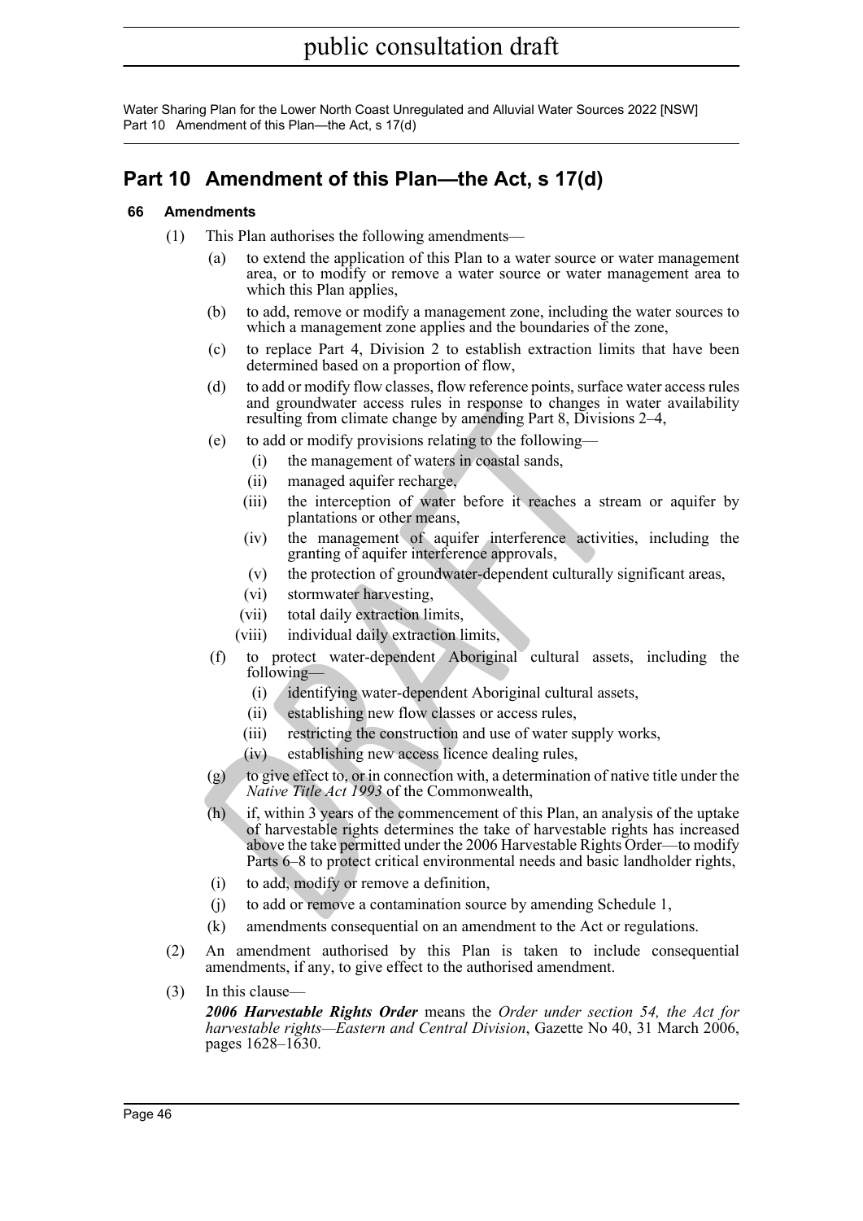# Part 10 Amendment of this Plan—the Act, s 17(d)

### 66 Amendments

(1) This Plan authorises the following amendments—

(a) to extend the application of this Plan to a water source or water management area, or to modify or remove a water source or water management area to which this Plan applies,

(b) to add, remove or modify a management zone, including the water sources to which a management zone applies and the boundaries of the zone,

(c) to replace Part 4, Division 2 to establish extraction limits that have been determined based on a proportion of flow,

(d) to add or modify flow classes, flow reference points, surface water access rules and groundwater access rules in response to changes in water availability resulting from climate change by amending Part 8, Divisions 2–4,

(e) to add or modify provisions relating to the following—

(i) the management of waters in coastal sands,

(ii) managed aquifer recharge,

(iii) the interception of water before it reaches a stream or aquifer by plantations or other means,

(iv) the management of aquifer interference activities, including the granting of aquifer interference approvals,

(v) the protection of groundwater-dependent culturally significant areas,

(vi) stormwater harvesting,

(vii) total daily extraction limits,

(viii) individual daily extraction limits,

(f) to protect water-dependent Aboriginal cultural assets, including the following—

(i) identifying water-dependent Aboriginal cultural assets,

(ii) establishing new flow classes or access rules,

(iii) restricting the construction and use of water supply works,

(iv) establishing new access licence dealing rules,

(g) to give effect to, or in connection with, a determination of native title under the *Native Title Act 1993* of the Commonwealth,

(h) if, within 3 years of the commencement of this Plan, an analysis of the uptake of harvestable rights determines the take of harvestable rights has increased above the take permitted under the 2006 Harvestable Rights Order—to modify Parts 6–8 to protect critical environmental needs and basic landholder rights,

(i) to add, modify or remove a definition,

(j) to add or remove a contamination source by amending Schedule 1,

(k) amendments consequential on an amendment to the Act or regulations.

(2) An amendment authorised by this Plan is taken to include consequential amendments, if any, to give effect to the authorised amendment.

(3) In this clause—

***2006 Harvestable Rights Order*** means the *Order under section 54, the Act for harvestable rights—Eastern and Central Division*, Gazette No 40, 31 March 2006, pages 1628–1630.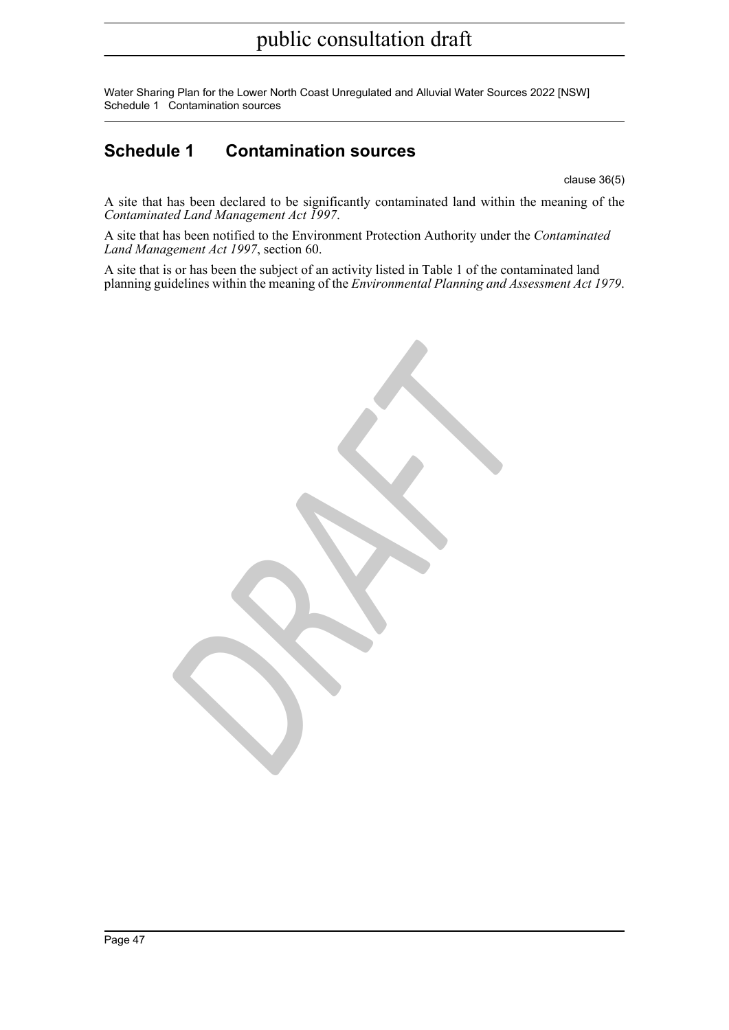## Schedule 1 Contamination sources

clause 36(5)

A site that has been declared to be significantly contaminated land within the meaning of the *Contaminated Land Management Act 1997*.

A site that has been notified to the Environment Protection Authority under the *Contaminated Land Management Act 1997*, section 60.

A site that is or has been the subject of an activity listed in Table 1 of the contaminated land planning guidelines within the meaning of the *Environmental Planning and Assessment Act 1979*.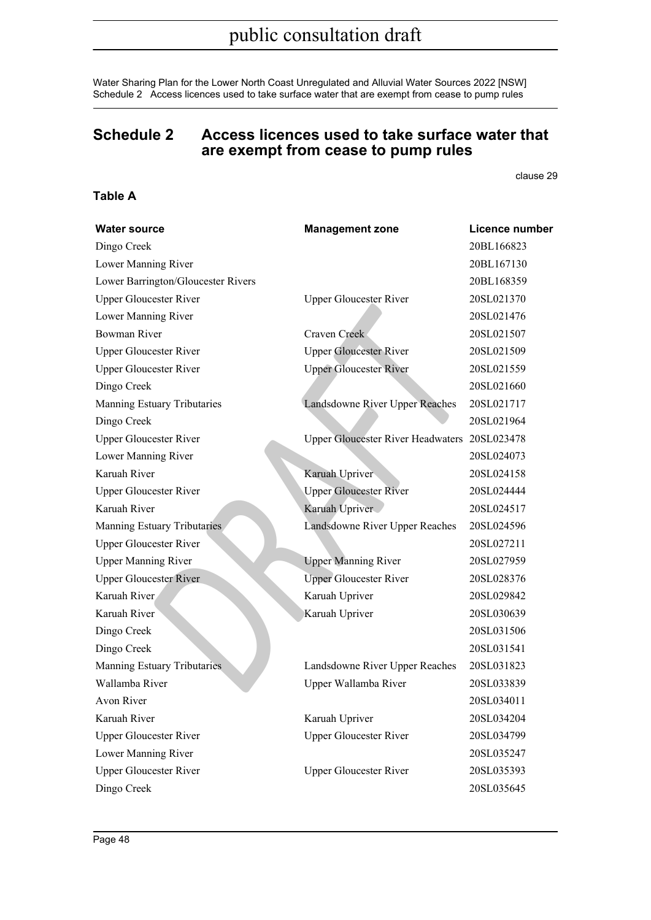# Schedule 2 Access licences used to take surface water that are exempt from cease to pump rules

clause 29

**Table A**

| Water source | Management zone | Licence number |
|---|---|---|
| Dingo Creek | | 20BL166823 |
| Lower Manning River | | 20BL167130 |
| Lower Barrington/Gloucester Rivers | | 20BL168359 |
| Upper Gloucester River | Upper Gloucester River | 20SL021370 |
| Lower Manning River | | 20SL021476 |
| Bowman River | Craven Creek | 20SL021507 |
| Upper Gloucester River | Upper Gloucester River | 20SL021509 |
| Upper Gloucester River | Upper Gloucester River | 20SL021559 |
| Dingo Creek | | 20SL021660 |
| Manning Estuary Tributaries | Landsdowne River Upper Reaches | 20SL021717 |
| Dingo Creek | | 20SL021964 |
| Upper Gloucester River | Upper Gloucester River Headwaters | 20SL023478 |
| Lower Manning River | | 20SL024073 |
| Karuah River | Karuah Upriver | 20SL024158 |
| Upper Gloucester River | Upper Gloucester River | 20SL024444 |
| Karuah River | Karuah Upriver | 20SL024517 |
| Manning Estuary Tributaries | Landsdowne River Upper Reaches | 20SL024596 |
| Upper Gloucester River | | 20SL027211 |
| Upper Manning River | Upper Manning River | 20SL027959 |
| Upper Gloucester River | Upper Gloucester River | 20SL028376 |
| Karuah River | Karuah Upriver | 20SL029842 |
| Karuah River | Karuah Upriver | 20SL030639 |
| Dingo Creek | | 20SL031506 |
| Dingo Creek | | 20SL031541 |
| Manning Estuary Tributaries | Landsdowne River Upper Reaches | 20SL031823 |
| Wallamba River | Upper Wallamba River | 20SL033839 |
| Avon River | | 20SL034011 |
| Karuah River | Karuah Upriver | 20SL034204 |
| Upper Gloucester River | Upper Gloucester River | 20SL034799 |
| Lower Manning River | | 20SL035247 |
| Upper Gloucester River | Upper Gloucester River | 20SL035393 |
| Dingo Creek | | 20SL035645 |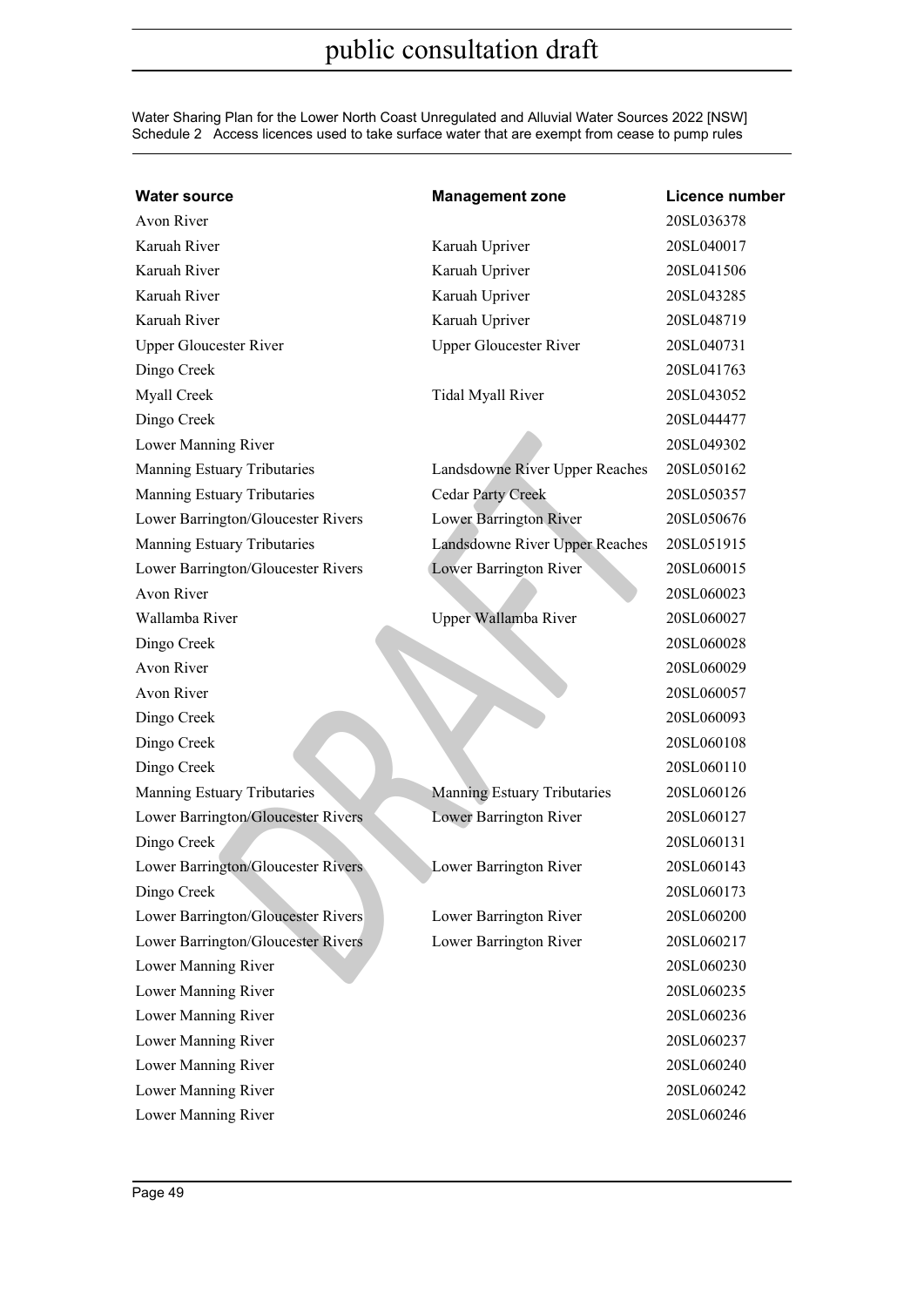| Water source | Management zone | Licence number |
|---|---|---|
| Avon River | | 20SL036378 |
| Karuah River | Karuah Upriver | 20SL040017 |
| Karuah River | Karuah Upriver | 20SL041506 |
| Karuah River | Karuah Upriver | 20SL043285 |
| Karuah River | Karuah Upriver | 20SL048719 |
| Upper Gloucester River | Upper Gloucester River | 20SL040731 |
| Dingo Creek | | 20SL041763 |
| Myall Creek | Tidal Myall River | 20SL043052 |
| Dingo Creek | | 20SL044477 |
| Lower Manning River | | 20SL049302 |
| Manning Estuary Tributaries | Landsdowne River Upper Reaches | 20SL050162 |
| Manning Estuary Tributaries | Cedar Party Creek | 20SL050357 |
| Lower Barrington/Gloucester Rivers | Lower Barrington River | 20SL050676 |
| Manning Estuary Tributaries | Landsdowne River Upper Reaches | 20SL051915 |
| Lower Barrington/Gloucester Rivers | Lower Barrington River | 20SL060015 |
| Avon River | | 20SL060023 |
| Wallamba River | Upper Wallamba River | 20SL060027 |
| Dingo Creek | | 20SL060028 |
| Avon River | | 20SL060029 |
| Avon River | | 20SL060057 |
| Dingo Creek | | 20SL060093 |
| Dingo Creek | | 20SL060108 |
| Dingo Creek | | 20SL060110 |
| Manning Estuary Tributaries | Manning Estuary Tributaries | 20SL060126 |
| Lower Barrington/Gloucester Rivers | Lower Barrington River | 20SL060127 |
| Dingo Creek | | 20SL060131 |
| Lower Barrington/Gloucester Rivers | Lower Barrington River | 20SL060143 |
| Dingo Creek | | 20SL060173 |
| Lower Barrington/Gloucester Rivers | Lower Barrington River | 20SL060200 |
| Lower Barrington/Gloucester Rivers | Lower Barrington River | 20SL060217 |
| Lower Manning River | | 20SL060230 |
| Lower Manning River | | 20SL060235 |
| Lower Manning River | | 20SL060236 |
| Lower Manning River | | 20SL060237 |
| Lower Manning River | | 20SL060240 |
| Lower Manning River | | 20SL060242 |
| Lower Manning River | | 20SL060246 |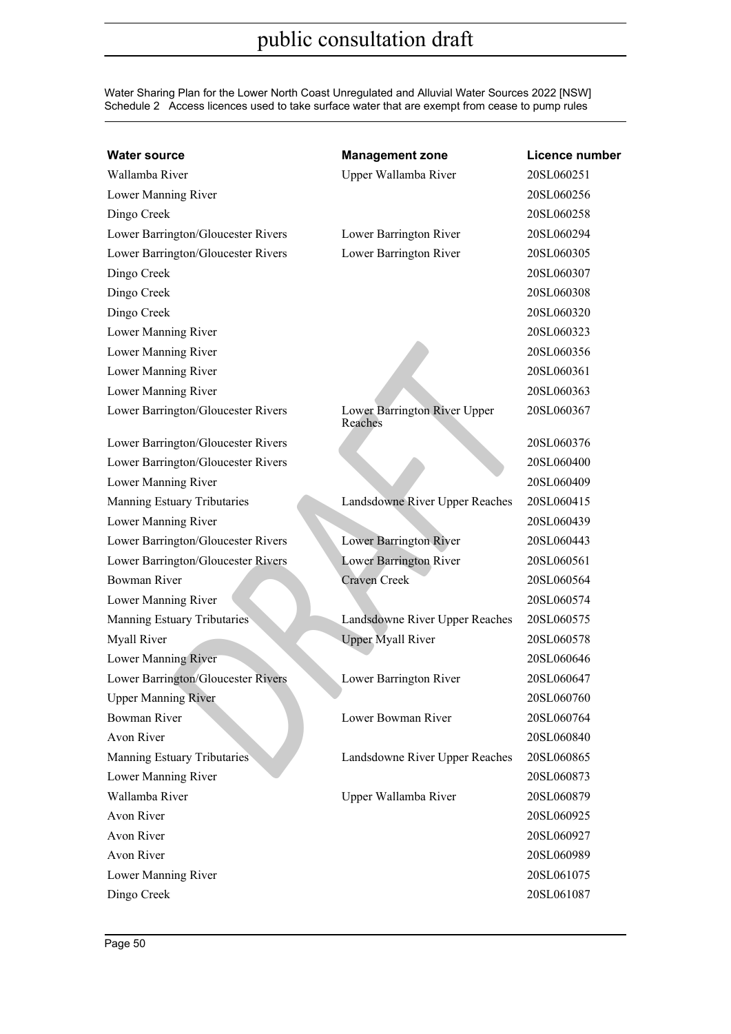| Water source | Management zone | Licence number |
|---|---|---|
| Wallamba River | Upper Wallamba River | 20SL060251 |
| Lower Manning River | | 20SL060256 |
| Dingo Creek | | 20SL060258 |
| Lower Barrington/Gloucester Rivers | Lower Barrington River | 20SL060294 |
| Lower Barrington/Gloucester Rivers | Lower Barrington River | 20SL060305 |
| Dingo Creek | | 20SL060307 |
| Dingo Creek | | 20SL060308 |
| Dingo Creek | | 20SL060320 |
| Lower Manning River | | 20SL060323 |
| Lower Manning River | | 20SL060356 |
| Lower Manning River | | 20SL060361 |
| Lower Manning River | | 20SL060363 |
| Lower Barrington/Gloucester Rivers | Lower Barrington River Upper Reaches | 20SL060367 |
| Lower Barrington/Gloucester Rivers | | 20SL060376 |
| Lower Barrington/Gloucester Rivers | | 20SL060400 |
| Lower Manning River | | 20SL060409 |
| Manning Estuary Tributaries | Landsdowne River Upper Reaches | 20SL060415 |
| Lower Manning River | | 20SL060439 |
| Lower Barrington/Gloucester Rivers | Lower Barrington River | 20SL060443 |
| Lower Barrington/Gloucester Rivers | Lower Barrington River | 20SL060561 |
| Bowman River | Craven Creek | 20SL060564 |
| Lower Manning River | | 20SL060574 |
| Manning Estuary Tributaries | Landsdowne River Upper Reaches | 20SL060575 |
| Myall River | Upper Myall River | 20SL060578 |
| Lower Manning River | | 20SL060646 |
| Lower Barrington/Gloucester Rivers | Lower Barrington River | 20SL060647 |
| Upper Manning River | | 20SL060760 |
| Bowman River | Lower Bowman River | 20SL060764 |
| Avon River | | 20SL060840 |
| Manning Estuary Tributaries | Landsdowne River Upper Reaches | 20SL060865 |
| Lower Manning River | | 20SL060873 |
| Wallamba River | Upper Wallamba River | 20SL060879 |
| Avon River | | 20SL060925 |
| Avon River | | 20SL060927 |
| Avon River | | 20SL060989 |
| Lower Manning River | | 20SL061075 |
| Dingo Creek | | 20SL061087 |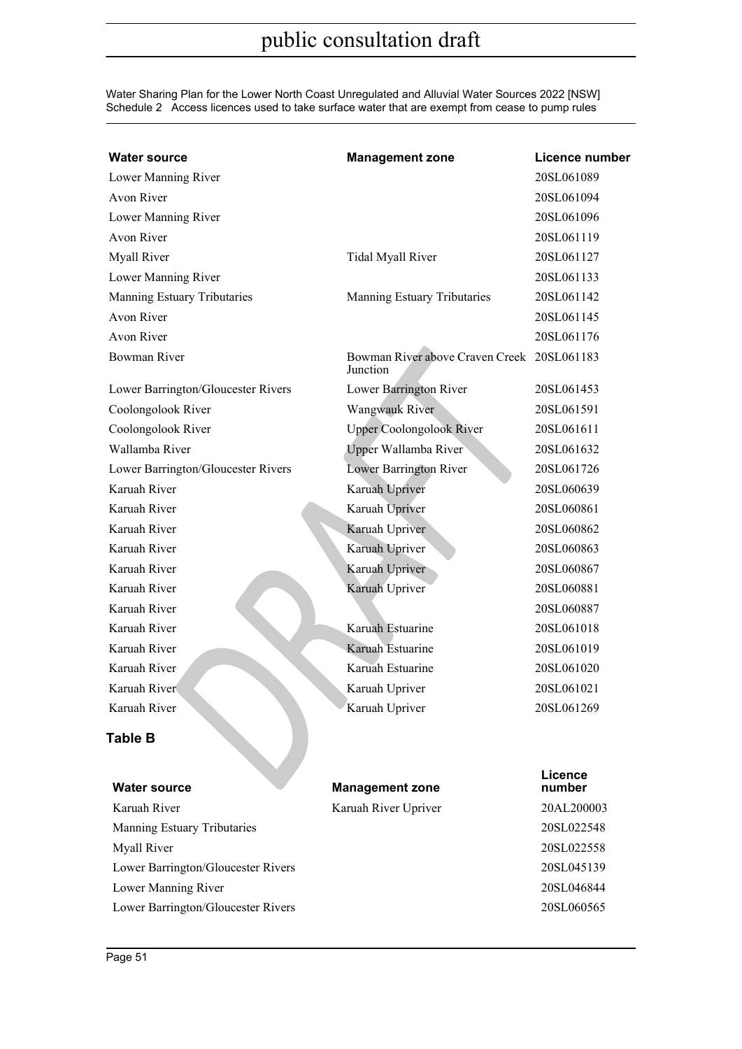| Water source | Management zone | Licence number |
|---|---|---|
| Lower Manning River | | 20SL061089 |
| Avon River | | 20SL061094 |
| Lower Manning River | | 20SL061096 |
| Avon River | | 20SL061119 |
| Myall River | Tidal Myall River | 20SL061127 |
| Lower Manning River | | 20SL061133 |
| Manning Estuary Tributaries | Manning Estuary Tributaries | 20SL061142 |
| Avon River | | 20SL061145 |
| Avon River | | 20SL061176 |
| Bowman River | Bowman River above Craven Creek Junction | 20SL061183 |
| Lower Barrington/Gloucester Rivers | Lower Barrington River | 20SL061453 |
| Coolongolook River | Wangwauk River | 20SL061591 |
| Coolongolook River | Upper Coolongolook River | 20SL061611 |
| Wallamba River | Upper Wallamba River | 20SL061632 |
| Lower Barrington/Gloucester Rivers | Lower Barrington River | 20SL061726 |
| Karuah River | Karuah Upriver | 20SL060639 |
| Karuah River | Karuah Upriver | 20SL060861 |
| Karuah River | Karuah Upriver | 20SL060862 |
| Karuah River | Karuah Upriver | 20SL060863 |
| Karuah River | Karuah Upriver | 20SL060867 |
| Karuah River | Karuah Upriver | 20SL060881 |
| Karuah River | | 20SL060887 |
| Karuah River | Karuah Estuarine | 20SL061018 |
| Karuah River | Karuah Estuarine | 20SL061019 |
| Karuah River | Karuah Estuarine | 20SL061020 |
| Karuah River | Karuah Upriver | 20SL061021 |
| Karuah River | Karuah Upriver | 20SL061269 |

### Table B

| Water source | Management zone | Licence number |
|---|---|---|
| Karuah River | Karuah River Upriver | 20AL200003 |
| Manning Estuary Tributaries | | 20SL022548 |
| Myall River | | 20SL022558 |
| Lower Barrington/Gloucester Rivers | | 20SL045139 |
| Lower Manning River | | 20SL046844 |
| Lower Barrington/Gloucester Rivers | | 20SL060565 |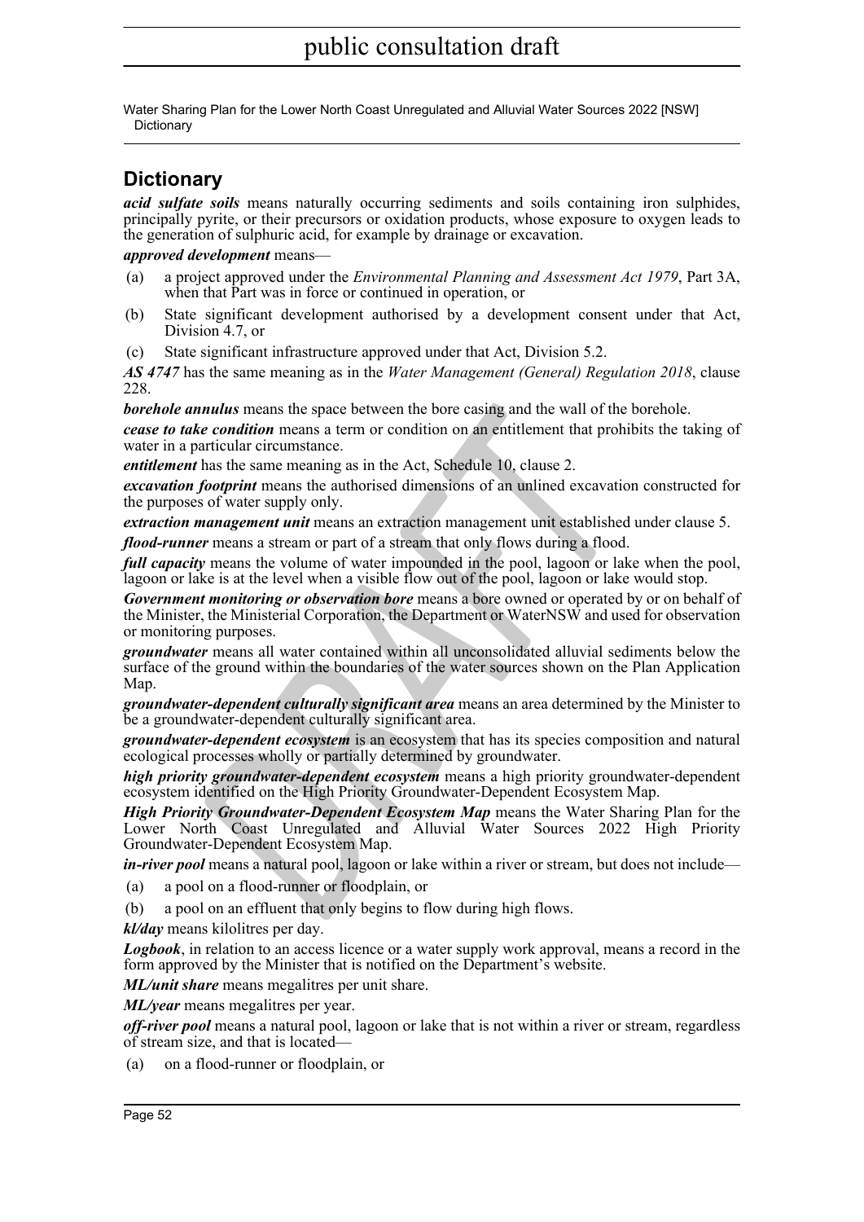## Dictionary

***acid sulfate soils*** means naturally occurring sediments and soils containing iron sulphides, principally pyrite, or their precursors or oxidation products, whose exposure to oxygen leads to the generation of sulphuric acid, for example by drainage or excavation.

***approved development*** means—

(a) a project approved under the *Environmental Planning and Assessment Act 1979*, Part 3A, when that Part was in force or continued in operation, or

(b) State significant development authorised by a development consent under that Act, Division 4.7, or

(c) State significant infrastructure approved under that Act, Division 5.2.

***AS 4747*** has the same meaning as in the *Water Management (General) Regulation 2018*, clause 228.

***borehole annulus*** means the space between the bore casing and the wall of the borehole.

***cease to take condition*** means a term or condition on an entitlement that prohibits the taking of water in a particular circumstance.

***entitlement*** has the same meaning as in the Act, Schedule 10, clause 2.

***excavation footprint*** means the authorised dimensions of an unlined excavation constructed for the purposes of water supply only.

***extraction management unit*** means an extraction management unit established under clause 5.

***flood-runner*** means a stream or part of a stream that only flows during a flood.

***full capacity*** means the volume of water impounded in the pool, lagoon or lake when the pool, lagoon or lake is at the level when a visible flow out of the pool, lagoon or lake would stop.

***Government monitoring or observation bore*** means a bore owned or operated by or on behalf of the Minister, the Ministerial Corporation, the Department or WaterNSW and used for observation or monitoring purposes.

***groundwater*** means all water contained within all unconsolidated alluvial sediments below the surface of the ground within the boundaries of the water sources shown on the Plan Application Map.

***groundwater-dependent culturally significant area*** means an area determined by the Minister to be a groundwater-dependent culturally significant area.

***groundwater-dependent ecosystem*** is an ecosystem that has its species composition and natural ecological processes wholly or partially determined by groundwater.

***high priority groundwater-dependent ecosystem*** means a high priority groundwater-dependent ecosystem identified on the High Priority Groundwater-Dependent Ecosystem Map.

***High Priority Groundwater-Dependent Ecosystem Map*** means the Water Sharing Plan for the Lower North Coast Unregulated and Alluvial Water Sources 2022 High Priority Groundwater-Dependent Ecosystem Map.

***in-river pool*** means a natural pool, lagoon or lake within a river or stream, but does not include—

(a) a pool on a flood-runner or floodplain, or

(b) a pool on an effluent that only begins to flow during high flows.

***kl/day*** means kilolitres per day.

***Logbook***, in relation to an access licence or a water supply work approval, means a record in the form approved by the Minister that is notified on the Department's website.

***ML/unit share*** means megalitres per unit share.

***ML/year*** means megalitres per year.

***off-river pool*** means a natural pool, lagoon or lake that is not within a river or stream, regardless of stream size, and that is located—

(a) on a flood-runner or floodplain, or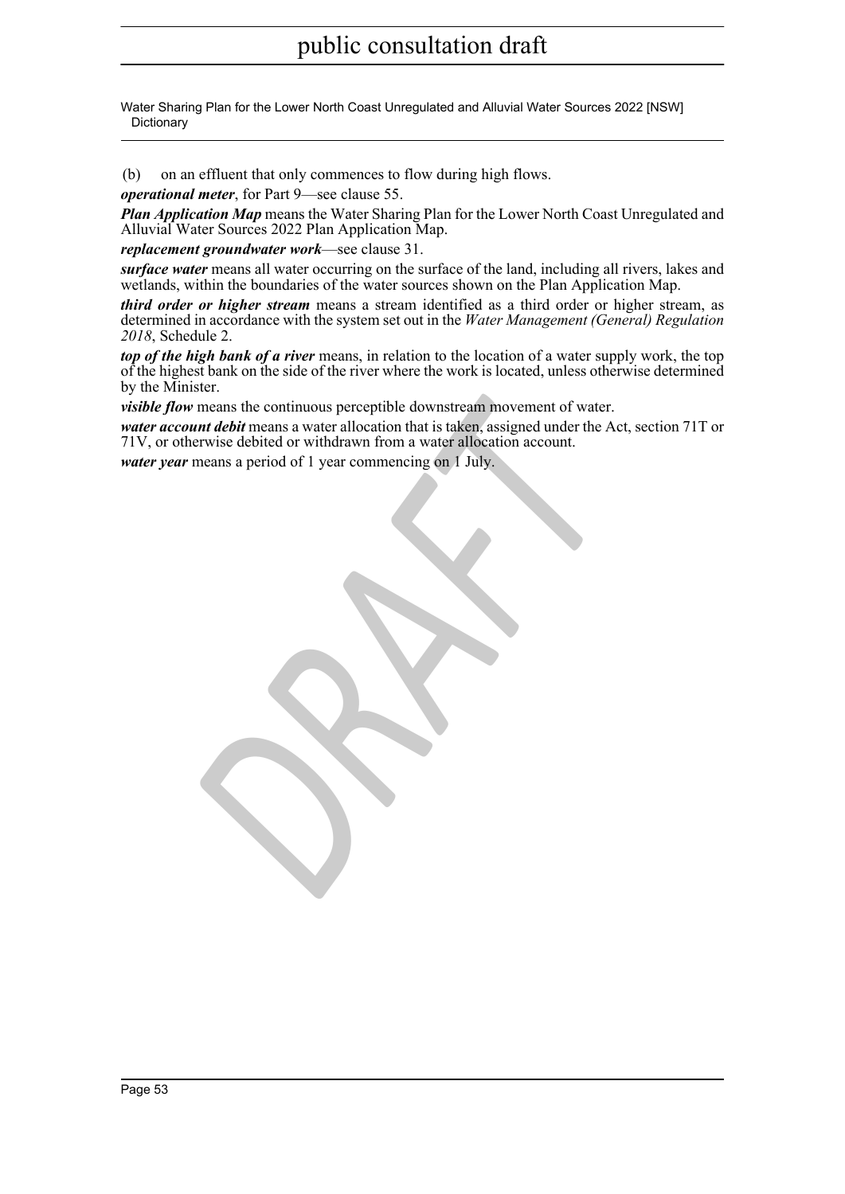(b) on an effluent that only commences to flow during high flows.

***operational meter***, for Part 9—see clause 55.

***Plan Application Map*** means the Water Sharing Plan for the Lower North Coast Unregulated and Alluvial Water Sources 2022 Plan Application Map.

***replacement groundwater work***—see clause 31.

***surface water*** means all water occurring on the surface of the land, including all rivers, lakes and wetlands, within the boundaries of the water sources shown on the Plan Application Map.

***third order or higher stream*** means a stream identified as a third order or higher stream, as determined in accordance with the system set out in the *Water Management (General) Regulation 2018*, Schedule 2.

***top of the high bank of a river*** means, in relation to the location of a water supply work, the top of the highest bank on the side of the river where the work is located, unless otherwise determined by the Minister.

***visible flow*** means the continuous perceptible downstream movement of water.

***water account debit*** means a water allocation that is taken, assigned under the Act, section 71T or 71V, or otherwise debited or withdrawn from a water allocation account.

***water year*** means a period of 1 year commencing on 1 July.